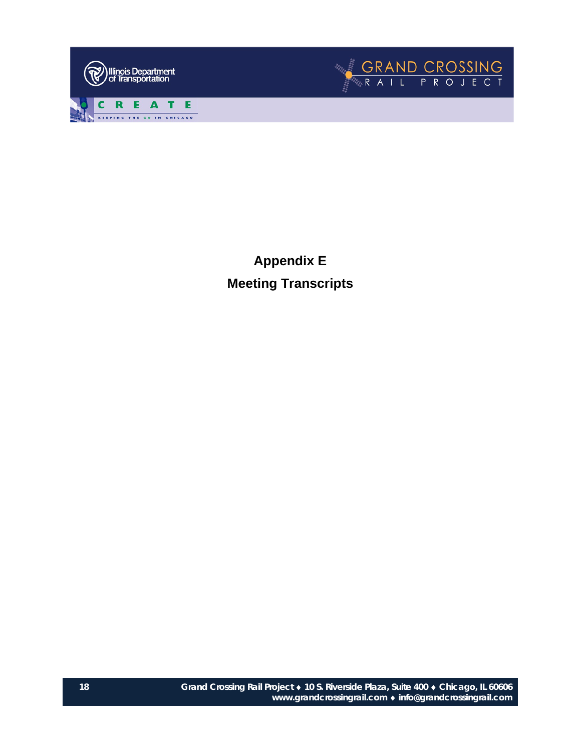# Appendix E

## Meeting Transcripts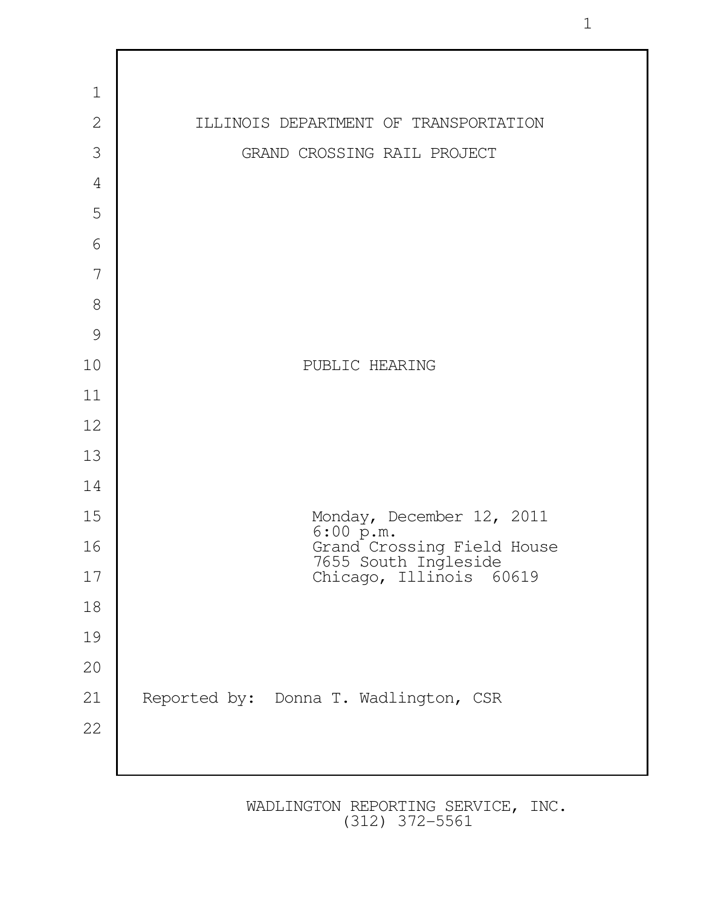ILLINOIS DEPARTMENT OF TRANSPORTATION

GRAND CROSSING RAIL PROJECT

PUBLIC HEARING

Monday, December 12, 2011
6:00 p.m.
Grand Crossing Field House
7655 South Ingleside
Chicago, Illinois 60619

Reported by: Donna T. Wadlington, CSR

WADLINGTON REPORTING SERVICE, INC.
(312) 372-5561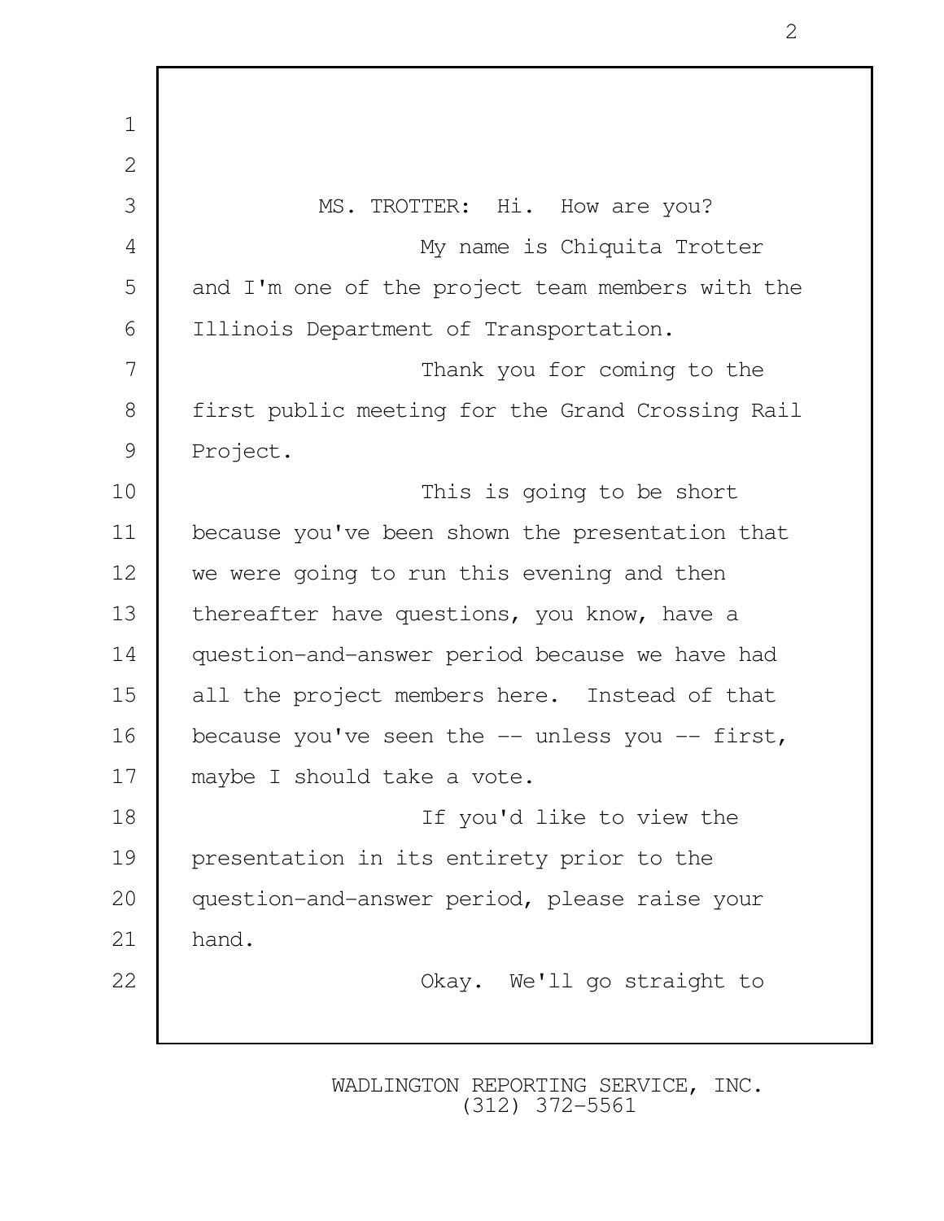MS. TROTTER: Hi. How are you?

My name is Chiquita Trotter and I'm one of the project team members with the Illinois Department of Transportation.

Thank you for coming to the first public meeting for the Grand Crossing Rail Project.

This is going to be short because you've been shown the presentation that we were going to run this evening and then thereafter have questions, you know, have a question-and-answer period because we have had all the project members here. Instead of that because you've seen the -- unless you -- first, maybe I should take a vote.

If you'd like to view the presentation in its entirety prior to the question-and-answer period, please raise your hand.

Okay. We'll go straight to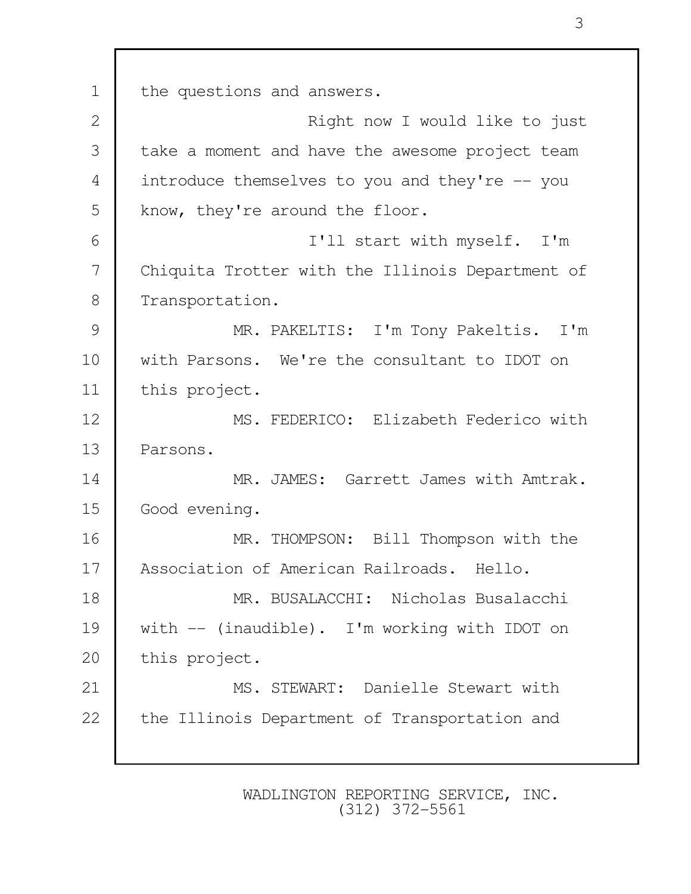the questions and answers.

Right now I would like to just take a moment and have the awesome project team introduce themselves to you and they're -- you know, they're around the floor.

I'll start with myself. I'm Chiquita Trotter with the Illinois Department of Transportation.

MR. PAKELTIS: I'm Tony Pakeltis. I'm with Parsons. We're the consultant to IDOT on this project.

MS. FEDERICO: Elizabeth Federico with Parsons.

MR. JAMES: Garrett James with Amtrak. Good evening.

MR. THOMPSON: Bill Thompson with the Association of American Railroads. Hello.

MR. BUSALACCHI: Nicholas Busalacchi with -- (inaudible). I'm working with IDOT on this project.

MS. STEWART: Danielle Stewart with the Illinois Department of Transportation and

WADLINGTON REPORTING SERVICE, INC.
(312) 372-5561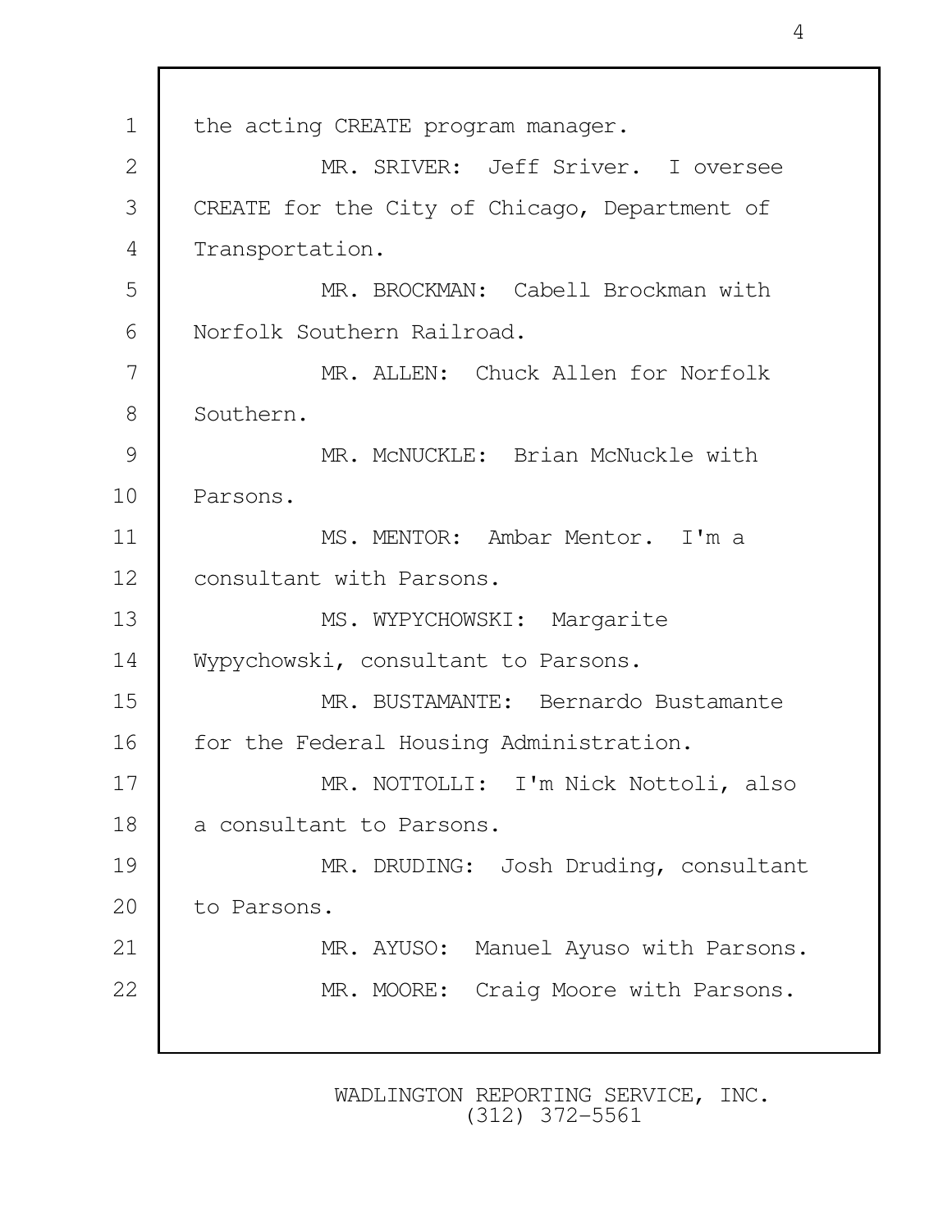the acting CREATE program manager.

MR. SRIVER: Jeff Sriver. I oversee CREATE for the City of Chicago, Department of Transportation.

MR. BROCKMAN: Cabell Brockman with Norfolk Southern Railroad.

MR. ALLEN: Chuck Allen for Norfolk Southern.

MR. McNUCKLE: Brian McNuckle with Parsons.

MS. MENTOR: Ambar Mentor. I'm a consultant with Parsons.

MS. WYPYCHOWSKI: Margarite Wypychowski, consultant to Parsons.

MR. BUSTAMANTE: Bernardo Bustamante for the Federal Housing Administration.

MR. NOTTOLLI: I'm Nick Nottoli, also a consultant to Parsons.

MR. DRUDING: Josh Druding, consultant to Parsons.

MR. AYUSO: Manuel Ayuso with Parsons.

MR. MOORE: Craig Moore with Parsons.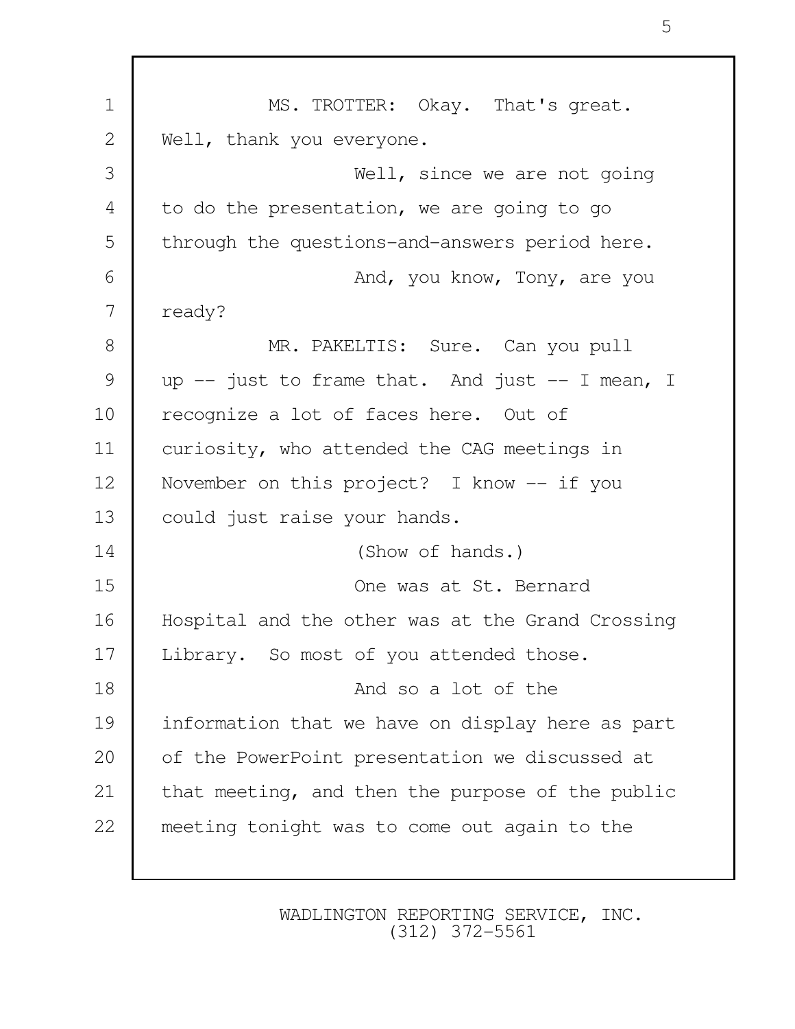MS. TROTTER: Okay. That's great. Well, thank you everyone.

Well, since we are not going to do the presentation, we are going to go through the questions-and-answers period here.

And, you know, Tony, are you ready?

MR. PAKELTIS: Sure. Can you pull up -- just to frame that. And just -- I mean, I recognize a lot of faces here. Out of curiosity, who attended the CAG meetings in November on this project? I know -- if you could just raise your hands.

(Show of hands.)

One was at St. Bernard Hospital and the other was at the Grand Crossing Library. So most of you attended those.

And so a lot of the information that we have on display here as part of the PowerPoint presentation we discussed at that meeting, and then the purpose of the public meeting tonight was to come out again to the

WADLINGTON REPORTING SERVICE, INC.
(312) 372-5561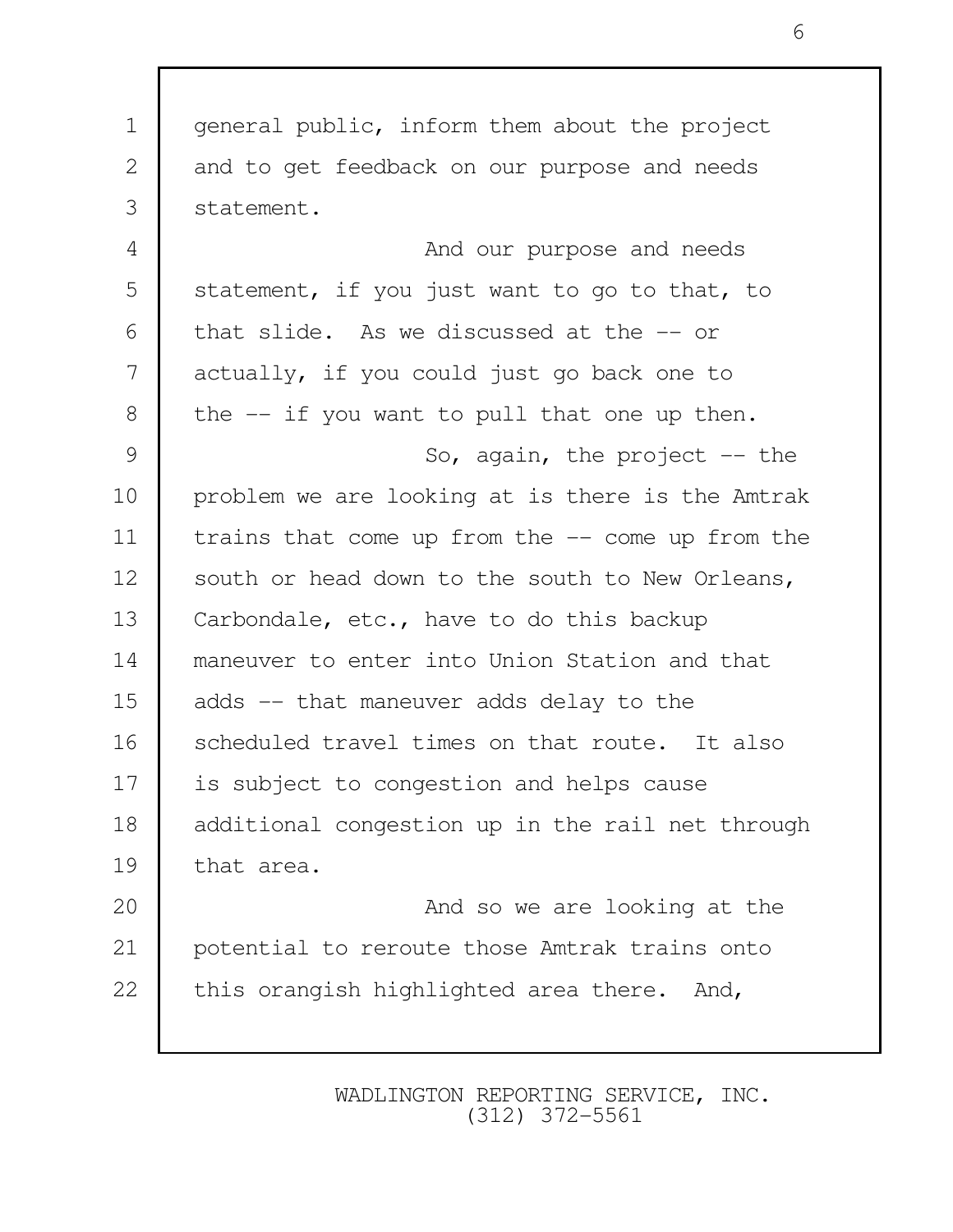general public, inform them about the project and to get feedback on our purpose and needs statement.

And our purpose and needs statement, if you just want to go to that, to that slide. As we discussed at the -- or actually, if you could just go back one to the -- if you want to pull that one up then.

So, again, the project -- the problem we are looking at is there is the Amtrak trains that come up from the -- come up from the south or head down to the south to New Orleans, Carbondale, etc., have to do this backup maneuver to enter into Union Station and that adds -- that maneuver adds delay to the scheduled travel times on that route. It also is subject to congestion and helps cause additional congestion up in the rail net through that area.

And so we are looking at the potential to reroute those Amtrak trains onto this orangish highlighted area there. And,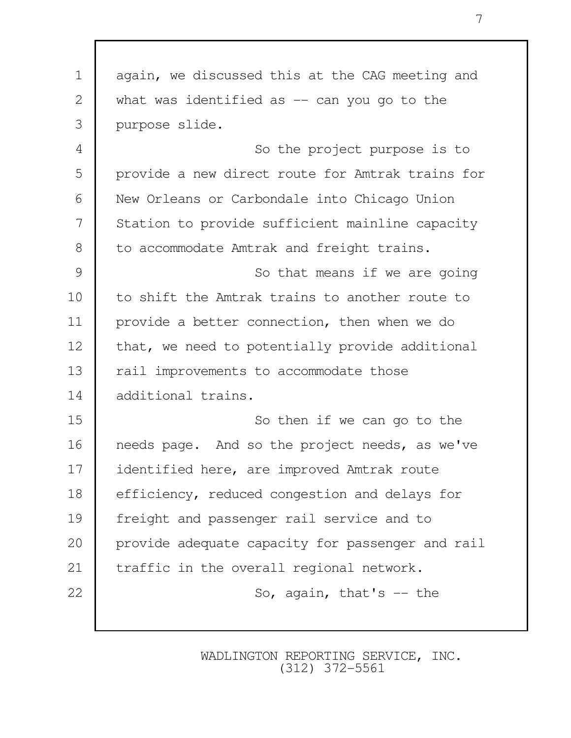again, we discussed this at the CAG meeting and what was identified as -- can you go to the purpose slide.

So the project purpose is to provide a new direct route for Amtrak trains for New Orleans or Carbondale into Chicago Union Station to provide sufficient mainline capacity to accommodate Amtrak and freight trains.

So that means if we are going to shift the Amtrak trains to another route to provide a better connection, then when we do that, we need to potentially provide additional rail improvements to accommodate those additional trains.

So then if we can go to the needs page. And so the project needs, as we've identified here, are improved Amtrak route efficiency, reduced congestion and delays for freight and passenger rail service and to provide adequate capacity for passenger and rail traffic in the overall regional network.

So, again, that's -- the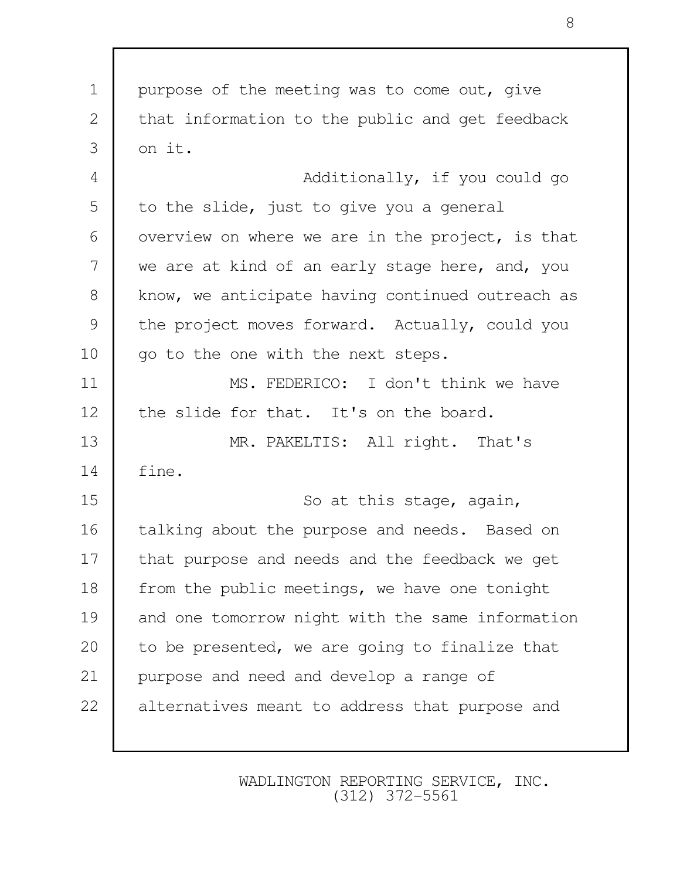purpose of the meeting was to come out, give that information to the public and get feedback on it.

Additionally, if you could go to the slide, just to give you a general overview on where we are in the project, is that we are at kind of an early stage here, and, you know, we anticipate having continued outreach as the project moves forward. Actually, could you go to the one with the next steps.

MS. FEDERICO: I don't think we have the slide for that. It's on the board.

MR. PAKELTIS: All right. That's fine.

So at this stage, again, talking about the purpose and needs. Based on that purpose and needs and the feedback we get from the public meetings, we have one tonight and one tomorrow night with the same information to be presented, we are going to finalize that purpose and need and develop a range of alternatives meant to address that purpose and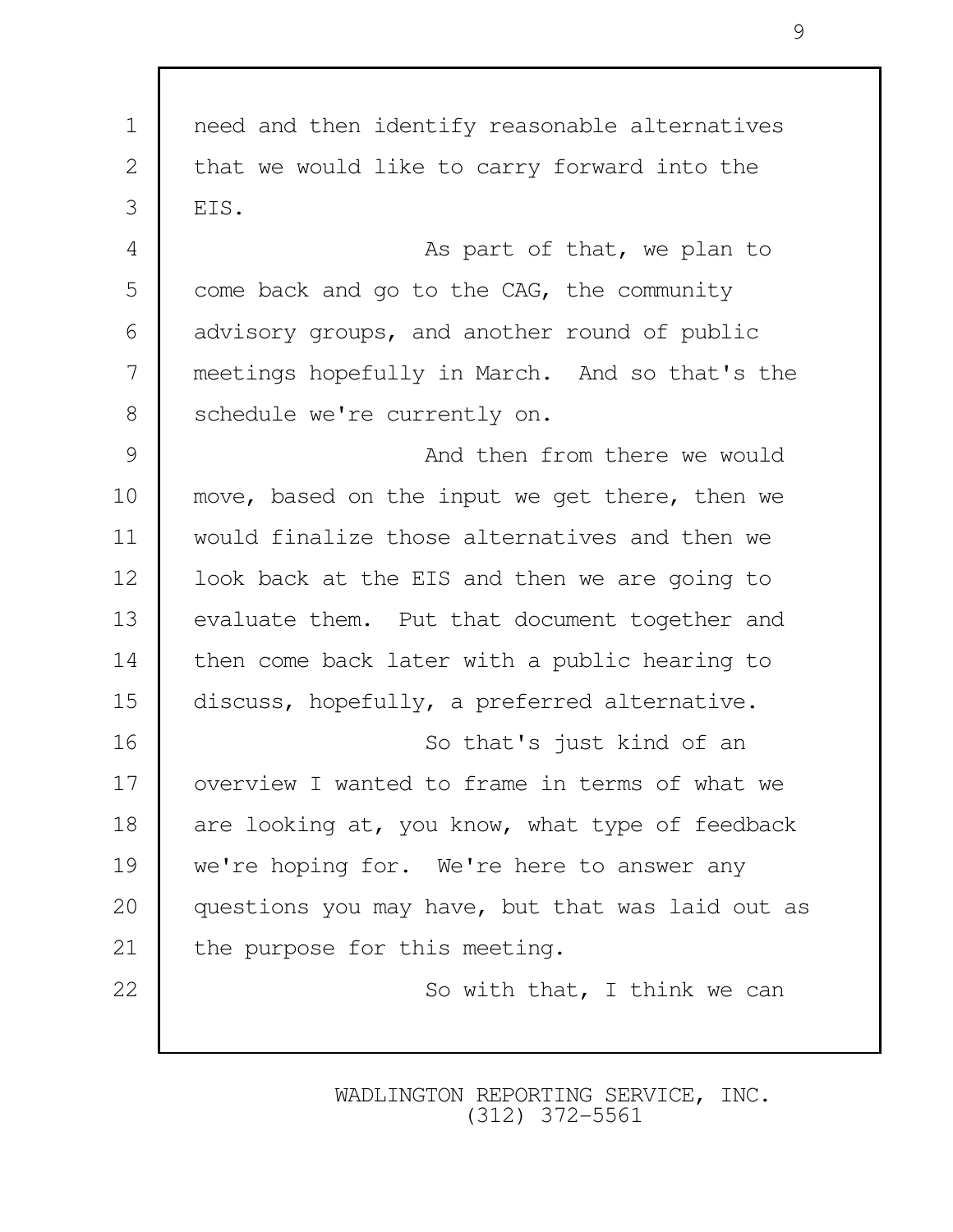need and then identify reasonable alternatives that we would like to carry forward into the EIS.

As part of that, we plan to come back and go to the CAG, the community advisory groups, and another round of public meetings hopefully in March. And so that's the schedule we're currently on.

And then from there we would move, based on the input we get there, then we would finalize those alternatives and then we look back at the EIS and then we are going to evaluate them. Put that document together and then come back later with a public hearing to discuss, hopefully, a preferred alternative.

So that's just kind of an overview I wanted to frame in terms of what we are looking at, you know, what type of feedback we're hoping for. We're here to answer any questions you may have, but that was laid out as the purpose for this meeting.

So with that, I think we can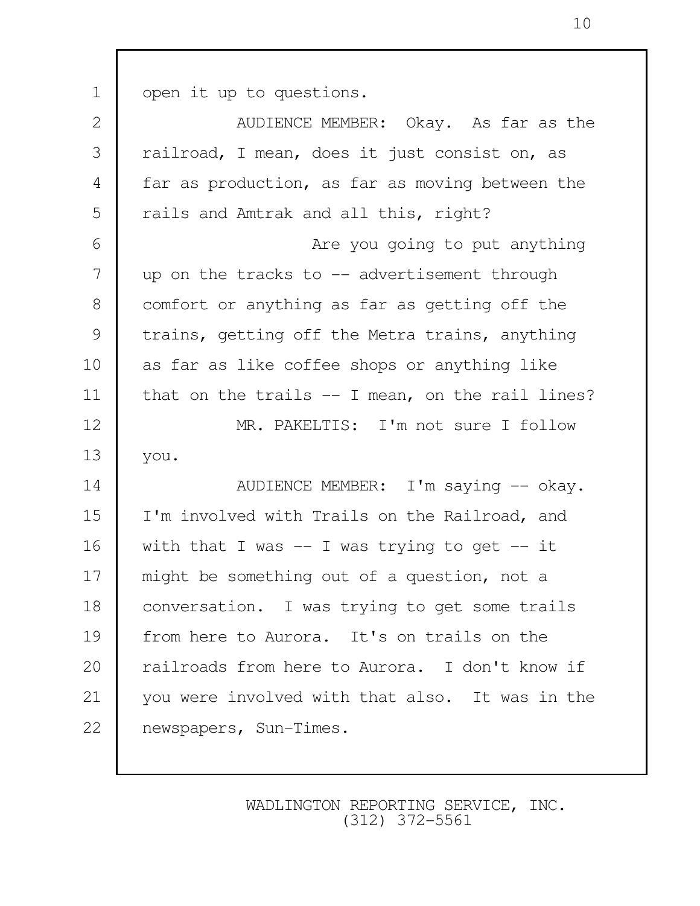open it up to questions.

AUDIENCE MEMBER: Okay. As far as the railroad, I mean, does it just consist on, as far as production, as far as moving between the rails and Amtrak and all this, right?

Are you going to put anything up on the tracks to -- advertisement through comfort or anything as far as getting off the trains, getting off the Metra trains, anything as far as like coffee shops or anything like that on the trails -- I mean, on the rail lines?

MR. PAKELTIS: I'm not sure I follow you.

AUDIENCE MEMBER: I'm saying -- okay. I'm involved with Trails on the Railroad, and with that I was -- I was trying to get -- it might be something out of a question, not a conversation. I was trying to get some trails from here to Aurora. It's on trails on the railroads from here to Aurora. I don't know if you were involved with that also. It was in the newspapers, Sun-Times.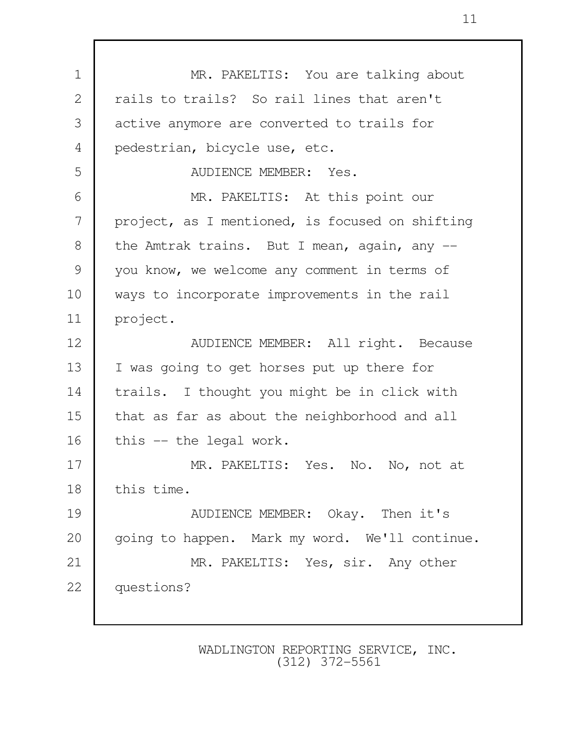MR. PAKELTIS: You are talking about rails to trails? So rail lines that aren't active anymore are converted to trails for pedestrian, bicycle use, etc.

AUDIENCE MEMBER: Yes.

MR. PAKELTIS: At this point our project, as I mentioned, is focused on shifting the Amtrak trains. But I mean, again, any -- you know, we welcome any comment in terms of ways to incorporate improvements in the rail project.

AUDIENCE MEMBER: All right. Because I was going to get horses put up there for trails. I thought you might be in click with that as far as about the neighborhood and all this -- the legal work.

MR. PAKELTIS: Yes. No. No, not at this time.

AUDIENCE MEMBER: Okay. Then it's going to happen. Mark my word. We'll continue.

MR. PAKELTIS: Yes, sir. Any other questions?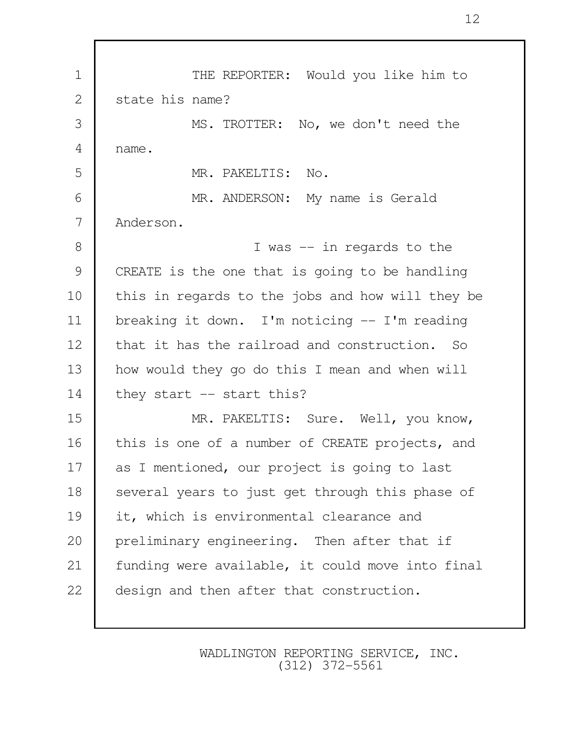THE REPORTER: Would you like him to state his name?

MS. TROTTER: No, we don't need the name.

MR. PAKELTIS: No.

MR. ANDERSON: My name is Gerald Anderson.

I was -- in regards to the CREATE is the one that is going to be handling this in regards to the jobs and how will they be breaking it down. I'm noticing -- I'm reading that it has the railroad and construction. So how would they go do this I mean and when will they start -- start this?

MR. PAKELTIS: Sure. Well, you know, this is one of a number of CREATE projects, and as I mentioned, our project is going to last several years to just get through this phase of it, which is environmental clearance and preliminary engineering. Then after that if funding were available, it could move into final design and then after that construction.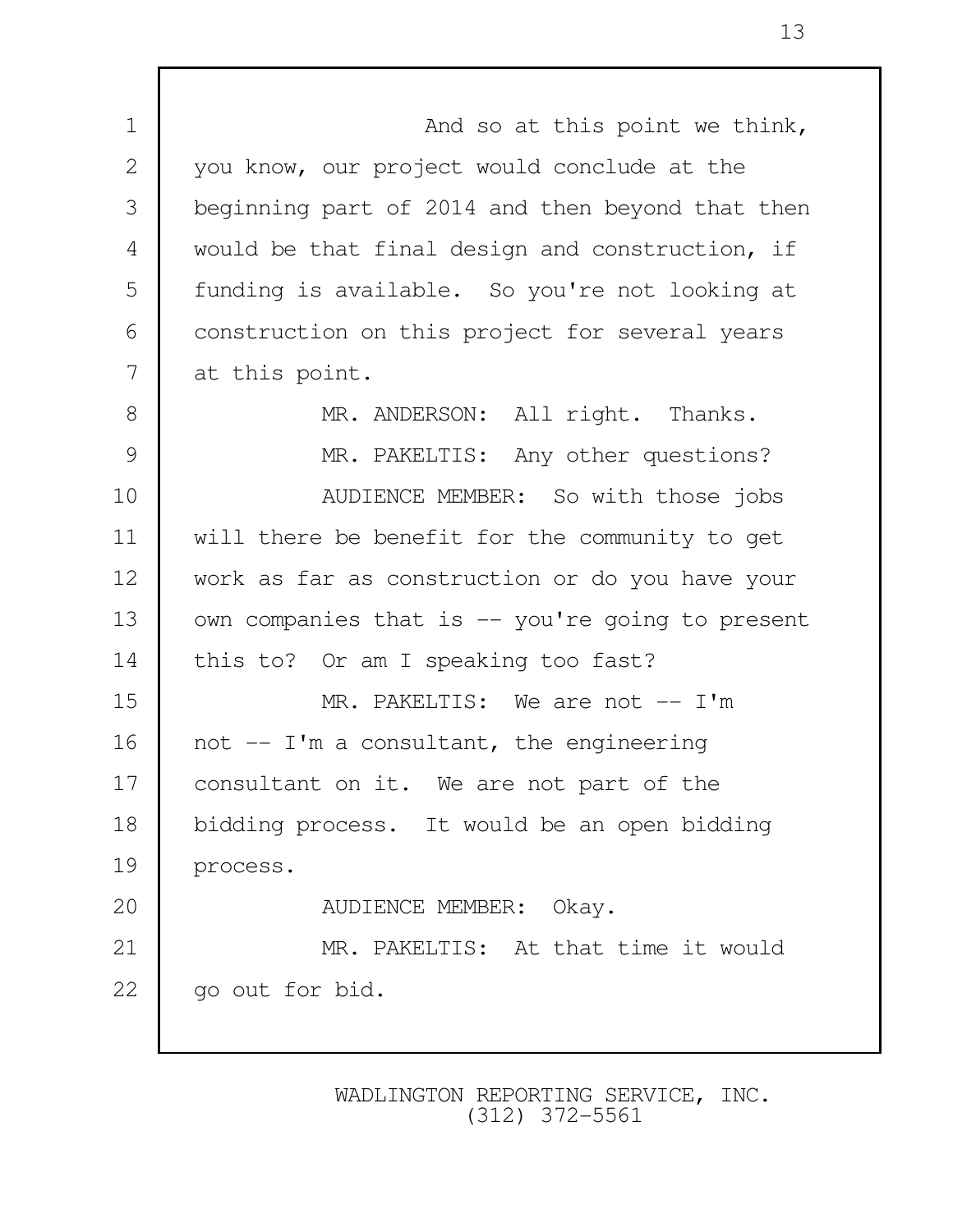And so at this point we think, you know, our project would conclude at the beginning part of 2014 and then beyond that then would be that final design and construction, if funding is available. So you're not looking at construction on this project for several years at this point.

MR. ANDERSON: All right. Thanks.

MR. PAKELTIS: Any other questions?

AUDIENCE MEMBER: So with those jobs will there be benefit for the community to get work as far as construction or do you have your own companies that is -- you're going to present this to? Or am I speaking too fast?

MR. PAKELTIS: We are not -- I'm not -- I'm a consultant, the engineering consultant on it. We are not part of the bidding process. It would be an open bidding process.

AUDIENCE MEMBER: Okay.

MR. PAKELTIS: At that time it would go out for bid.

WADLINGTON REPORTING SERVICE, INC.
(312) 372-5561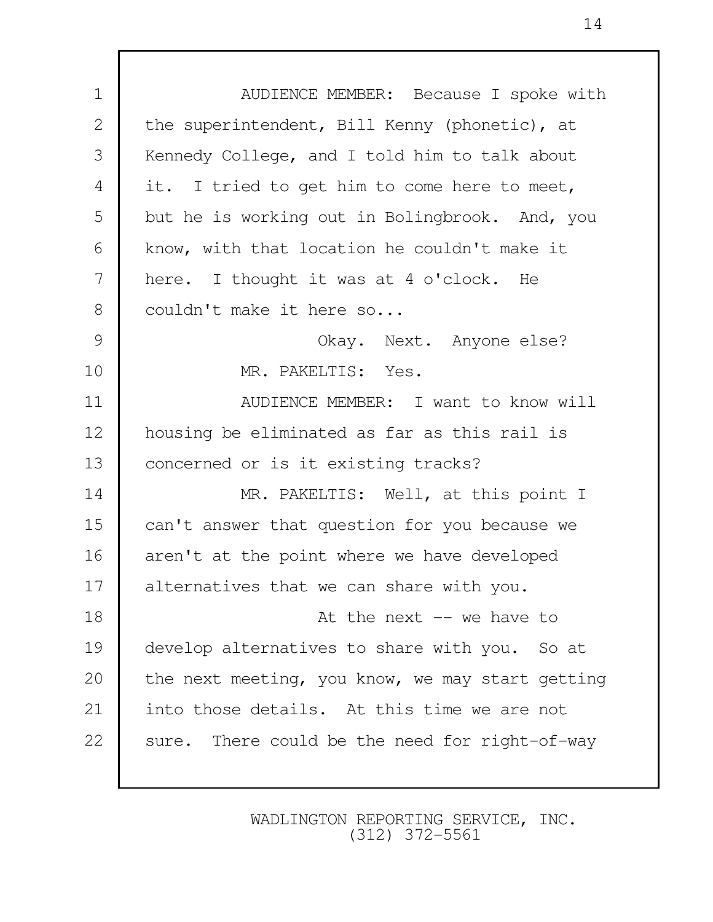AUDIENCE MEMBER: Because I spoke with the superintendent, Bill Kenny (phonetic), at Kennedy College, and I told him to talk about it. I tried to get him to come here to meet, but he is working out in Bolingbrook. And, you know, with that location he couldn't make it here. I thought it was at 4 o'clock. He couldn't make it here so...

Okay. Next. Anyone else?

MR. PAKELTIS: Yes.

AUDIENCE MEMBER: I want to know will housing be eliminated as far as this rail is concerned or is it existing tracks?

MR. PAKELTIS: Well, at this point I can't answer that question for you because we aren't at the point where we have developed alternatives that we can share with you.

At the next -- we have to develop alternatives to share with you. So at the next meeting, you know, we may start getting into those details. At this time we are not sure. There could be the need for right-of-way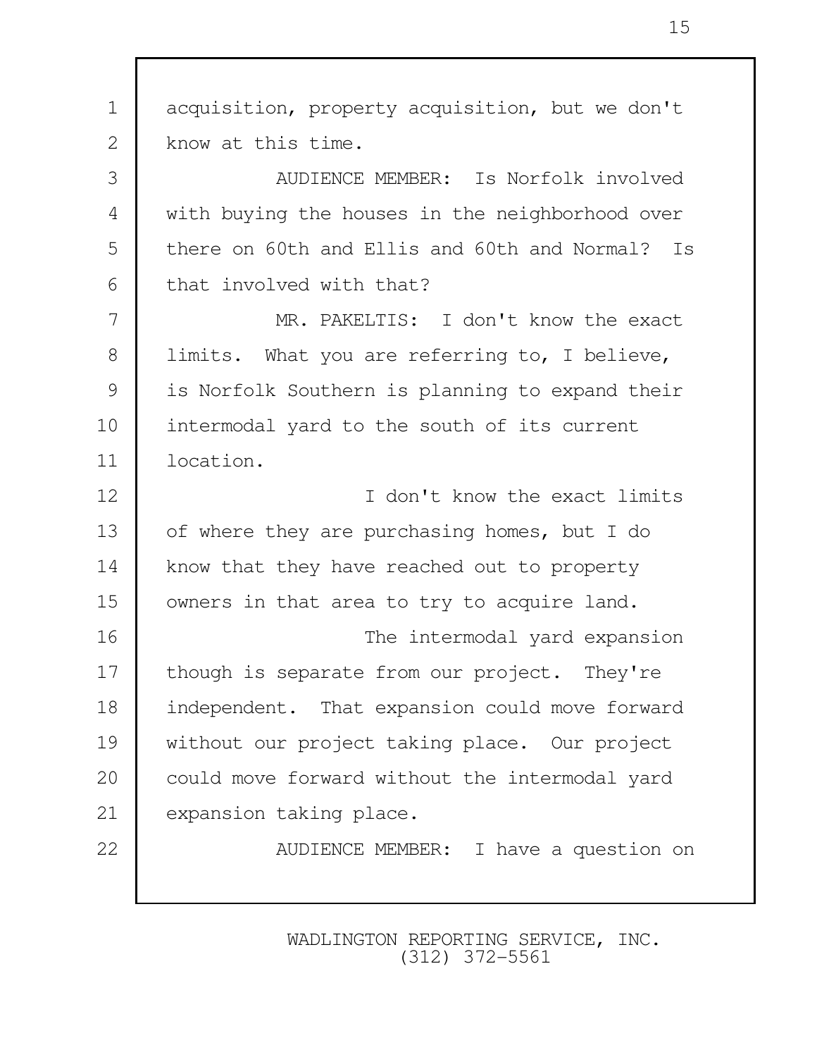acquisition, property acquisition, but we don't know at this time.

AUDIENCE MEMBER: Is Norfolk involved with buying the houses in the neighborhood over there on 60th and Ellis and 60th and Normal? Is that involved with that?

MR. PAKELTIS: I don't know the exact limits. What you are referring to, I believe, is Norfolk Southern is planning to expand their intermodal yard to the south of its current location.

I don't know the exact limits of where they are purchasing homes, but I do know that they have reached out to property owners in that area to try to acquire land.

The intermodal yard expansion though is separate from our project. They're independent. That expansion could move forward without our project taking place. Our project could move forward without the intermodal yard expansion taking place.

AUDIENCE MEMBER: I have a question on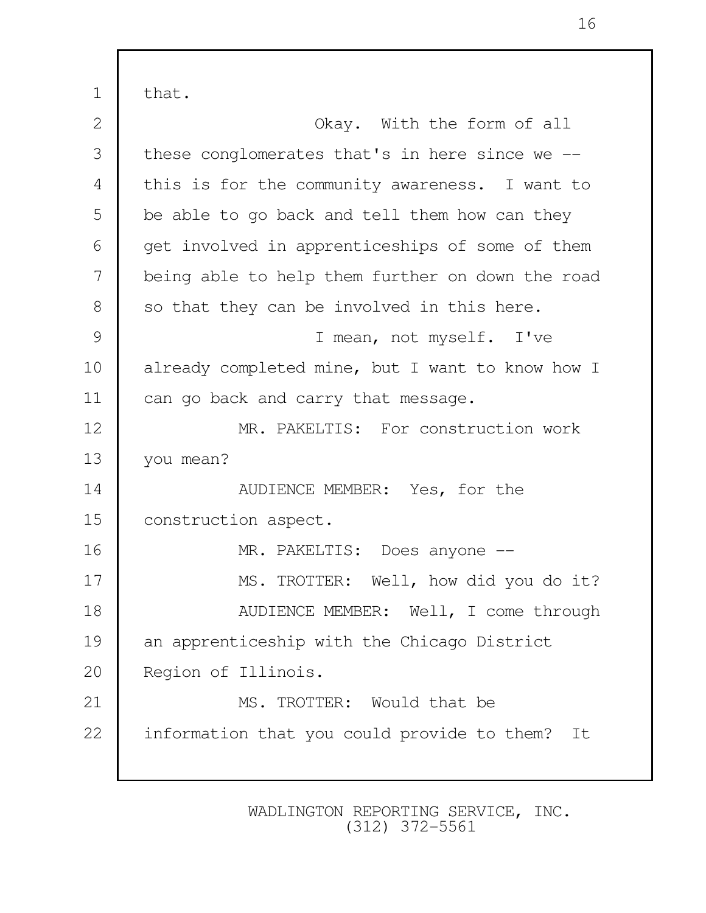that.

Okay. With the form of all these conglomerates that's in here since we -- this is for the community awareness. I want to be able to go back and tell them how can they get involved in apprenticeships of some of them being able to help them further on down the road so that they can be involved in this here.

I mean, not myself. I've already completed mine, but I want to know how I can go back and carry that message.

MR. PAKELTIS: For construction work you mean?

AUDIENCE MEMBER: Yes, for the construction aspect.

MR. PAKELTIS: Does anyone --

MS. TROTTER: Well, how did you do it?

AUDIENCE MEMBER: Well, I come through an apprenticeship with the Chicago District Region of Illinois.

MS. TROTTER: Would that be information that you could provide to them? It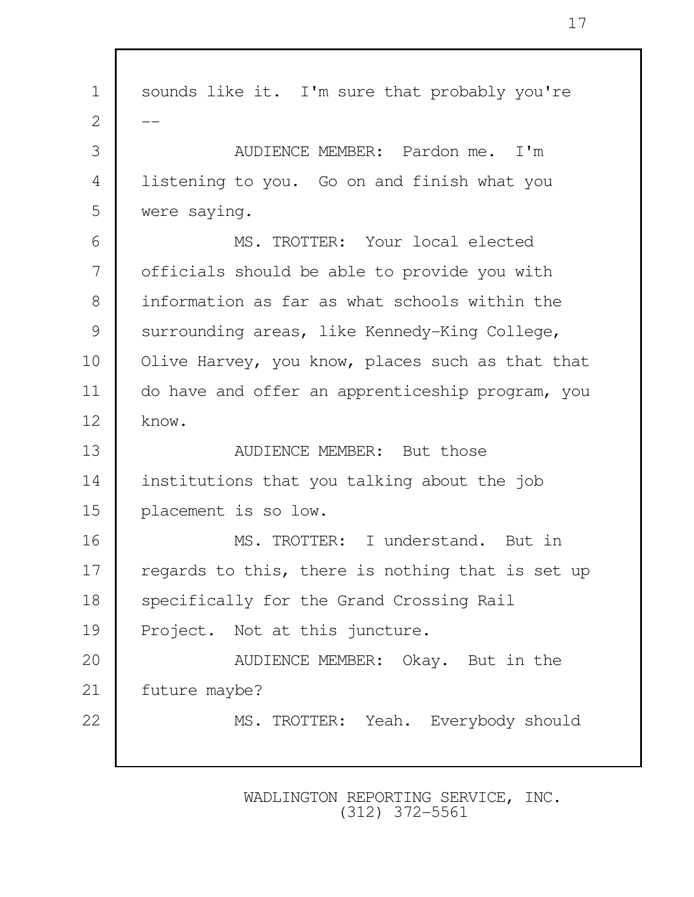sounds like it. I'm sure that probably you're --

AUDIENCE MEMBER: Pardon me. I'm listening to you. Go on and finish what you were saying.

MS. TROTTER: Your local elected officials should be able to provide you with information as far as what schools within the surrounding areas, like Kennedy-King College, Olive Harvey, you know, places such as that that do have and offer an apprenticeship program, you know.

AUDIENCE MEMBER: But those institutions that you talking about the job placement is so low.

MS. TROTTER: I understand. But in regards to this, there is nothing that is set up specifically for the Grand Crossing Rail Project. Not at this juncture.

AUDIENCE MEMBER: Okay. But in the future maybe?

MS. TROTTER: Yeah. Everybody should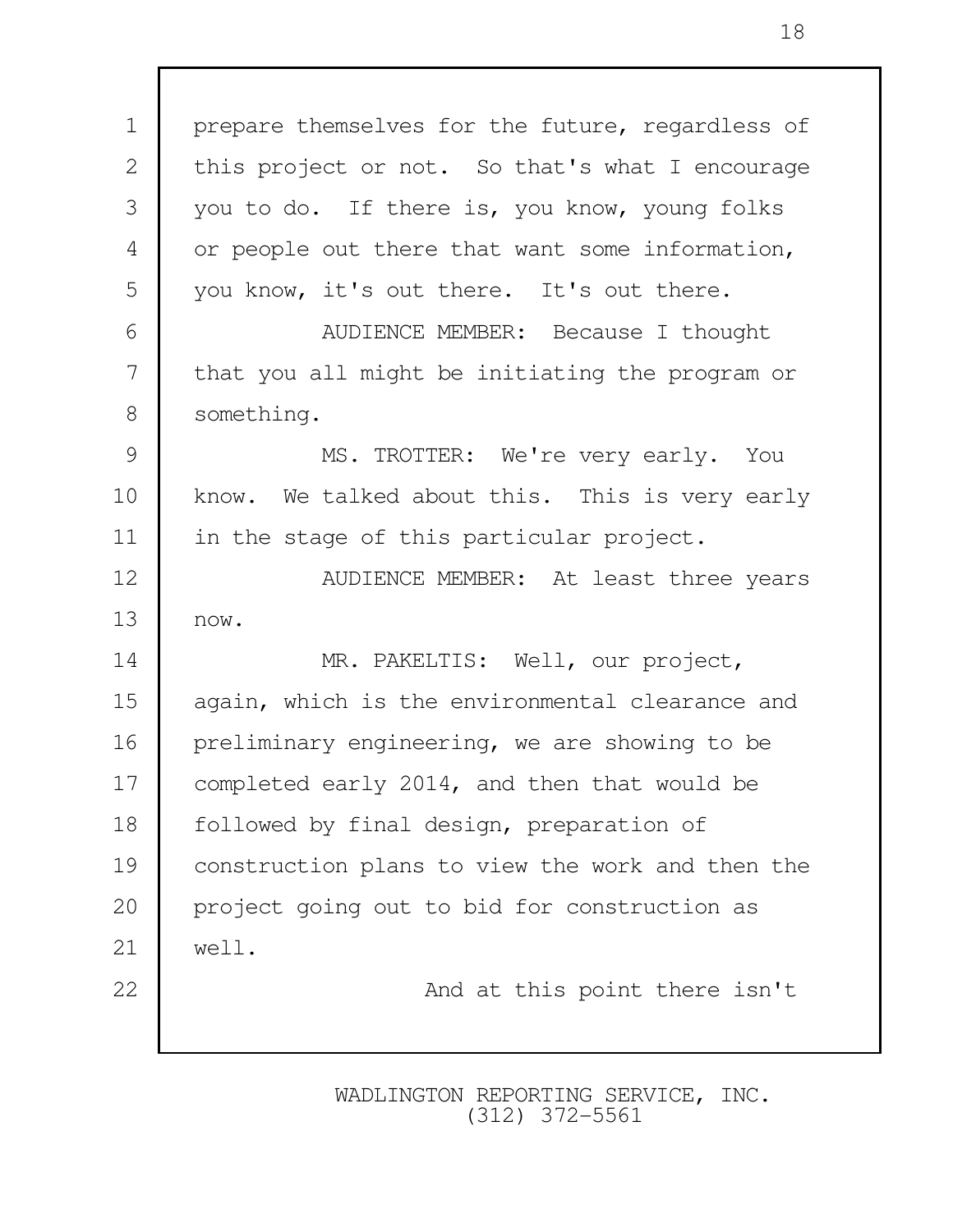prepare themselves for the future, regardless of this project or not. So that's what I encourage you to do. If there is, you know, young folks or people out there that want some information, you know, it's out there. It's out there.

AUDIENCE MEMBER: Because I thought that you all might be initiating the program or something.

MS. TROTTER: We're very early. You know. We talked about this. This is very early in the stage of this particular project.

AUDIENCE MEMBER: At least three years now.

MR. PAKELTIS: Well, our project, again, which is the environmental clearance and preliminary engineering, we are showing to be completed early 2014, and then that would be followed by final design, preparation of construction plans to view the work and then the project going out to bid for construction as well.

And at this point there isn't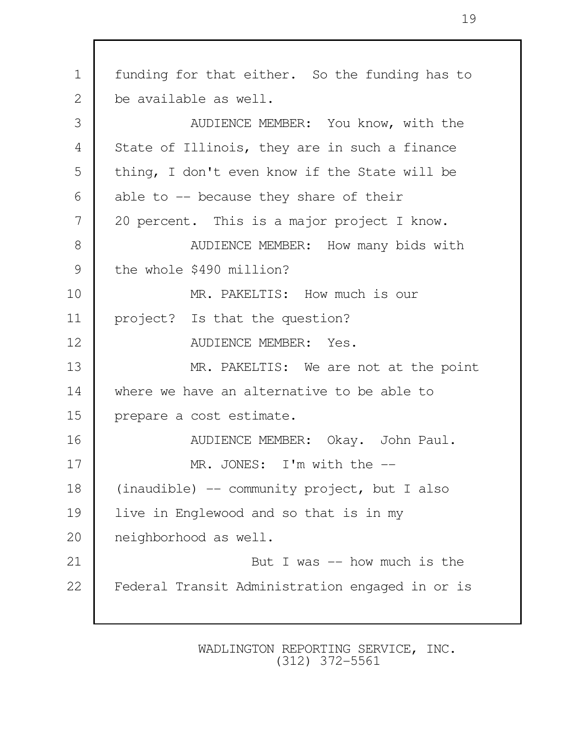funding for that either. So the funding has to be available as well.

AUDIENCE MEMBER: You know, with the State of Illinois, they are in such a finance thing, I don't even know if the State will be able to -- because they share of their 20 percent. This is a major project I know.

AUDIENCE MEMBER: How many bids with the whole $490 million?

MR. PAKELTIS: How much is our project? Is that the question?

AUDIENCE MEMBER: Yes.

MR. PAKELTIS: We are not at the point where we have an alternative to be able to prepare a cost estimate.

AUDIENCE MEMBER: Okay. John Paul.

MR. JONES: I'm with the -- (inaudible) -- community project, but I also live in Englewood and so that is in my neighborhood as well.

But I was -- how much is the Federal Transit Administration engaged in or is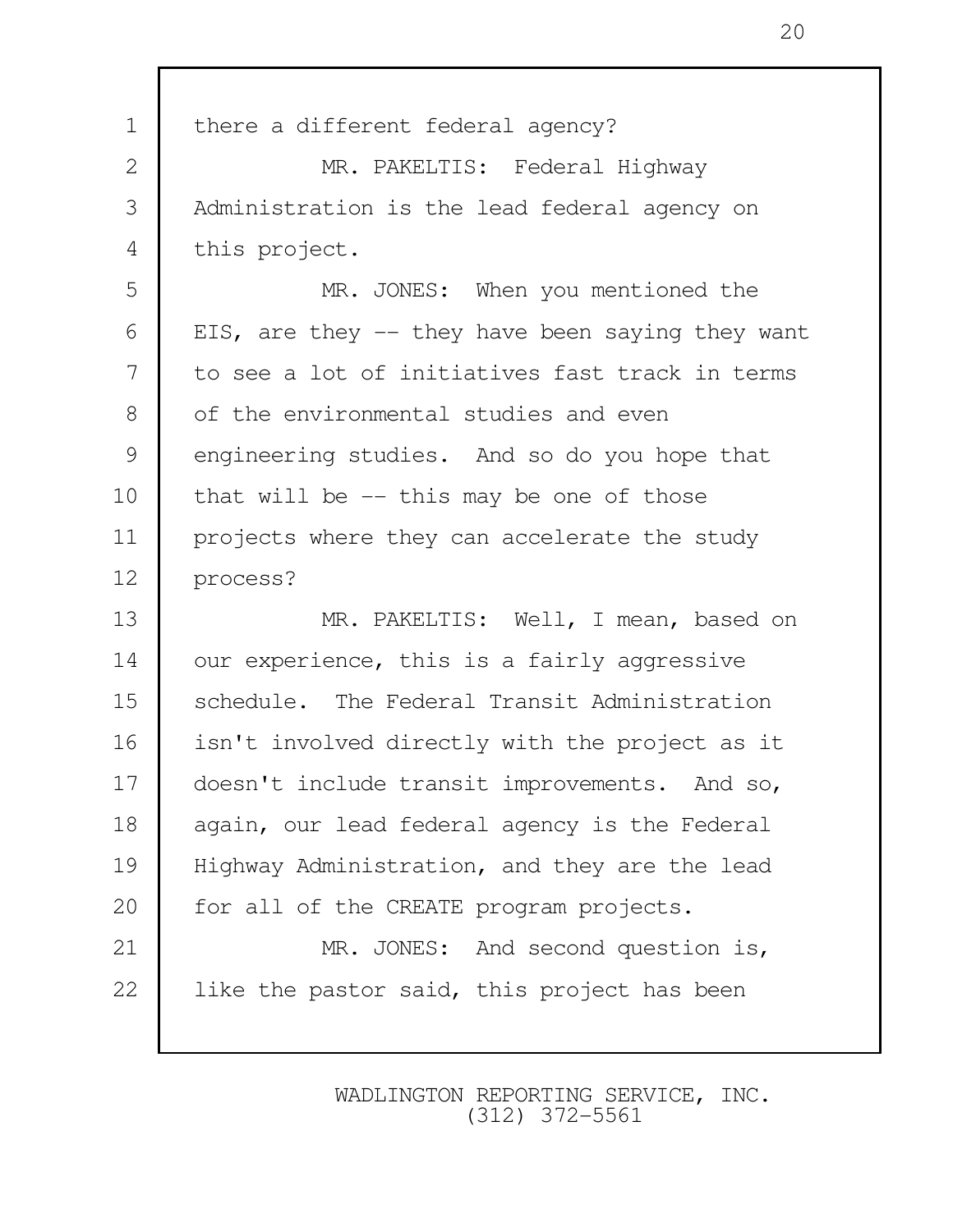there a different federal agency?

MR. PAKELTIS: Federal Highway Administration is the lead federal agency on this project.

MR. JONES: When you mentioned the EIS, are they -- they have been saying they want to see a lot of initiatives fast track in terms of the environmental studies and even engineering studies. And so do you hope that that will be -- this may be one of those projects where they can accelerate the study process?

MR. PAKELTIS: Well, I mean, based on our experience, this is a fairly aggressive schedule. The Federal Transit Administration isn't involved directly with the project as it doesn't include transit improvements. And so, again, our lead federal agency is the Federal Highway Administration, and they are the lead for all of the CREATE program projects.

MR. JONES: And second question is, like the pastor said, this project has been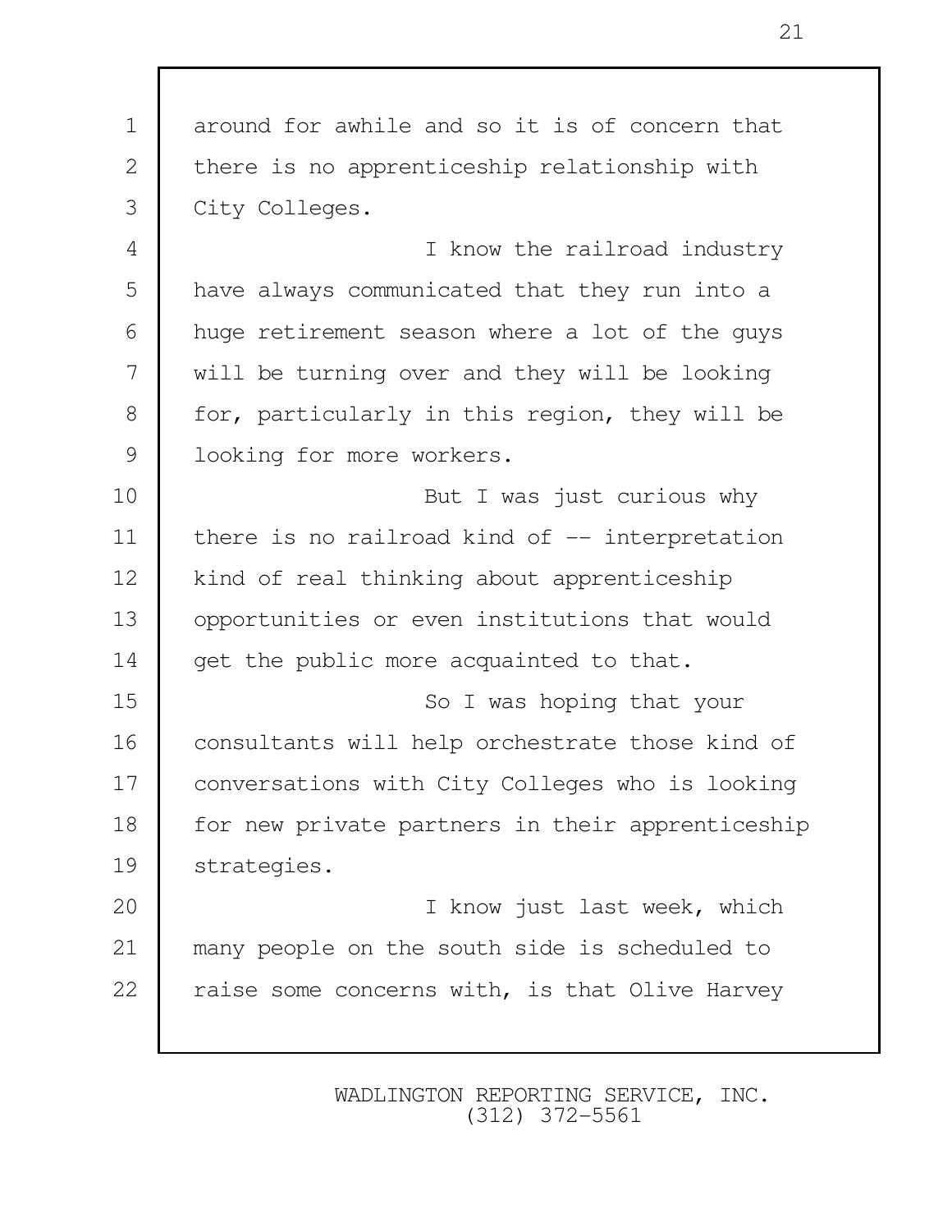around for awhile and so it is of concern that there is no apprenticeship relationship with City Colleges.

I know the railroad industry have always communicated that they run into a huge retirement season where a lot of the guys will be turning over and they will be looking for, particularly in this region, they will be looking for more workers.

But I was just curious why there is no railroad kind of -- interpretation kind of real thinking about apprenticeship opportunities or even institutions that would get the public more acquainted to that.

So I was hoping that your consultants will help orchestrate those kind of conversations with City Colleges who is looking for new private partners in their apprenticeship strategies.

I know just last week, which many people on the south side is scheduled to raise some concerns with, is that Olive Harvey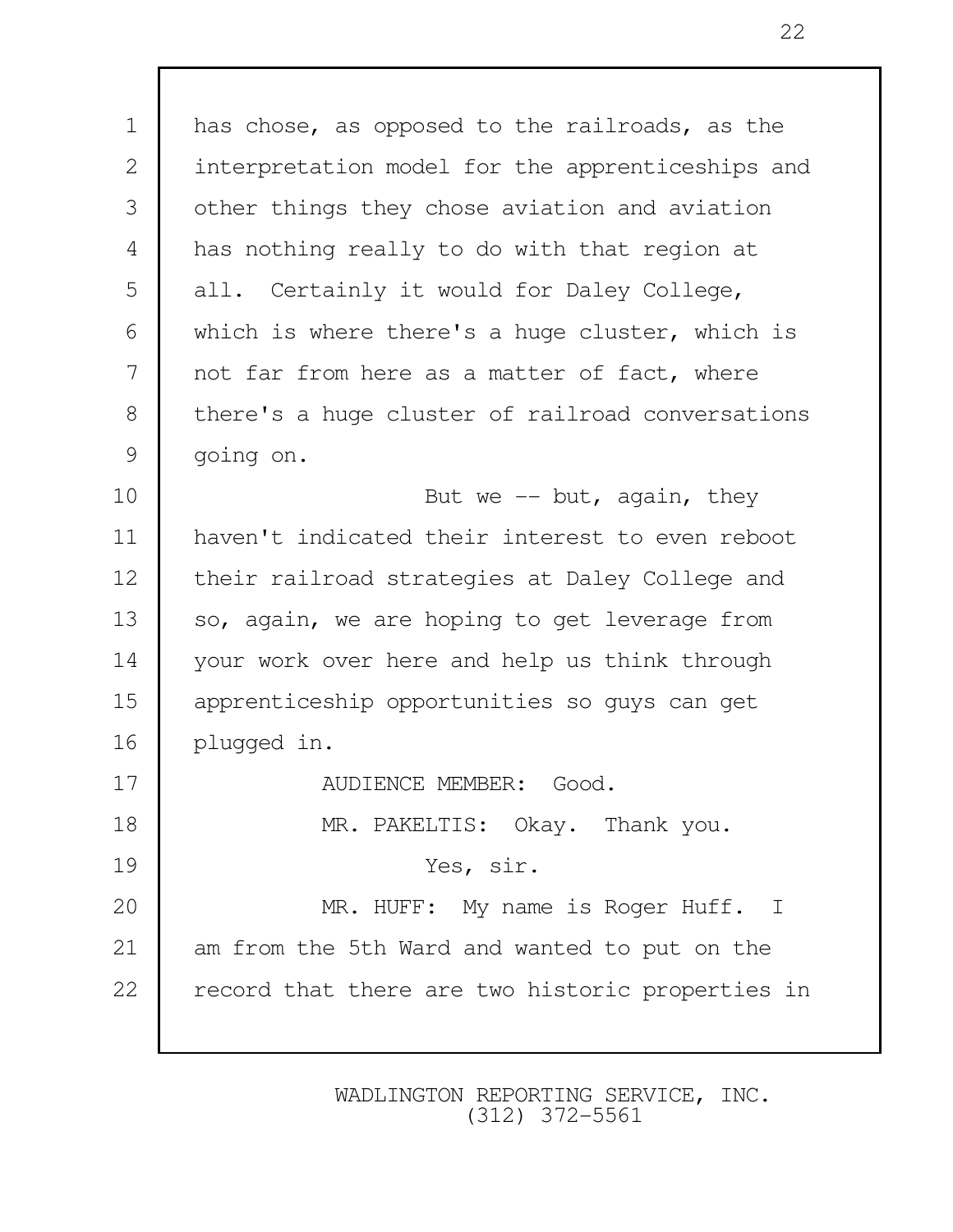has chose, as opposed to the railroads, as the interpretation model for the apprenticeships and other things they chose aviation and aviation has nothing really to do with that region at all. Certainly it would for Daley College, which is where there's a huge cluster, which is not far from here as a matter of fact, where there's a huge cluster of railroad conversations going on.

But we -- but, again, they haven't indicated their interest to even reboot their railroad strategies at Daley College and so, again, we are hoping to get leverage from your work over here and help us think through apprenticeship opportunities so guys can get plugged in.

AUDIENCE MEMBER: Good.

MR. PAKELTIS: Okay. Thank you.

Yes, sir.

MR. HUFF: My name is Roger Huff. I am from the 5th Ward and wanted to put on the record that there are two historic properties in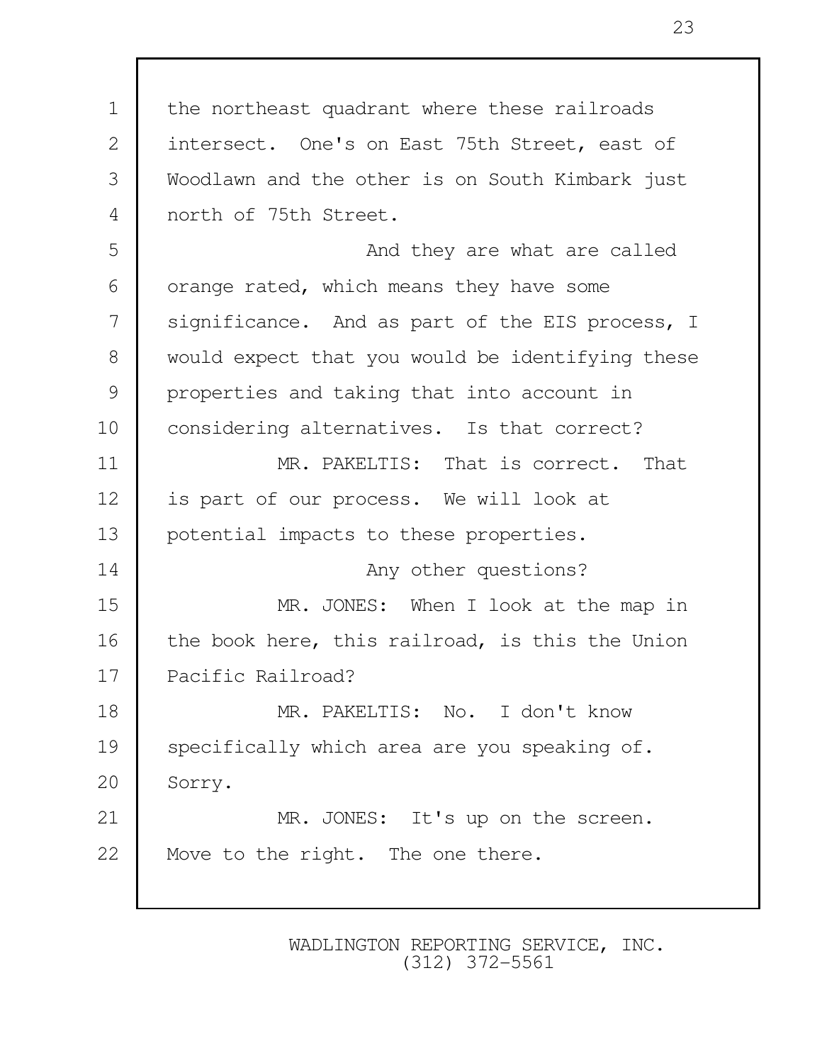the northeast quadrant where these railroads intersect. One's on East 75th Street, east of Woodlawn and the other is on South Kimbark just north of 75th Street.

And they are what are called orange rated, which means they have some significance. And as part of the EIS process, I would expect that you would be identifying these properties and taking that into account in considering alternatives. Is that correct?

MR. PAKELTIS: That is correct. That is part of our process. We will look at potential impacts to these properties.

Any other questions?

MR. JONES: When I look at the map in the book here, this railroad, is this the Union Pacific Railroad?

MR. PAKELTIS: No. I don't know specifically which area are you speaking of. Sorry.

MR. JONES: It's up on the screen. Move to the right. The one there.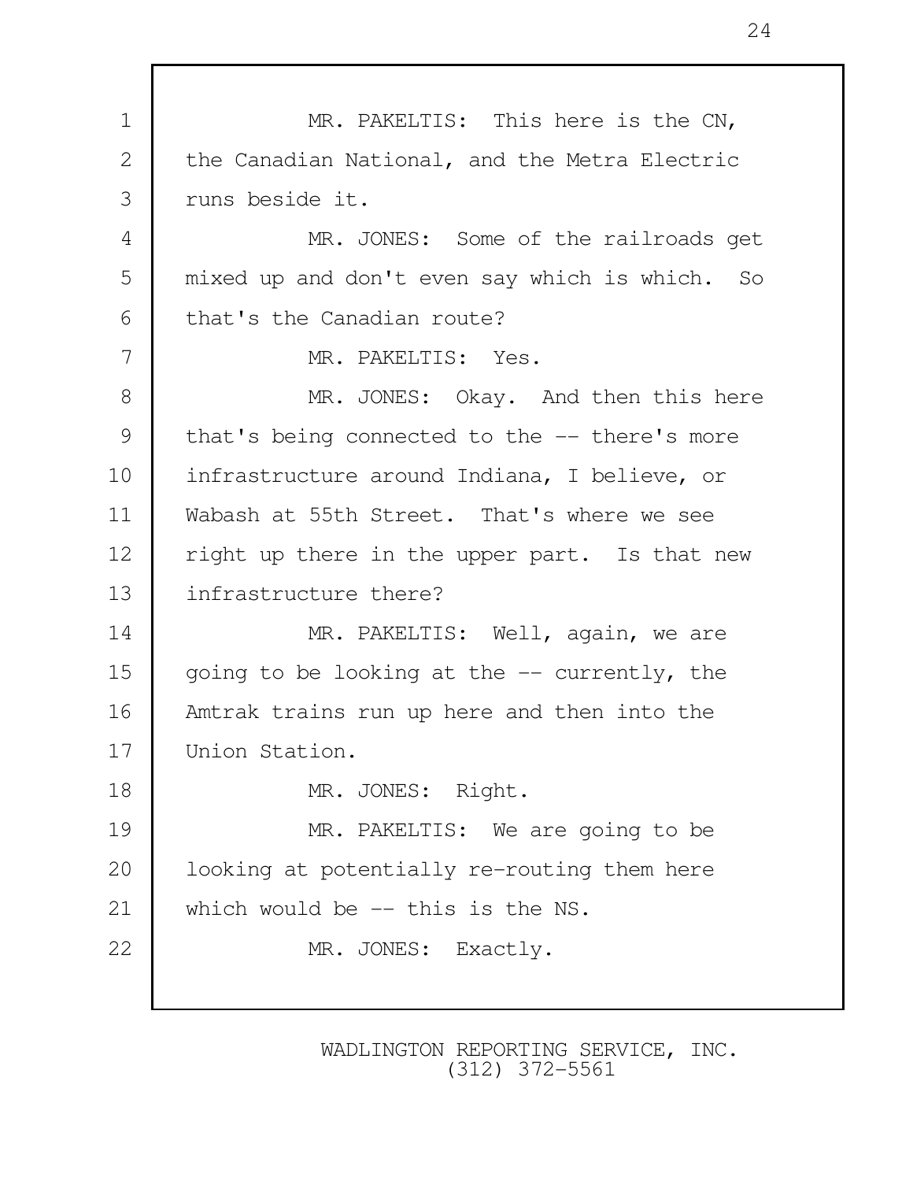MR. PAKELTIS: This here is the CN, the Canadian National, and the Metra Electric runs beside it.

MR. JONES: Some of the railroads get mixed up and don't even say which is which. So that's the Canadian route?

MR. PAKELTIS: Yes.

MR. JONES: Okay. And then this here that's being connected to the -- there's more infrastructure around Indiana, I believe, or Wabash at 55th Street. That's where we see right up there in the upper part. Is that new infrastructure there?

MR. PAKELTIS: Well, again, we are going to be looking at the -- currently, the Amtrak trains run up here and then into the Union Station.

MR. JONES: Right.

MR. PAKELTIS: We are going to be looking at potentially re-routing them here which would be -- this is the NS.

MR. JONES: Exactly.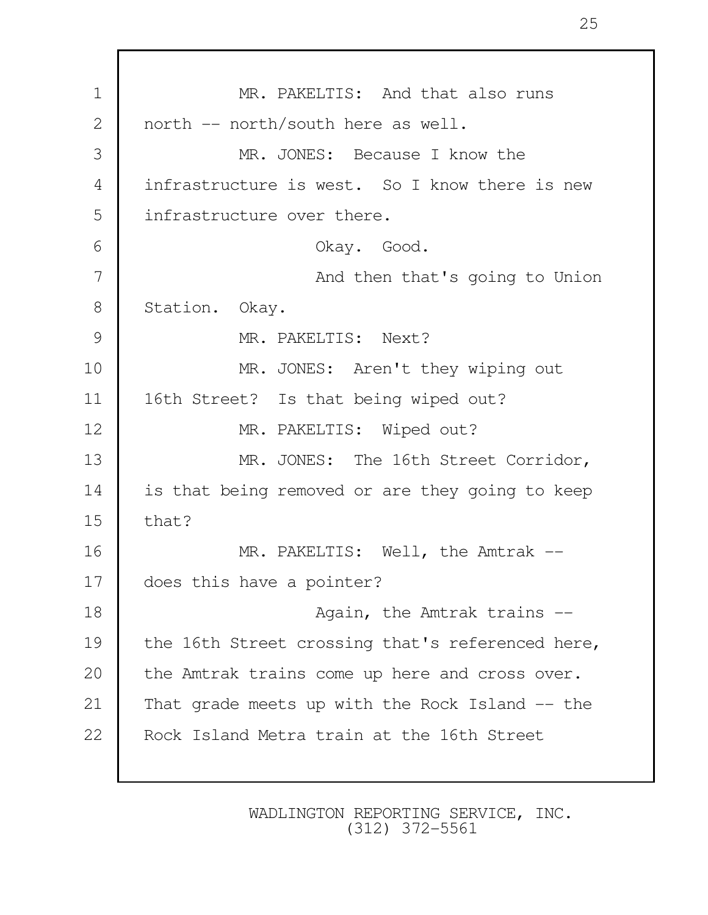MR. PAKELTIS: And that also runs north -- north/south here as well.

MR. JONES: Because I know the infrastructure is west. So I know there is new infrastructure over there.

Okay. Good.

And then that's going to Union Station. Okay.

MR. PAKELTIS: Next?

MR. JONES: Aren't they wiping out 16th Street? Is that being wiped out?

MR. PAKELTIS: Wiped out?

MR. JONES: The 16th Street Corridor, is that being removed or are they going to keep that?

MR. PAKELTIS: Well, the Amtrak -- does this have a pointer?

Again, the Amtrak trains -- the 16th Street crossing that's referenced here, the Amtrak trains come up here and cross over. That grade meets up with the Rock Island -- the Rock Island Metra train at the 16th Street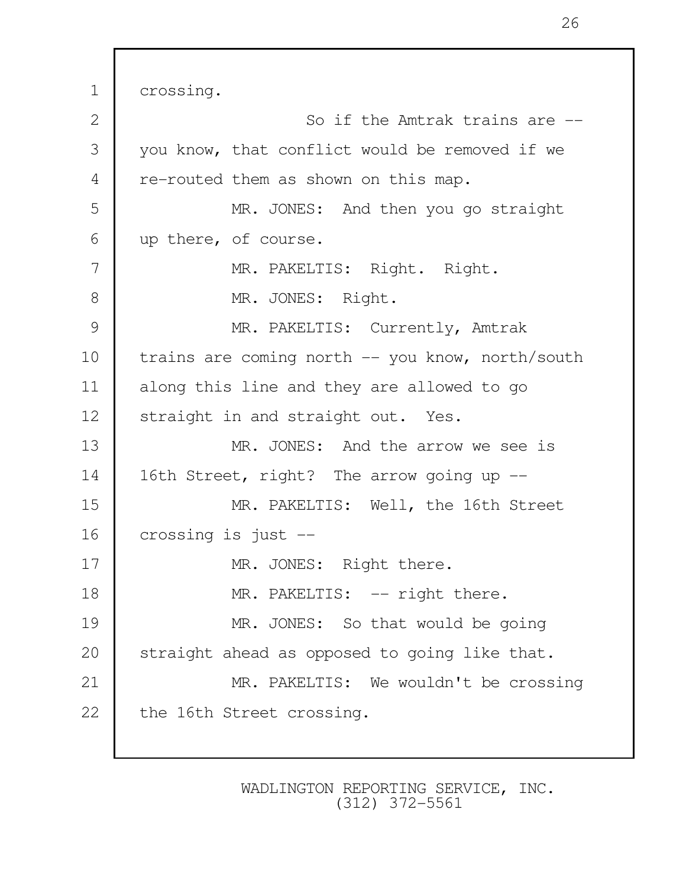crossing.

So if the Amtrak trains are -- you know, that conflict would be removed if we re-routed them as shown on this map.

MR. JONES: And then you go straight up there, of course.

MR. PAKELTIS: Right. Right.

MR. JONES: Right.

MR. PAKELTIS: Currently, Amtrak trains are coming north -- you know, north/south along this line and they are allowed to go straight in and straight out. Yes.

MR. JONES: And the arrow we see is 16th Street, right? The arrow going up --

MR. PAKELTIS: Well, the 16th Street crossing is just --

MR. JONES: Right there.

MR. PAKELTIS: -- right there.

MR. JONES: So that would be going straight ahead as opposed to going like that.

MR. PAKELTIS: We wouldn't be crossing the 16th Street crossing.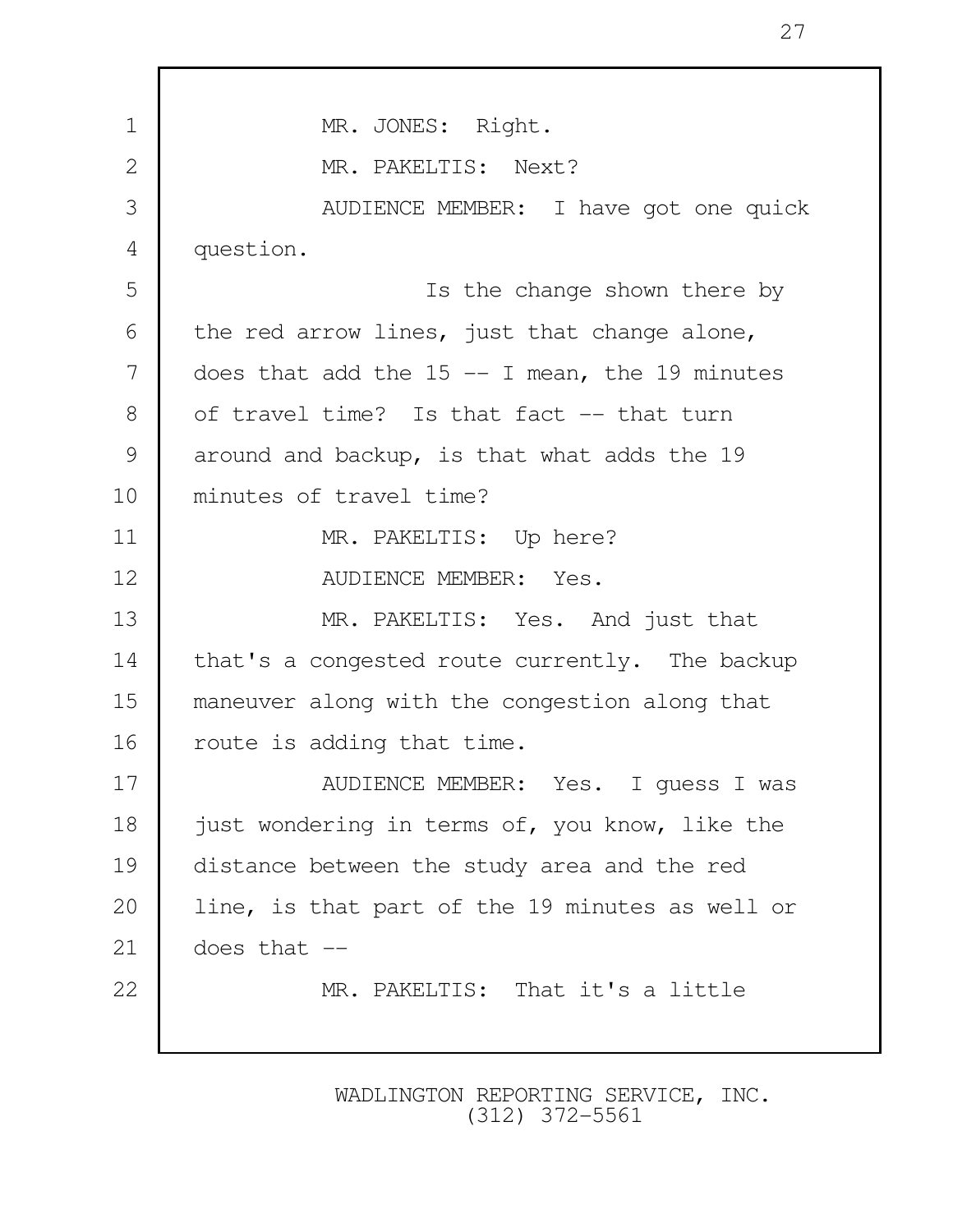MR. JONES: Right.

MR. PAKELTIS: Next?

AUDIENCE MEMBER: I have got one quick question.

Is the change shown there by the red arrow lines, just that change alone, does that add the 15 -- I mean, the 19 minutes of travel time? Is that fact -- that turn around and backup, is that what adds the 19 minutes of travel time?

MR. PAKELTIS: Up here?

AUDIENCE MEMBER: Yes.

MR. PAKELTIS: Yes. And just that that's a congested route currently. The backup maneuver along with the congestion along that route is adding that time.

AUDIENCE MEMBER: Yes. I guess I was just wondering in terms of, you know, like the distance between the study area and the red line, is that part of the 19 minutes as well or does that --

MR. PAKELTIS: That it's a little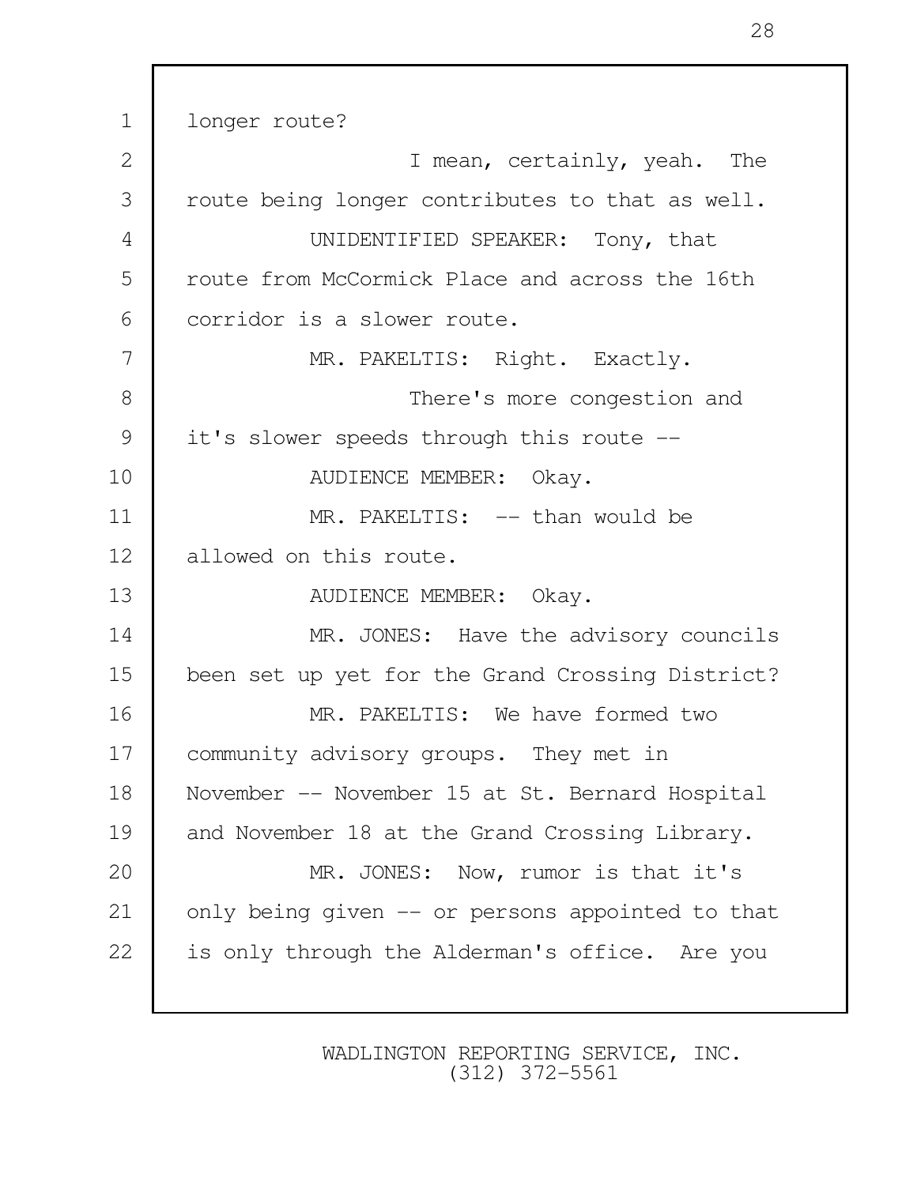longer route?

I mean, certainly, yeah. The route being longer contributes to that as well.

UNIDENTIFIED SPEAKER: Tony, that route from McCormick Place and across the 16th corridor is a slower route.

MR. PAKELTIS: Right. Exactly.

There's more congestion and it's slower speeds through this route --

AUDIENCE MEMBER: Okay.

MR. PAKELTIS: -- than would be allowed on this route.

AUDIENCE MEMBER: Okay.

MR. JONES: Have the advisory councils been set up yet for the Grand Crossing District?

MR. PAKELTIS: We have formed two community advisory groups. They met in November -- November 15 at St. Bernard Hospital and November 18 at the Grand Crossing Library.

MR. JONES: Now, rumor is that it's only being given -- or persons appointed to that is only through the Alderman's office. Are you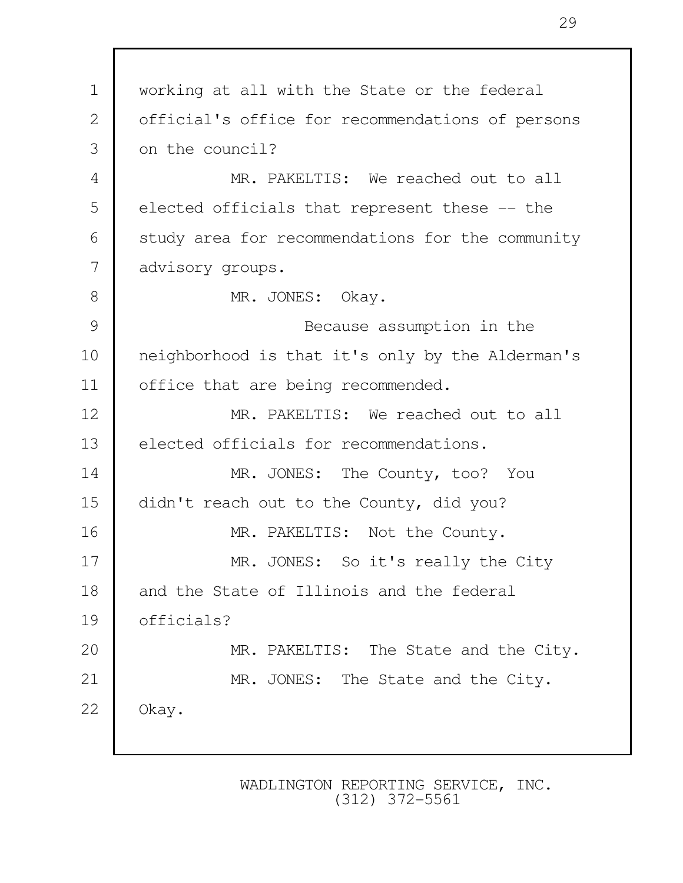working at all with the State or the federal official's office for recommendations of persons on the council?

MR. PAKELTIS: We reached out to all elected officials that represent these -- the study area for recommendations for the community advisory groups.

MR. JONES: Okay.

Because assumption in the neighborhood is that it's only by the Alderman's office that are being recommended.

MR. PAKELTIS: We reached out to all elected officials for recommendations.

MR. JONES: The County, too? You didn't reach out to the County, did you?

MR. PAKELTIS: Not the County.

MR. JONES: So it's really the City and the State of Illinois and the federal officials?

MR. PAKELTIS: The State and the City.

MR. JONES: The State and the City. Okay.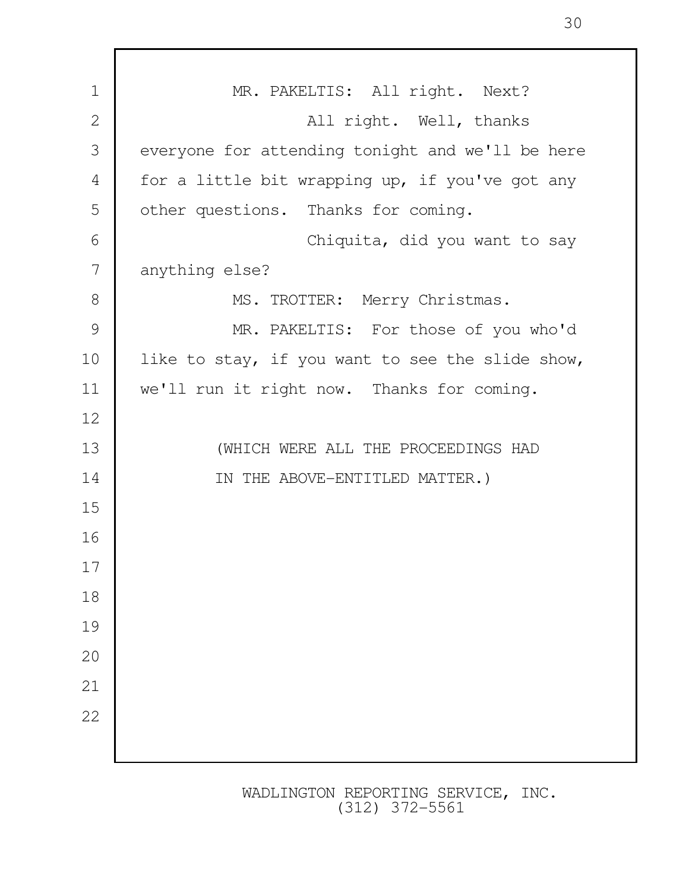MR. PAKELTIS: All right. Next?

All right. Well, thanks everyone for attending tonight and we'll be here for a little bit wrapping up, if you've got any other questions. Thanks for coming.

Chiquita, did you want to say anything else?

MS. TROTTER: Merry Christmas.

MR. PAKELTIS: For those of you who'd like to stay, if you want to see the slide show, we'll run it right now. Thanks for coming.

(WHICH WERE ALL THE PROCEEDINGS HAD IN THE ABOVE-ENTITLED MATTER.)

WADLINGTON REPORTING SERVICE, INC.
(312) 372-5561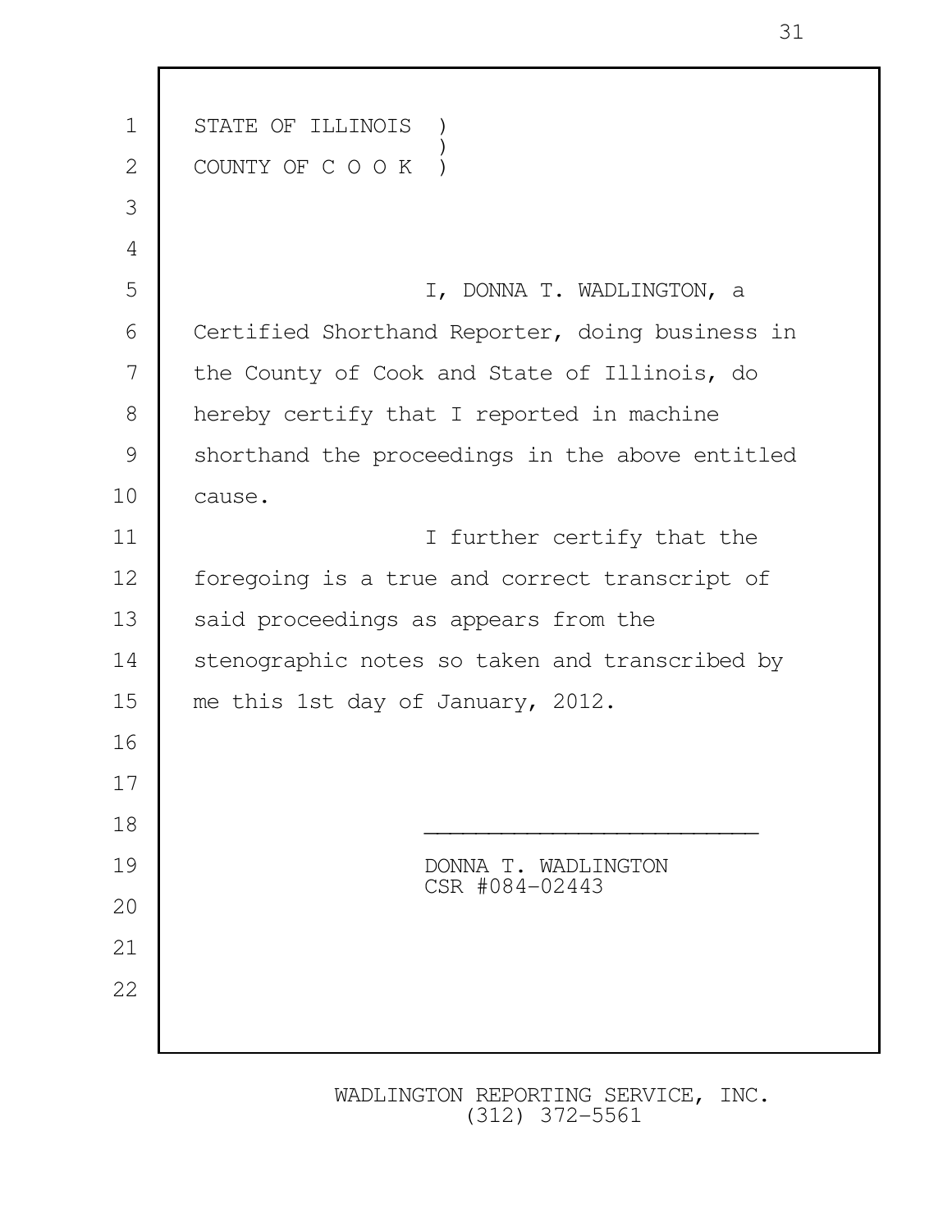STATE OF ILLINOIS )
)
COUNTY OF C O O K )

I, DONNA T. WADLINGTON, a Certified Shorthand Reporter, doing business in the County of Cook and State of Illinois, do hereby certify that I reported in machine shorthand the proceedings in the above entitled cause.

I further certify that the foregoing is a true and correct transcript of said proceedings as appears from the stenographic notes so taken and transcribed by me this 1st day of January, 2012.

\_\_\_\_\_\_\_\_\_\_\_\_\_\_\_\_\_\_\_\_\_\_\_\_\_\_

DONNA T. WADLINGTON
CSR #084-02443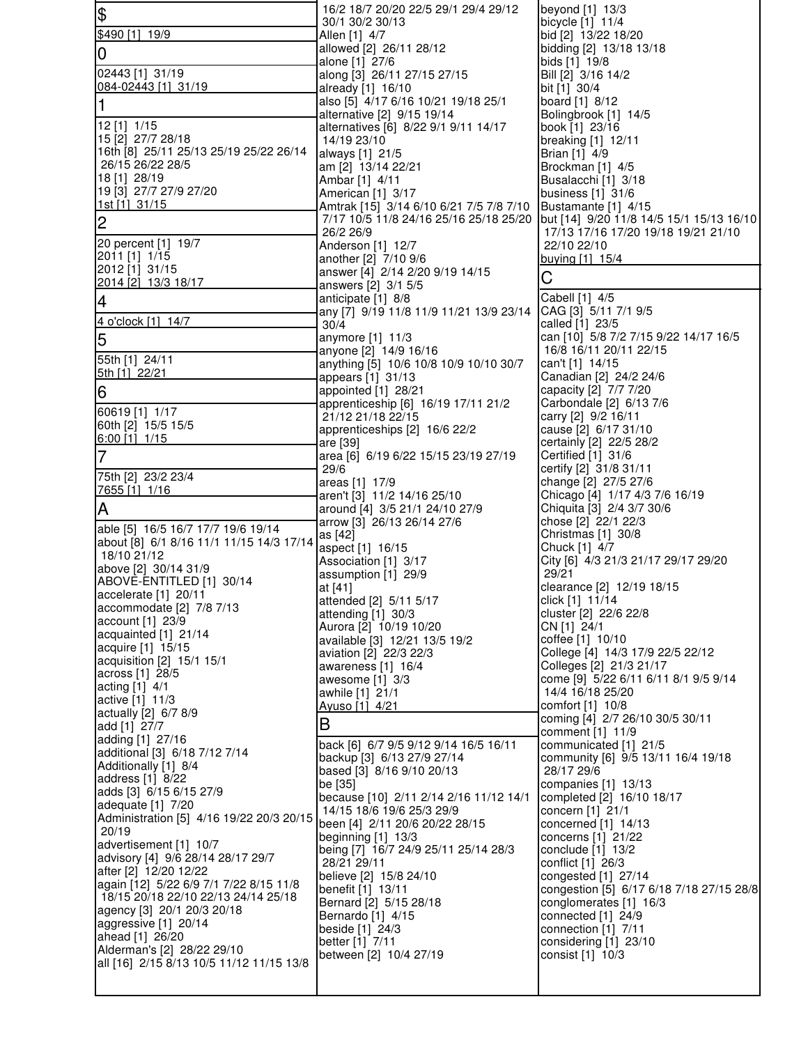## $

$490 [1] 19/9

## 0

02443 [1] 31/19
084-02443 [1] 31/19

## 1

12 [1] 1/15
15 [2] 27/7 28/18
16th [8] 25/11 25/13 25/19 25/22 26/14 26/15 26/22 28/5
18 [1] 28/19
19 [3] 27/7 27/9 27/20
1st [1] 31/15

## 2

20 percent [1] 19/7
2011 [1] 1/15
2012 [1] 31/15
2014 [2] 13/3 18/17

## 4

4 o'clock [1] 14/7

## 5

55th [1] 24/11
5th [1] 22/21

## 6

60619 [1] 1/17
60th [2] 15/5 15/5
6:00 [1] 1/15

## 7

75th [2] 23/2 23/4
7655 [1] 1/16

## A

able [5] 16/5 16/7 17/7 19/6 19/14
about [8] 6/1 8/16 11/1 11/15 14/3 17/14 18/10 21/12
above [2] 30/14 31/9
ABOVE-ENTITLED [1] 30/14
accelerate [1] 20/11
accommodate [2] 7/8 7/13
account [1] 23/9
acquainted [1] 21/14
acquire [1] 15/15
acquisition [2] 15/1 15/1
across [1] 28/5
acting [1] 4/1
active [1] 11/3
actually [2] 6/7 8/9
add [1] 27/7
adding [1] 27/16
additional [3] 6/18 7/12 7/14
Additionally [1] 8/4
address [1] 8/22
adds [3] 6/15 6/15 27/9
adequate [1] 7/20
Administration [5] 4/16 19/22 20/3 20/15 20/19
advertisement [1] 10/7
advisory [4] 9/6 28/14 28/17 29/7
after [2] 12/20 12/22
again [12] 5/22 6/9 7/1 7/22 8/15 11/8 18/15 20/18 22/10 22/13 24/14 25/18
agency [3] 20/1 20/3 20/18
aggressive [1] 20/14
ahead [1] 26/20
Alderman's [2] 28/22 29/10
all [16] 2/15 8/13 10/5 11/12 11/15 13/8 16/2 18/7 20/20 22/5 29/1 29/4 29/12 30/1 30/2 30/13
Allen [1] 4/7
allowed [2] 26/11 28/12
alone [1] 27/6
along [3] 26/11 27/15 27/15
already [1] 16/10
also [5] 4/17 6/16 10/21 19/18 25/1
alternative [2] 9/15 19/14
alternatives [6] 8/22 9/1 9/11 14/17 14/19 23/10
always [1] 21/5
am [2] 13/14 22/21
Ambar [1] 4/11
American [1] 3/17
Amtrak [15] 3/14 6/10 6/21 7/5 7/8 7/10 7/17 10/5 11/8 24/16 25/16 25/18 25/20 26/2 26/9
Anderson [1] 12/7
another [2] 7/10 9/6
answer [4] 2/14 2/20 9/19 14/15
answers [2] 3/1 5/5
anticipate [1] 8/8
any [7] 9/19 11/8 11/9 11/21 13/9 23/14 30/4
anymore [1] 11/3
anyone [2] 14/9 16/16
anything [5] 10/6 10/8 10/9 10/10 30/7
appears [1] 31/13
appointed [1] 28/21
apprenticeship [6] 16/19 17/11 21/2 21/12 21/18 22/15
apprenticeships [2] 16/6 22/2
are [39]
area [6] 6/19 6/22 15/15 23/19 27/19 29/6
areas [1] 17/9
aren't [3] 11/2 14/16 25/10
around [4] 3/5 21/1 24/10 27/9
arrow [3] 26/13 26/14 27/6
as [42]
aspect [1] 16/15
Association [1] 3/17
assumption [1] 29/9
at [41]
attended [2] 5/11 5/17
attending [1] 30/3
Aurora [2] 10/19 10/20
available [3] 12/21 13/5 19/2
aviation [2] 22/3 22/3
awareness [1] 16/4
awesome [1] 3/3
awhile [1] 21/1
Ayuso [1] 4/21

## B

back [6] 6/7 9/5 9/12 9/14 16/5 16/11
backup [3] 6/13 27/9 27/14
based [3] 8/16 9/10 20/13
be [35]
because [10] 2/11 2/14 2/16 11/12 14/1 14/15 18/6 19/6 25/3 29/9
been [4] 2/11 20/6 20/22 28/15
beginning [1] 13/3
being [7] 16/7 24/9 25/11 25/14 28/3 28/21 29/11
believe [2] 15/8 24/10
benefit [1] 13/11
Bernard [2] 5/15 28/18
Bernardo [1] 4/15
beside [1] 24/3
better [1] 7/11
between [2] 10/4 27/19
beyond [1] 13/3
bicycle [1] 11/4
bid [2] 13/22 18/20
bidding [2] 13/18 13/18
bids [1] 19/8
Bill [2] 3/16 14/2
bit [1] 30/4
board [1] 8/12
Bolingbrook [1] 14/5
book [1] 23/16
breaking [1] 12/11
Brian [1] 4/9
Brockman [1] 4/5
Busalacchi [1] 3/18
business [1] 31/6
Bustamante [1] 4/15
but [14] 9/20 11/8 14/5 15/1 15/13 16/10 17/13 17/16 17/20 19/18 19/21 21/10 22/10 22/10
buying [1] 15/4

## C

Cabell [1] 4/5
CAG [3] 5/11 7/1 9/5
called [1] 23/5
can [10] 5/8 7/2 7/15 9/22 14/17 16/5 16/8 16/11 20/11 22/15
can't [1] 14/15
Canadian [2] 24/2 24/6
capacity [2] 7/7 7/20
Carbondale [2] 6/13 7/6
carry [2] 9/2 16/11
cause [2] 6/17 31/10
certainly [2] 22/5 28/2
Certified [1] 31/6
certify [2] 31/8 31/11
change [2] 27/5 27/6
Chicago [4] 1/17 4/3 7/6 16/19
Chiquita [3] 2/4 3/7 30/6
chose [2] 22/1 22/3
Christmas [1] 30/8
Chuck [1] 4/7
City [6] 4/3 21/3 21/17 29/17 29/20 29/21
clearance [2] 12/19 18/15
click [1] 11/14
cluster [2] 22/6 22/8
CN [1] 24/1
coffee [1] 10/10
College [4] 14/3 17/9 22/5 22/12
Colleges [2] 21/3 21/17
come [9] 5/22 6/11 6/11 8/1 9/5 9/14 14/4 16/18 25/20
comfort [1] 10/8
coming [4] 2/7 26/10 30/5 30/11
comment [1] 11/9
communicated [1] 21/5
community [6] 9/5 13/11 16/4 19/18 28/17 29/6
companies [1] 13/13
completed [2] 16/10 18/17
concern [1] 21/1
concerned [1] 14/13
concerns [1] 21/22
conclude [1] 13/2
conflict [1] 26/3
congested [1] 27/14
congestion [5] 6/17 6/18 7/18 27/15 28/8
conglomerates [1] 16/3
connected [1] 24/9
connection [1] 7/11
considering [1] 23/10
consist [1] 10/3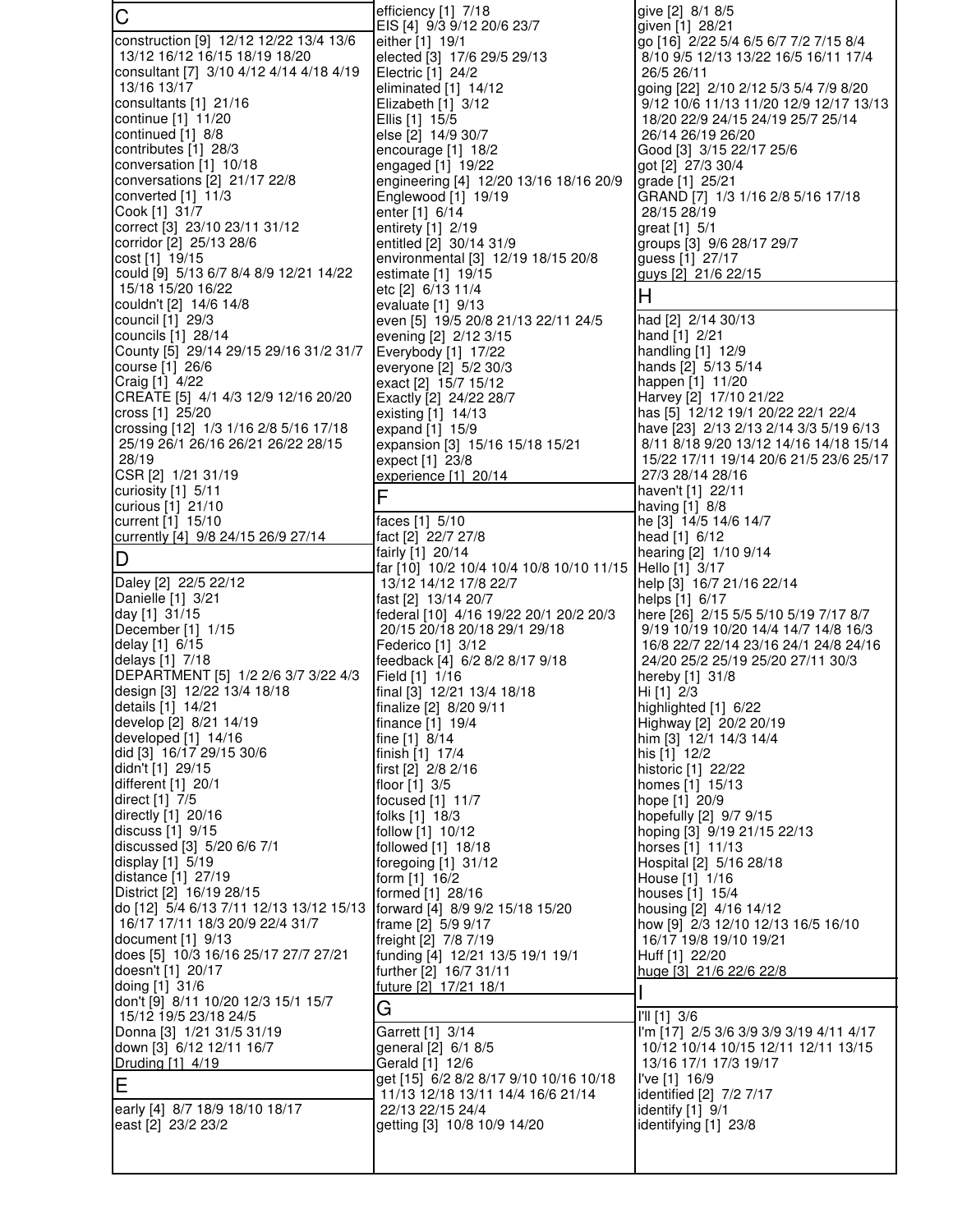## C

construction [9] 12/12 12/22 13/4 13/6 13/12 16/12 16/15 18/19 18/20
consultant [7] 3/10 4/12 4/14 4/18 4/19 13/16 13/17
consultants [1] 21/16
continue [1] 11/20
continued [1] 8/8
contributes [1] 28/3
conversation [1] 10/18
conversations [2] 21/17 22/8
converted [1] 11/3
Cook [1] 31/7
correct [3] 23/10 23/11 31/12
corridor [2] 25/13 28/6
cost [1] 19/15
could [9] 5/13 6/7 8/4 8/9 12/21 14/22 15/18 15/20 16/22
couldn't [2] 14/6 14/8
council [1] 29/3
councils [1] 28/14
County [5] 29/14 29/15 29/16 31/2 31/7
course [1] 26/6
Craig [1] 4/22
CREATE [5] 4/1 4/3 12/9 12/16 20/20
cross [1] 25/20
crossing [12] 1/3 1/16 2/8 5/16 17/18 25/19 26/1 26/16 26/21 26/22 28/15 28/19
CSR [2] 1/21 31/19
curiosity [1] 5/11
curious [1] 21/10
current [1] 15/10
currently [4] 9/8 24/15 26/9 27/14

## D

Daley [2] 22/5 22/12
Danielle [1] 3/21
day [1] 31/15
December [1] 1/15
delay [1] 6/15
delays [1] 7/18
DEPARTMENT [5] 1/2 2/6 3/7 3/22 4/3
design [3] 12/22 13/4 18/18
details [1] 14/21
develop [2] 8/21 14/19
developed [1] 14/16
did [3] 16/17 29/15 30/6
didn't [1] 29/15
different [1] 20/1
direct [1] 7/5
directly [1] 20/16
discuss [1] 9/15
discussed [3] 5/20 6/6 7/1
display [1] 5/19
distance [1] 27/19
District [2] 16/19 28/15
do [12] 5/4 6/13 7/11 12/13 13/12 15/13 16/17 17/11 18/3 20/9 22/4 31/7
document [1] 9/13
does [5] 10/3 16/16 25/17 27/7 27/21
doesn't [1] 20/17
doing [1] 31/6
don't [9] 8/11 10/20 12/3 15/1 15/7 15/12 19/5 23/18 24/5
Donna [3] 1/21 31/5 31/19
down [3] 6/12 12/11 16/7
Druding [1] 4/19

## E

early [4] 8/7 18/9 18/10 18/17
east [2] 23/2 23/2
efficiency [1] 7/18
EIS [4] 9/3 9/12 20/6 23/7
either [1] 19/1
elected [3] 17/6 29/5 29/13
Electric [1] 24/2
eliminated [1] 14/12
Elizabeth [1] 3/12
Ellis [1] 15/5
else [2] 14/9 30/7
encourage [1] 18/2
engaged [1] 19/22
engineering [4] 12/20 13/16 18/16 20/9
Englewood [1] 19/19
enter [1] 6/14
entirety [1] 2/19
entitled [2] 30/14 31/9
environmental [3] 12/19 18/15 20/8
estimate [1] 19/15
etc [2] 6/13 11/4
evaluate [1] 9/13
even [5] 19/5 20/8 21/13 22/11 24/5
evening [2] 2/12 3/15
Everybody [1] 17/22
everyone [2] 5/2 30/3
exact [2] 15/7 15/12
Exactly [2] 24/22 28/7
existing [1] 14/13
expand [1] 15/9
expansion [3] 15/16 15/18 15/21
expect [1] 23/8
experience [1] 20/14

## F

faces [1] 5/10
fact [2] 22/7 27/8
fairly [1] 20/14
far [10] 10/2 10/4 10/4 10/8 10/10 11/15 13/12 14/12 17/8 22/7
fast [2] 13/14 20/7
federal [10] 4/16 19/22 20/1 20/2 20/3 20/15 20/18 20/18 29/1 29/18
Federico [1] 3/12
feedback [4] 6/2 8/2 8/17 9/18
Field [1] 1/16
final [3] 12/21 13/4 18/18
finalize [2] 8/20 9/11
finance [1] 19/4
fine [1] 8/14
finish [1] 17/4
first [2] 2/8 2/16
floor [1] 3/5
focused [1] 11/7
folks [1] 18/3
follow [1] 10/12
followed [1] 18/18
foregoing [1] 31/12
form [1] 16/2
formed [1] 28/16
forward [4] 8/9 9/2 15/18 15/20
frame [2] 5/9 9/17
freight [2] 7/8 7/19
funding [4] 12/21 13/5 19/1 19/1
further [2] 16/7 31/11
future [2] 17/21 18/1

## G

Garrett [1] 3/14
general [2] 6/1 8/5
Gerald [1] 12/6
get [15] 6/2 8/2 8/17 9/10 10/16 10/18 11/13 12/18 13/11 14/4 16/6 21/14 22/13 22/15 24/4
getting [3] 10/8 10/9 14/20
give [2] 8/1 8/5
given [1] 28/21
go [16] 2/22 5/4 6/5 6/7 7/2 7/15 8/4 8/10 9/5 12/13 13/22 16/5 16/11 17/4 26/5 26/11
going [22] 2/10 2/12 5/3 5/4 7/9 8/20 9/12 10/6 11/13 11/20 12/9 12/17 13/13 18/20 22/9 24/15 24/19 25/7 25/14 26/14 26/19 26/20
Good [3] 3/15 22/17 25/6
got [2] 27/3 30/4
grade [1] 25/21
GRAND [7] 1/3 1/16 2/8 5/16 17/18 28/15 28/19
great [1] 5/1
groups [3] 9/6 28/17 29/7
guess [1] 27/17
guys [2] 21/6 22/15

## H

had [2] 2/14 30/13
hand [1] 2/21
handling [1] 12/9
hands [2] 5/13 5/14
happen [1] 11/20
Harvey [2] 17/10 21/22
has [5] 12/12 19/1 20/22 22/1 22/4
have [23] 2/13 2/13 2/14 3/3 5/19 6/13 8/11 8/18 9/20 13/12 14/16 14/18 15/14 15/22 17/11 19/14 20/6 21/5 23/6 25/17 27/3 28/14 28/16
haven't [1] 22/11
having [1] 8/8
he [3] 14/5 14/6 14/7
head [1] 6/12
hearing [2] 1/10 9/14
Hello [1] 3/17
help [3] 16/7 21/16 22/14
helps [1] 6/17
here [26] 2/15 5/5 5/10 5/19 7/17 8/7 9/19 10/19 10/20 14/4 14/7 14/8 16/3 16/8 22/7 22/14 23/16 24/1 24/8 24/16 24/20 25/2 25/19 25/20 27/11 30/3
hereby [1] 31/8
Hi [1] 2/3
highlighted [1] 6/22
Highway [2] 20/2 20/19
him [3] 12/1 14/3 14/4
his [1] 12/2
historic [1] 22/22
homes [1] 15/13
hope [1] 20/9
hopefully [2] 9/7 9/15
hoping [3] 9/19 21/15 22/13
horses [1] 11/13
Hospital [2] 5/16 28/18
House [1] 1/16
houses [1] 15/4
housing [2] 4/16 14/12
how [9] 2/3 12/10 12/13 16/5 16/10 16/17 19/8 19/10 19/21
Huff [1] 22/20
huge [3] 21/6 22/6 22/8

## I

I'll [1] 3/6
I'm [17] 2/5 3/6 3/9 3/9 3/19 4/11 4/17 10/12 10/14 10/15 12/11 12/11 13/15 13/16 17/1 17/3 19/17
I've [1] 16/9
identified [2] 7/2 7/17
identify [1] 9/1
identifying [1] 23/8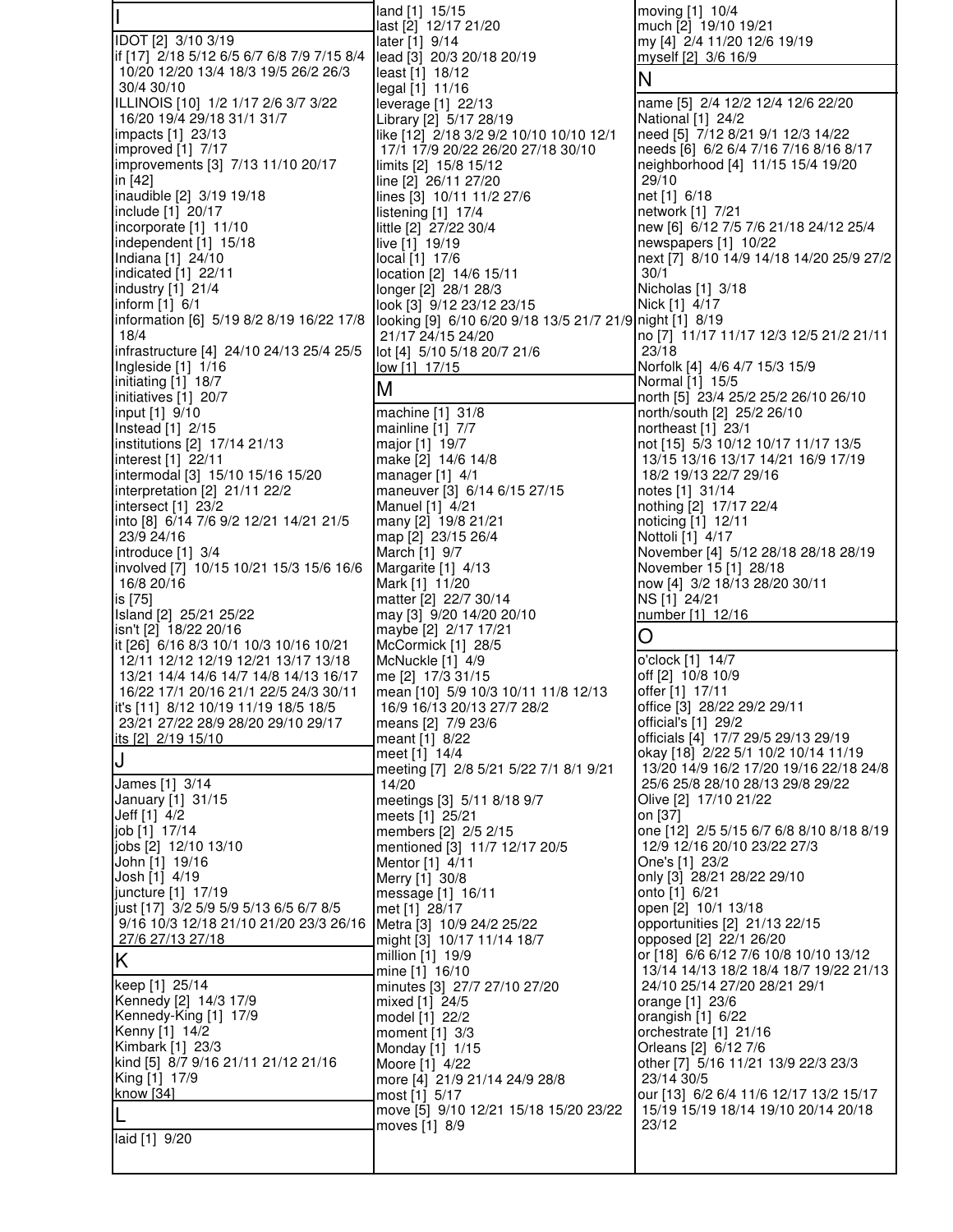## I

IDOT [2] 3/10 3/19
if [17] 2/18 5/12 6/5 6/7 6/8 7/9 7/15 8/4 10/20 12/20 13/4 18/3 19/5 26/2 26/3 30/4 30/10
ILLINOIS [10] 1/2 1/17 2/6 3/7 3/22 16/20 19/4 29/18 31/1 31/7
impacts [1] 23/13
improved [1] 7/17
improvements [3] 7/13 11/10 20/17
in [42]
inaudible [2] 3/19 19/18
include [1] 20/17
incorporate [1] 11/10
independent [1] 15/18
Indiana [1] 24/10
indicated [1] 22/11
industry [1] 21/4
inform [1] 6/1
information [6] 5/19 8/2 8/19 16/22 17/8 18/4
infrastructure [4] 24/10 24/13 25/4 25/5
Ingleside [1] 1/16
initiating [1] 18/7
initiatives [1] 20/7
input [1] 9/10
Instead [1] 2/15
institutions [2] 17/14 21/13
interest [1] 22/11
intermodal [3] 15/10 15/16 15/20
interpretation [2] 21/11 22/2
intersect [1] 23/2
into [8] 6/14 7/6 9/2 12/21 14/21 21/5 23/9 24/16
introduce [1] 3/4
involved [7] 10/15 10/21 15/3 15/6 16/6 16/8 20/16
is [75]
Island [2] 25/21 25/22
isn't [2] 18/22 20/16
it [26] 6/16 8/3 10/1 10/3 10/16 10/21 12/11 12/12 12/19 12/21 13/17 13/18 13/21 14/4 14/6 14/7 14/8 14/13 16/17 16/22 17/1 20/16 21/1 22/5 24/3 30/11
it's [11] 8/12 10/19 11/19 18/5 18/5 23/21 27/22 28/9 28/20 29/10 29/17
its [2] 2/19 15/10

## J

James [1] 3/14
January [1] 31/15
Jeff [1] 4/2
job [1] 17/14
jobs [2] 12/10 13/10
John [1] 19/16
Josh [1] 4/19
juncture [1] 17/19
just [17] 3/2 5/9 5/9 5/13 6/5 6/7 8/5 9/16 10/3 12/18 21/10 21/20 23/3 26/16 27/6 27/13 27/18

## K

keep [1] 25/14
Kennedy [2] 14/3 17/9
Kennedy-King [1] 17/9
Kenny [1] 14/2
Kimbark [1] 23/3
kind [5] 8/7 9/16 21/11 21/12 21/16
King [1] 17/9
know [34]

## L

laid [1] 9/20
land [1] 15/15
last [2] 12/17 21/20
later [1] 9/14
lead [3] 20/3 20/18 20/19
least [1] 18/12
legal [1] 11/16
leverage [1] 22/13
Library [2] 5/17 28/19
like [12] 2/18 3/2 9/2 10/10 10/10 12/1 17/1 17/9 20/22 26/20 27/18 30/10
limits [2] 15/8 15/12
line [2] 26/11 27/20
lines [3] 10/11 11/2 27/6
listening [1] 17/4
little [2] 27/22 30/4
live [1] 19/19
local [1] 17/6
location [2] 14/6 15/11
longer [2] 28/1 28/3
look [3] 9/12 23/12 23/15
looking [9] 6/10 6/20 9/18 13/5 21/7 21/9 21/17 24/15 24/20
lot [4] 5/10 5/18 20/7 21/6
low [1] 17/15

## M

machine [1] 31/8
mainline [1] 7/7
major [1] 19/7
make [2] 14/6 14/8
manager [1] 4/1
maneuver [3] 6/14 6/15 27/15
Manuel [1] 4/21
many [2] 19/8 21/21
map [2] 23/15 26/4
March [1] 9/7
Margarite [1] 4/13
Mark [1] 11/20
matter [2] 22/7 30/14
may [3] 9/20 14/20 20/10
maybe [2] 2/17 17/21
McCormick [1] 28/5
McNuckle [1] 4/9
me [2] 17/3 31/15
mean [10] 5/9 10/3 10/11 11/8 12/13 16/9 16/13 20/13 27/7 28/2
means [2] 7/9 23/6
meant [1] 8/22
meet [1] 14/4
meeting [7] 2/8 5/21 5/22 7/1 8/1 9/21 14/20
meetings [3] 5/11 8/18 9/7
meets [1] 25/21
members [2] 2/5 2/15
mentioned [3] 11/7 12/17 20/5
Mentor [1] 4/11
Merry [1] 30/8
message [1] 16/11
met [1] 28/17
Metra [3] 10/9 24/2 25/22
might [3] 10/17 11/14 18/7
million [1] 19/9
mine [1] 16/10
minutes [3] 27/7 27/10 27/20
mixed [1] 24/5
model [1] 22/2
moment [1] 3/3
Monday [1] 1/15
Moore [1] 4/22
more [4] 21/9 21/14 24/9 28/8
most [1] 5/17
move [5] 9/10 12/21 15/18 15/20 23/22
moves [1] 8/9
moving [1] 10/4
much [2] 19/10 19/21
my [4] 2/4 11/20 12/6 19/19
myself [2] 3/6 16/9

## N

name [5] 2/4 12/2 12/4 12/6 22/20
National [1] 24/2
need [5] 7/12 8/21 9/1 12/3 14/22
needs [6] 6/2 6/4 7/16 7/16 8/16 8/17
neighborhood [4] 11/15 15/4 19/20 29/10
net [1] 6/18
network [1] 7/21
new [6] 6/12 7/5 7/6 21/18 24/12 25/4
newspapers [1] 10/22
next [7] 8/10 14/9 14/18 14/20 25/9 27/2 30/1
Nicholas [1] 3/18
Nick [1] 4/17
night [1] 8/19
no [7] 11/17 11/17 12/3 12/5 21/2 21/11 23/18
Norfolk [4] 4/6 4/7 15/3 15/9
Normal [1] 15/5
north [5] 23/4 25/2 25/2 26/10 26/10
north/south [2] 25/2 26/10
northeast [1] 23/1
not [15] 5/3 10/12 10/17 11/17 13/5 13/15 13/16 13/17 14/21 16/9 17/19 18/2 19/13 22/7 29/16
notes [1] 31/14
nothing [2] 17/17 22/4
noticing [1] 12/11
Nottoli [1] 4/17
November [4] 5/12 28/18 28/18 28/19
November 15 [1] 28/18
now [4] 3/2 18/13 28/20 30/11
NS [1] 24/21
number [1] 12/16

## O

o'clock [1] 14/7
off [2] 10/8 10/9
offer [1] 17/11
office [3] 28/22 29/2 29/11
official's [1] 29/2
officials [4] 17/7 29/5 29/13 29/19
okay [18] 2/22 5/1 10/2 10/14 11/19 13/20 14/9 16/2 17/20 19/16 22/18 24/8 25/6 25/8 28/10 28/13 29/8 29/22
Olive [2] 17/10 21/22
on [37]
one [12] 2/5 5/15 6/7 6/8 8/10 8/18 8/19 12/9 12/16 20/10 23/22 27/3
One's [1] 23/2
only [3] 28/21 28/22 29/10
onto [1] 6/21
open [2] 10/1 13/18
opportunities [2] 21/13 22/15
opposed [2] 22/1 26/20
or [18] 6/6 6/12 7/6 10/8 10/10 13/12 13/14 14/13 18/2 18/4 18/7 19/22 21/13 24/10 25/14 27/20 28/21 29/1
orange [1] 23/6
orangish [1] 6/22
orchestrate [1] 21/16
Orleans [2] 6/12 7/6
other [7] 5/16 11/21 13/9 22/3 23/3 23/14 30/5
our [13] 6/2 6/4 11/6 12/17 13/2 15/17 15/19 15/19 18/14 19/10 20/14 20/18 23/12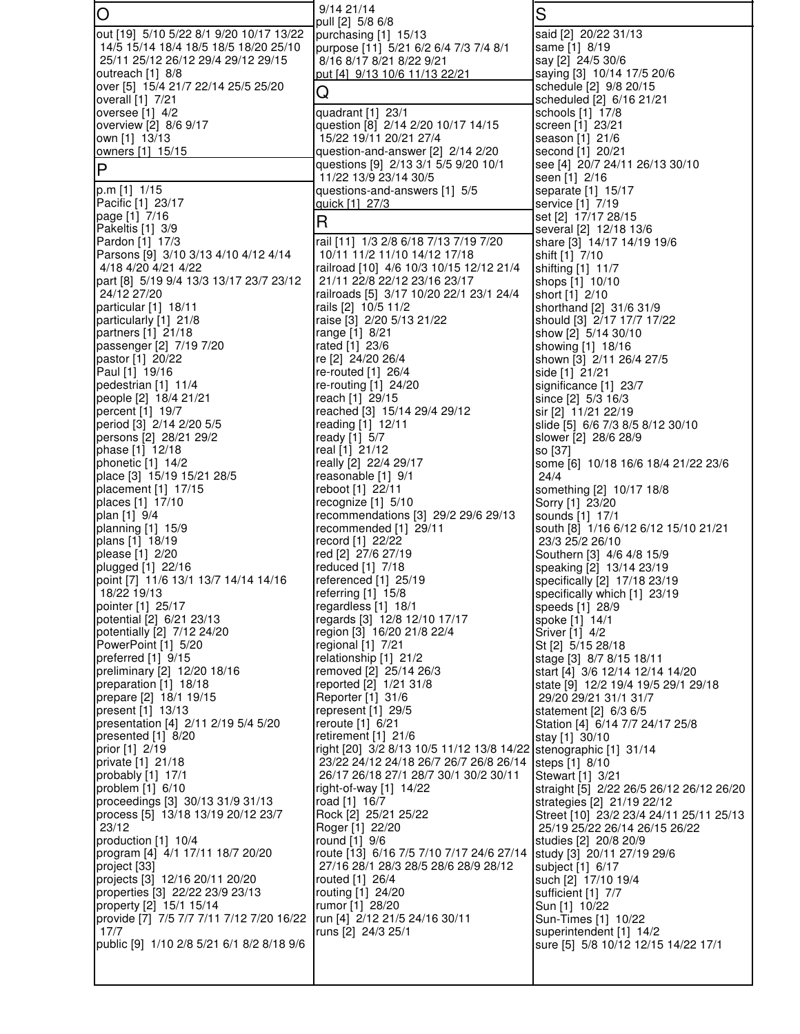## O

out [19] 5/10 5/22 8/1 9/20 10/17 13/22 14/5 15/14 18/4 18/5 18/5 18/20 25/10 25/11 25/12 26/12 29/4 29/12 29/15
outreach [1] 8/8
over [5] 15/4 21/7 22/14 25/5 25/20
overall [1] 7/21
oversee [1] 4/2
overview [2] 8/6 9/17
own [1] 13/13
owners [1] 15/15

## P

p.m [1] 1/15
Pacific [1] 23/17
page [1] 7/16
Pakeltis [1] 3/9
Pardon [1] 17/3
Parsons [9] 3/10 3/13 4/10 4/12 4/14 4/18 4/20 4/21 4/22
part [8] 5/19 9/4 13/3 13/17 23/7 23/12 24/12 27/20
particular [1] 18/11
particularly [1] 21/8
partners [1] 21/18
passenger [2] 7/19 7/20
pastor [1] 20/22
Paul [1] 19/16
pedestrian [1] 11/4
people [2] 18/4 21/21
percent [1] 19/7
period [3] 2/14 2/20 5/5
persons [2] 28/21 29/2
phase [1] 12/18
phonetic [1] 14/2
place [3] 15/19 15/21 28/5
placement [1] 17/15
places [1] 17/10
plan [1] 9/4
planning [1] 15/9
plans [1] 18/19
please [1] 2/20
plugged [1] 22/16
point [7] 11/6 13/1 13/7 14/14 14/16 18/22 19/13
pointer [1] 25/17
potential [2] 6/21 23/13
potentially [2] 7/12 24/20
PowerPoint [1] 5/20
preferred [1] 9/15
preliminary [2] 12/20 18/16
preparation [1] 18/18
prepare [2] 18/1 19/15
present [1] 13/13
presentation [4] 2/11 2/19 5/4 5/20
presented [1] 8/20
prior [1] 2/19
private [1] 21/18
probably [1] 17/1
problem [1] 6/10
proceedings [3] 30/13 31/9 31/13
process [5] 13/18 13/19 20/12 23/7 23/12
production [1] 10/4
program [4] 4/1 17/11 18/7 20/20
project [33]
projects [3] 12/16 20/11 20/20
properties [3] 22/22 23/9 23/13
property [2] 15/1 15/14
provide [7] 7/5 7/7 7/11 7/12 7/20 16/22 17/7
public [9] 1/10 2/8 5/21 6/1 8/2 8/18 9/6 9/14 21/14
pull [2] 5/8 6/8
purchasing [1] 15/13
purpose [11] 5/21 6/2 6/4 7/3 7/4 8/1 8/16 8/17 8/21 8/22 9/21
put [4] 9/13 10/6 11/13 22/21

## Q

quadrant [1] 23/1
question [8] 2/14 2/20 10/17 14/15 15/22 19/11 20/21 27/4
question-and-answer [2] 2/14 2/20
questions [9] 2/13 3/1 5/5 9/20 10/1 11/22 13/9 23/14 30/5
questions-and-answers [1] 5/5
quick [1] 27/3

## R

rail [11] 1/3 2/8 6/18 7/13 7/19 7/20 10/11 11/2 11/10 14/12 17/18
railroad [10] 4/6 10/3 10/15 12/12 21/4 21/11 22/8 22/12 23/16 23/17
railroads [5] 3/17 10/20 22/1 23/1 24/4
rails [2] 10/5 11/2
raise [3] 2/20 5/13 21/22
range [1] 8/21
rated [1] 23/6
re [2] 24/20 26/4
re-routed [1] 26/4
re-routing [1] 24/20
reach [1] 29/15
reached [3] 15/14 29/4 29/12
reading [1] 12/11
ready [1] 5/7
real [1] 21/12
really [2] 22/4 29/17
reasonable [1] 9/1
reboot [1] 22/11
recognize [1] 5/10
recommendations [3] 29/2 29/6 29/13
recommended [1] 29/11
record [1] 22/22
red [2] 27/6 27/19
reduced [1] 7/18
referenced [1] 25/19
referring [1] 15/8
regardless [1] 18/1
regards [3] 12/8 12/10 17/17
region [3] 16/20 21/8 22/4
regional [1] 7/21
relationship [1] 21/2
removed [2] 25/14 26/3
reported [2] 1/21 31/8
Reporter [1] 31/6
represent [1] 29/5
reroute [1] 6/21
retirement [1] 21/6
right [20] 3/2 8/13 10/5 11/12 13/8 14/22 23/22 24/12 24/18 26/7 26/7 26/8 26/14 26/17 26/18 27/1 28/7 30/1 30/2 30/11
right-of-way [1] 14/22
road [1] 16/7
Rock [2] 25/21 25/22
Roger [1] 22/20
round [1] 9/6
route [13] 6/16 7/5 7/10 7/17 24/6 27/14 27/16 28/1 28/3 28/5 28/6 28/9 28/12
routed [1] 26/4
routing [1] 24/20
rumor [1] 28/20
run [4] 2/12 21/5 24/16 30/11
runs [2] 24/3 25/1

## S

said [2] 20/22 31/13
same [1] 8/19
say [2] 24/5 30/6
saying [3] 10/14 17/5 20/6
schedule [2] 9/8 20/15
scheduled [2] 6/16 21/21
schools [1] 17/8
screen [1] 23/21
season [1] 21/6
second [1] 20/21
see [4] 20/7 24/11 26/13 30/10
seen [1] 2/16
separate [1] 15/17
service [1] 7/19
set [2] 17/17 28/15
several [2] 12/18 13/6
share [3] 14/17 14/19 19/6
shift [1] 7/10
shifting [1] 11/7
shops [1] 10/10
short [1] 2/10
shorthand [2] 31/6 31/9
should [3] 2/17 17/7 17/22
show [2] 5/14 30/10
showing [1] 18/16
shown [3] 2/11 26/4 27/5
side [1] 21/21
significance [1] 23/7
since [2] 5/3 16/3
sir [2] 11/21 22/19
slide [5] 6/6 7/3 8/5 8/12 30/10
slower [2] 28/6 28/9
so [37]
some [6] 10/18 16/6 18/4 21/22 23/6 24/4
something [2] 10/17 18/8
Sorry [1] 23/20
sounds [1] 17/1
south [8] 1/16 6/12 6/12 15/10 21/21 23/3 25/2 26/10
Southern [3] 4/6 4/8 15/9
speaking [2] 13/14 23/19
specifically [2] 17/18 23/19
specifically which [1] 23/19
speeds [1] 28/9
spoke [1] 14/1
Sriver [1] 4/2
St [2] 5/15 28/18
stage [3] 8/7 8/15 18/11
start [4] 3/6 12/14 12/14 14/20
state [9] 12/2 19/4 19/5 29/1 29/18 29/20 29/21 31/1 31/7
statement [2] 6/3 6/5
Station [4] 6/14 7/7 24/17 25/8
stay [1] 30/10
stenographic [1] 31/14
steps [1] 8/10
Stewart [1] 3/21
straight [5] 2/22 26/5 26/12 26/12 26/20
strategies [2] 21/19 22/12
Street [10] 23/2 23/4 24/11 25/11 25/13 25/19 25/22 26/14 26/15 26/22
studies [2] 20/8 20/9
study [3] 20/11 27/19 29/6
subject [1] 6/17
such [2] 17/10 19/4
sufficient [1] 7/7
Sun [1] 10/22
Sun-Times [1] 10/22
superintendent [1] 14/2
sure [5] 5/8 10/12 12/15 14/22 17/1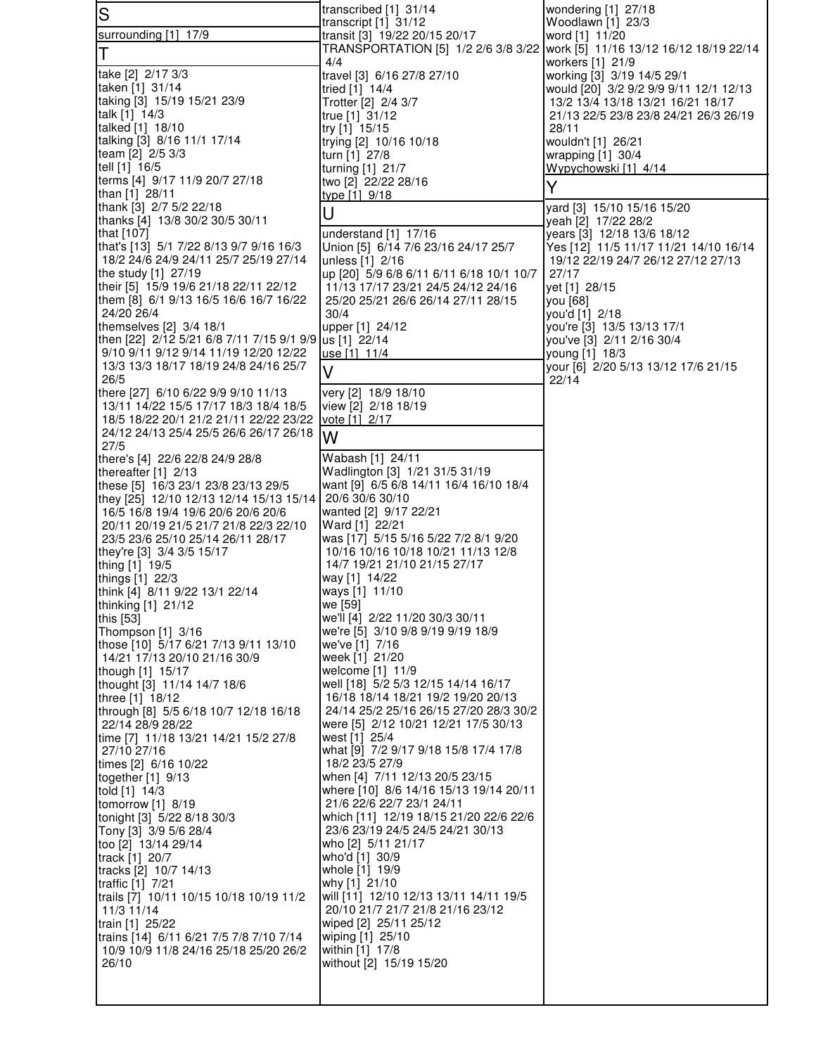## S

surrounding [1] 17/9

## T

take [2] 2/17 3/3
taken [1] 31/14
taking [3] 15/19 15/21 23/9
talk [1] 14/3
talked [1] 18/10
talking [3] 8/16 11/1 17/14
team [2] 2/5 3/3
tell [1] 16/5
terms [4] 9/17 11/9 20/7 27/18
than [1] 28/11
thank [3] 2/7 5/2 22/18
thanks [4] 13/8 30/2 30/5 30/11
that [107]
that's [13] 5/1 7/22 8/13 9/7 9/16 16/3 18/2 24/6 24/9 24/11 25/7 25/19 27/14
the study [1] 27/19
their [5] 15/9 19/6 21/18 22/11 22/12
them [8] 6/1 9/13 16/5 16/6 16/7 16/22 24/20 26/4
themselves [2] 3/4 18/1
then [22] 2/12 5/21 6/8 7/11 7/15 9/1 9/9 9/10 9/11 9/12 9/14 11/19 12/20 12/22 13/3 13/3 18/17 18/19 24/8 24/16 25/7 26/5
there [27] 6/10 6/22 9/9 9/10 11/13 13/11 14/22 15/5 17/17 18/3 18/4 18/5 18/5 18/22 20/1 21/2 21/11 22/22 23/22 24/12 24/13 25/4 25/5 26/6 26/17 26/18 27/5
there's [4] 22/6 22/8 24/9 28/8
thereafter [1] 2/13
these [5] 16/3 23/1 23/8 23/13 29/5
they [25] 12/10 12/13 12/14 15/13 15/14 16/5 16/8 19/4 19/6 20/6 20/6 20/6 20/11 20/19 21/5 21/7 21/8 22/3 22/10 23/5 23/6 25/10 25/14 26/11 28/17
they're [3] 3/4 3/5 15/17
thing [1] 19/5
things [1] 22/3
think [4] 8/11 9/22 13/1 22/14
thinking [1] 21/12
this [53]
Thompson [1] 3/16
those [10] 5/17 6/21 7/13 9/11 13/10 14/21 17/13 20/10 21/16 30/9
though [1] 15/17
thought [3] 11/14 14/7 18/6
three [1] 18/12
through [8] 5/5 6/18 10/7 12/18 16/18 22/14 28/9 28/22
time [7] 11/18 13/21 14/21 15/2 27/8 27/10 27/16
times [2] 6/16 10/22
together [1] 9/13
told [1] 14/3
tomorrow [1] 8/19
tonight [3] 5/22 8/18 30/3
Tony [3] 3/9 5/6 28/4
too [2] 13/14 29/14
track [1] 20/7
tracks [2] 10/7 14/13
traffic [1] 7/21
trails [7] 10/11 10/15 10/18 10/19 11/2 11/3 11/14
train [1] 25/22
trains [14] 6/11 6/21 7/5 7/8 7/10 7/14 10/9 10/9 11/8 24/16 25/18 25/20 26/2 26/10
transcribed [1] 31/14
transcript [1] 31/12
transit [3] 19/22 20/15 20/17
TRANSPORTATION [5] 1/2 2/6 3/8 3/22 4/4
travel [3] 6/16 27/8 27/10
tried [1] 14/4
Trotter [2] 2/4 3/7
true [1] 31/12
try [1] 15/15
trying [2] 10/16 10/18
turn [1] 27/8
turning [1] 21/7
two [2] 22/22 28/16
type [1] 9/18

## U

understand [1] 17/16
Union [5] 6/14 7/6 23/16 24/17 25/7
unless [1] 2/16
up [20] 5/9 6/8 6/11 6/11 6/18 10/1 10/7 11/13 17/17 23/21 24/5 24/12 24/16 25/20 25/21 26/6 26/14 27/11 28/15 30/4
upper [1] 24/12
us [1] 22/14
use [1] 11/4

## V

very [2] 18/9 18/10
view [2] 2/18 18/19
vote [1] 2/17

## W

Wabash [1] 24/11
Wadlington [3] 1/21 31/5 31/19
want [9] 6/5 6/8 14/11 16/4 16/10 18/4 20/6 30/6 30/10
wanted [2] 9/17 22/21
Ward [1] 22/21
was [17] 5/15 5/16 5/22 7/2 8/1 9/20 10/16 10/16 10/18 10/21 11/13 12/8 14/7 19/21 21/10 21/15 27/17
way [1] 14/22
ways [1] 11/10
we [59]
we'll [4] 2/22 11/20 30/3 30/11
we're [5] 3/10 9/8 9/19 9/19 18/9
we've [1] 7/16
week [1] 21/20
welcome [1] 11/9
well [18] 5/2 5/3 12/15 14/14 16/17 16/18 18/14 18/21 19/2 19/20 20/13 24/14 25/2 25/16 26/15 27/20 28/3 30/2
were [5] 2/12 10/21 12/21 17/5 30/13
west [1] 25/4
what [9] 7/2 9/17 9/18 15/8 17/4 17/8 18/2 23/5 27/9
when [4] 7/11 12/13 20/5 23/15
where [10] 8/6 14/16 15/13 19/14 20/11 21/6 22/6 22/7 23/1 24/11
which [11] 12/19 18/15 21/20 22/6 22/6 23/6 23/19 24/5 24/5 24/21 30/13
who [2] 5/11 21/17
who'd [1] 30/9
whole [1] 19/9
why [1] 21/10
will [11] 12/10 12/13 13/11 14/11 19/5 20/10 21/7 21/7 21/8 21/16 23/12
wiped [2] 25/11 25/12
wiping [1] 25/10
within [1] 17/8
without [2] 15/19 15/20
wondering [1] 27/18
Woodlawn [1] 23/3
word [1] 11/20
work [5] 11/16 13/12 16/12 18/19 22/14
workers [1] 21/9
working [3] 3/19 14/5 29/1
would [20] 3/2 9/2 9/9 9/11 12/1 12/13 13/2 13/4 13/18 13/21 16/21 18/17 21/13 22/5 23/8 23/8 24/21 26/3 26/19 28/11
wouldn't [1] 26/21
wrapping [1] 30/4
Wypychowski [1] 4/14

## Y

yard [3] 15/10 15/16 15/20
yeah [2] 17/22 28/2
years [3] 12/18 13/6 18/12
Yes [12] 11/5 11/17 11/21 14/10 16/14 19/12 22/19 24/7 26/12 27/12 27/13 27/17
yet [1] 28/15
you [68]
you'd [1] 2/18
you're [3] 13/5 13/13 17/1
you've [3] 2/11 2/16 30/4
young [1] 18/3
your [6] 2/20 5/13 13/12 17/6 21/15 22/14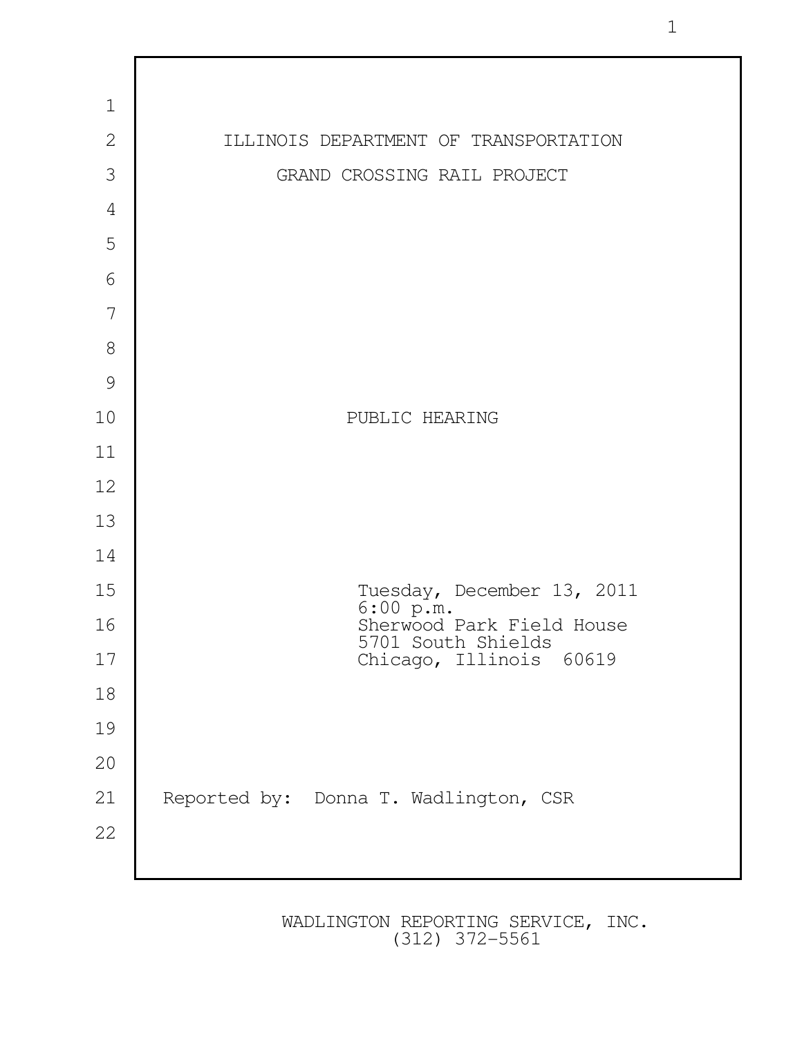ILLINOIS DEPARTMENT OF TRANSPORTATION

GRAND CROSSING RAIL PROJECT

PUBLIC HEARING

Tuesday, December 13, 2011
6:00 p.m.
Sherwood Park Field House
5701 South Shields
Chicago, Illinois 60619

Reported by: Donna T. Wadlington, CSR

WADLINGTON REPORTING SERVICE, INC.
(312) 372-5561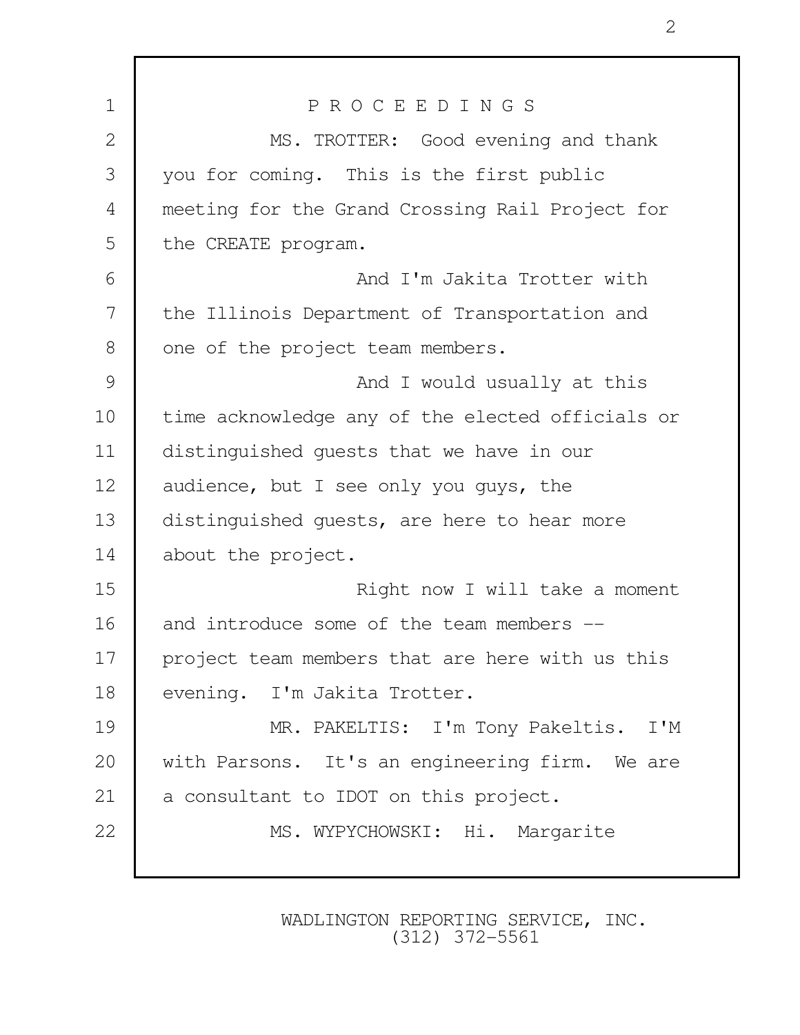P R O C E E D I N G S

MS. TROTTER: Good evening and thank you for coming. This is the first public meeting for the Grand Crossing Rail Project for the CREATE program.

And I'm Jakita Trotter with the Illinois Department of Transportation and one of the project team members.

And I would usually at this time acknowledge any of the elected officials or distinguished guests that we have in our audience, but I see only you guys, the distinguished guests, are here to hear more about the project.

Right now I will take a moment and introduce some of the team members -- project team members that are here with us this evening. I'm Jakita Trotter.

MR. PAKELTIS: I'm Tony Pakeltis. I'M with Parsons. It's an engineering firm. We are a consultant to IDOT on this project.

MS. WYPYCHOWSKI: Hi. Margarite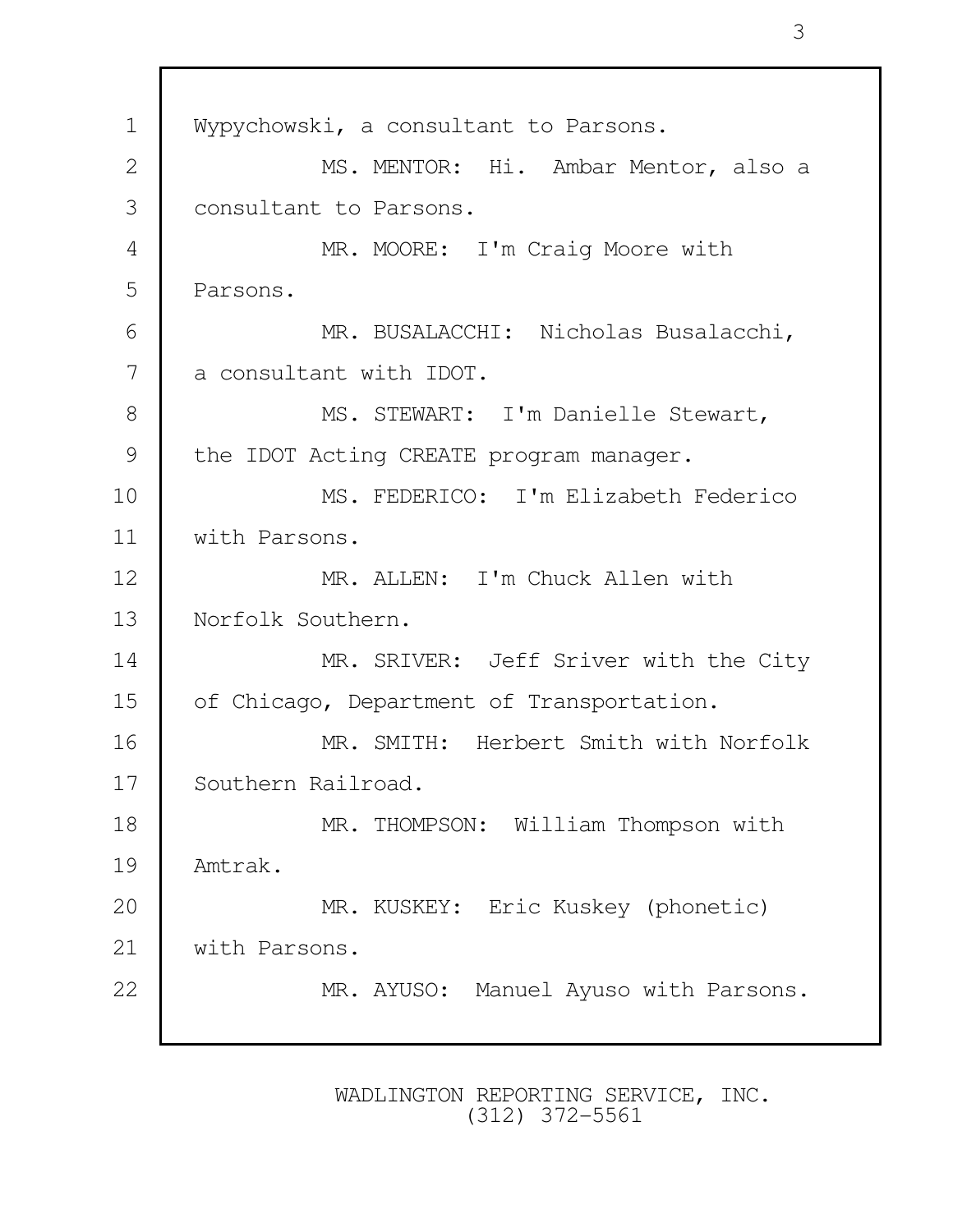Wypychowski, a consultant to Parsons.

MS. MENTOR: Hi. Ambar Mentor, also a consultant to Parsons.

MR. MOORE: I'm Craig Moore with Parsons.

MR. BUSALACCHI: Nicholas Busalacchi, a consultant with IDOT.

MS. STEWART: I'm Danielle Stewart, the IDOT Acting CREATE program manager.

MS. FEDERICO: I'm Elizabeth Federico with Parsons.

MR. ALLEN: I'm Chuck Allen with Norfolk Southern.

MR. SRIVER: Jeff Sriver with the City of Chicago, Department of Transportation.

MR. SMITH: Herbert Smith with Norfolk Southern Railroad.

MR. THOMPSON: William Thompson with Amtrak.

MR. KUSKEY: Eric Kuskey (phonetic) with Parsons.

MR. AYUSO: Manuel Ayuso with Parsons.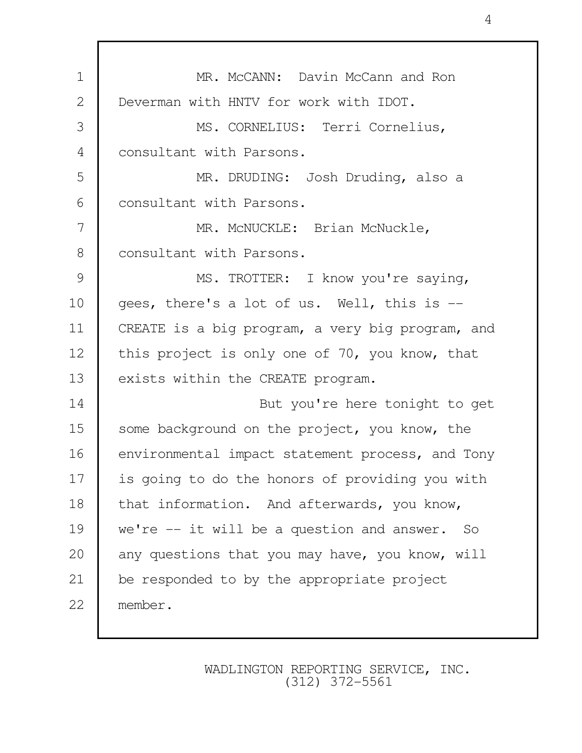MR. McCANN: Davin McCann and Ron Deverman with HNTV for work with IDOT.

MS. CORNELIUS: Terri Cornelius, consultant with Parsons.

MR. DRUDING: Josh Druding, also a consultant with Parsons.

MR. McNUCKLE: Brian McNuckle, consultant with Parsons.

MS. TROTTER: I know you're saying, gees, there's a lot of us. Well, this is -- CREATE is a big program, a very big program, and this project is only one of 70, you know, that exists within the CREATE program.

But you're here tonight to get some background on the project, you know, the environmental impact statement process, and Tony is going to do the honors of providing you with that information. And afterwards, you know, we're -- it will be a question and answer. So any questions that you may have, you know, will be responded to by the appropriate project member.

WADLINGTON REPORTING SERVICE, INC.
(312) 372-5561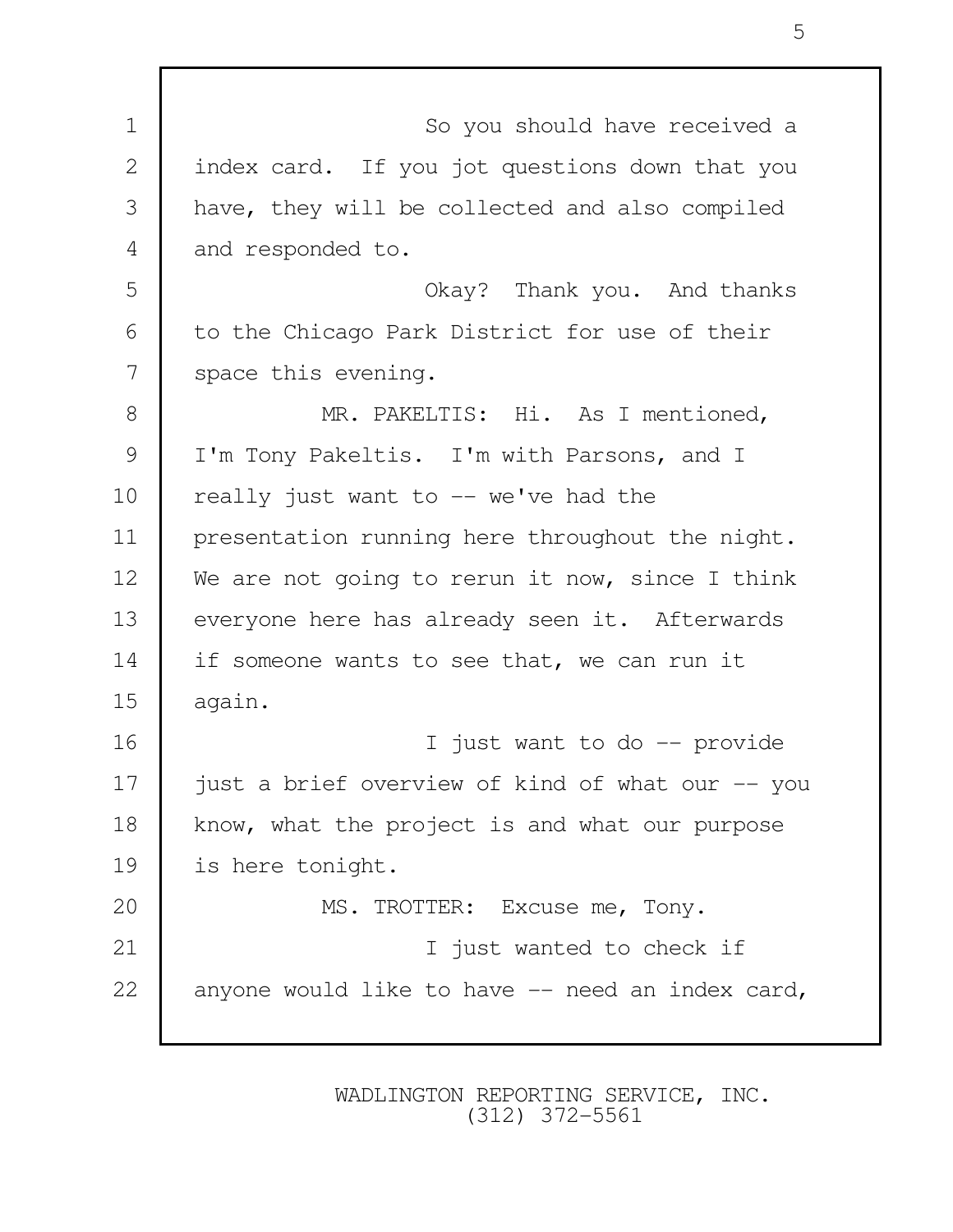So you should have received a index card. If you jot questions down that you have, they will be collected and also compiled and responded to.

Okay? Thank you. And thanks to the Chicago Park District for use of their space this evening.

MR. PAKELTIS: Hi. As I mentioned, I'm Tony Pakeltis. I'm with Parsons, and I really just want to -- we've had the presentation running here throughout the night. We are not going to rerun it now, since I think everyone here has already seen it. Afterwards if someone wants to see that, we can run it again.

I just want to do -- provide just a brief overview of kind of what our -- you know, what the project is and what our purpose is here tonight.

MS. TROTTER: Excuse me, Tony.

I just wanted to check if anyone would like to have -- need an index card,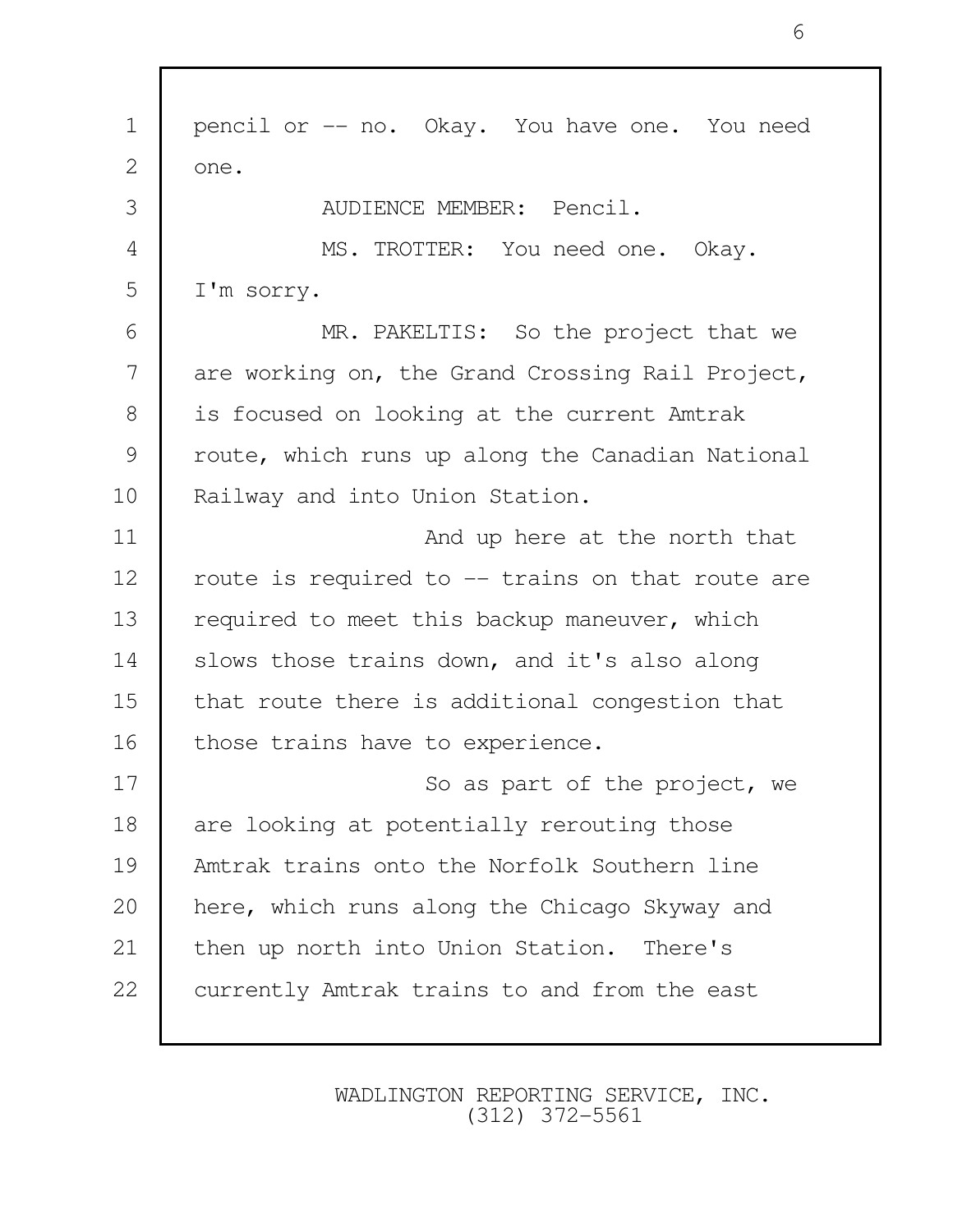pencil or -- no. Okay. You have one. You need one.

AUDIENCE MEMBER: Pencil.

MS. TROTTER: You need one. Okay. I'm sorry.

MR. PAKELTIS: So the project that we are working on, the Grand Crossing Rail Project, is focused on looking at the current Amtrak route, which runs up along the Canadian National Railway and into Union Station.

And up here at the north that route is required to -- trains on that route are required to meet this backup maneuver, which slows those trains down, and it's also along that route there is additional congestion that those trains have to experience.

So as part of the project, we are looking at potentially rerouting those Amtrak trains onto the Norfolk Southern line here, which runs along the Chicago Skyway and then up north into Union Station. There's currently Amtrak trains to and from the east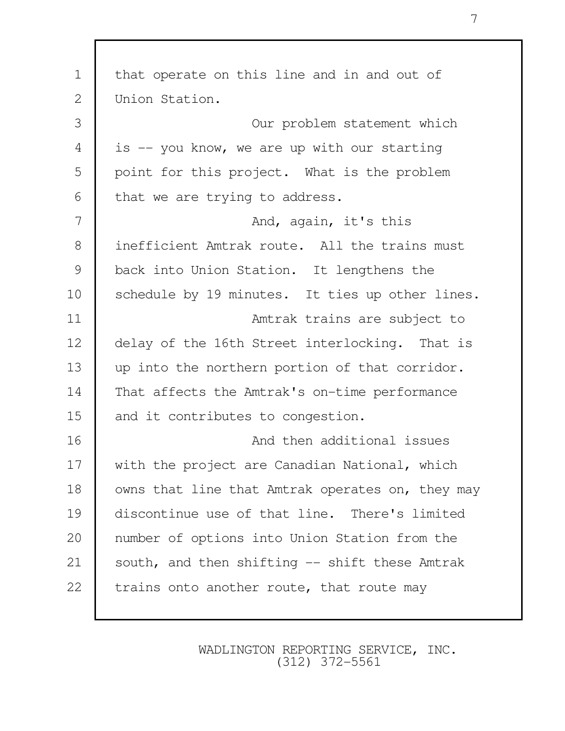that operate on this line and in and out of Union Station.

Our problem statement which is -- you know, we are up with our starting point for this project. What is the problem that we are trying to address.

And, again, it's this inefficient Amtrak route. All the trains must back into Union Station. It lengthens the schedule by 19 minutes. It ties up other lines.

Amtrak trains are subject to delay of the 16th Street interlocking. That is up into the northern portion of that corridor. That affects the Amtrak's on-time performance and it contributes to congestion.

And then additional issues with the project are Canadian National, which owns that line that Amtrak operates on, they may discontinue use of that line. There's limited number of options into Union Station from the south, and then shifting -- shift these Amtrak trains onto another route, that route may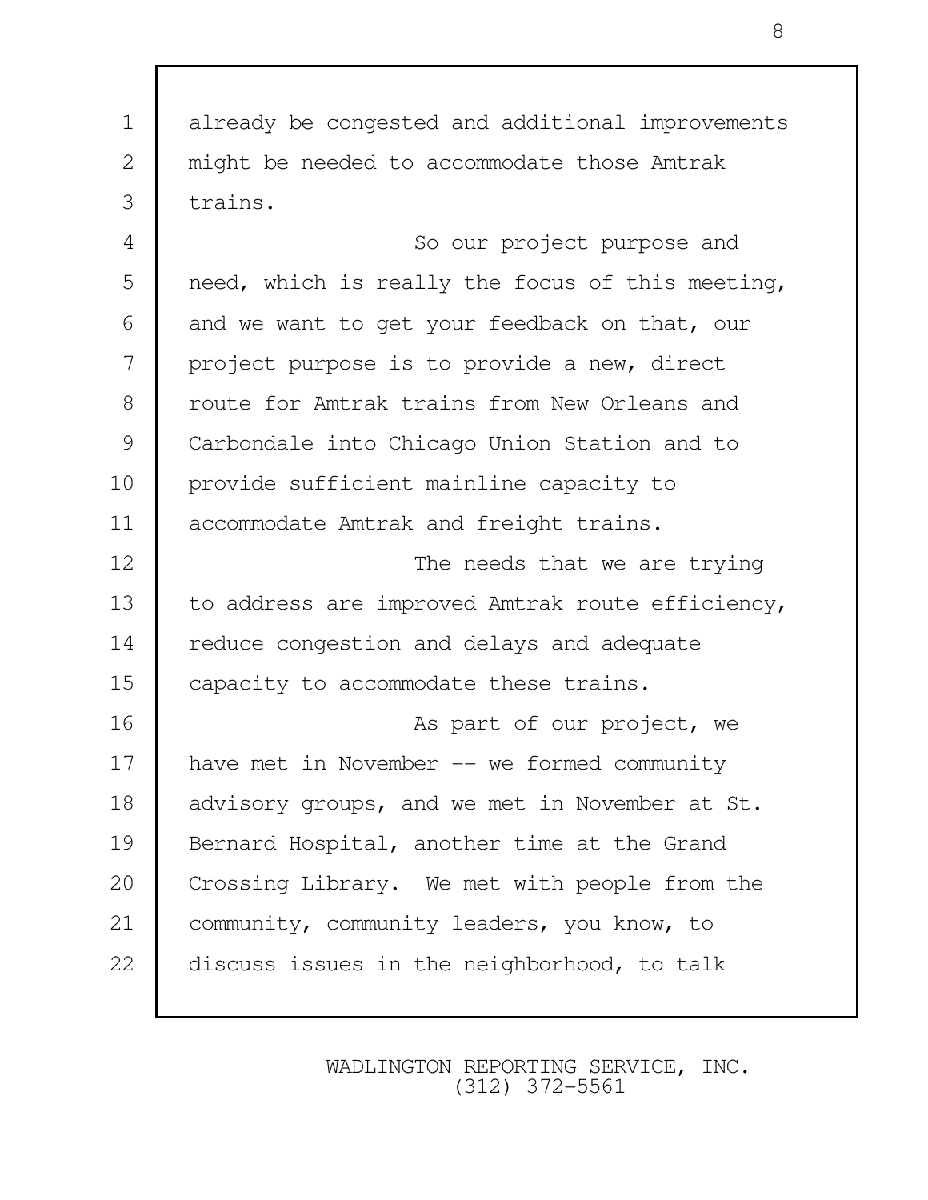already be congested and additional improvements might be needed to accommodate those Amtrak trains.

So our project purpose and need, which is really the focus of this meeting, and we want to get your feedback on that, our project purpose is to provide a new, direct route for Amtrak trains from New Orleans and Carbondale into Chicago Union Station and to provide sufficient mainline capacity to accommodate Amtrak and freight trains.

The needs that we are trying to address are improved Amtrak route efficiency, reduce congestion and delays and adequate capacity to accommodate these trains.

As part of our project, we have met in November -- we formed community advisory groups, and we met in November at St. Bernard Hospital, another time at the Grand Crossing Library. We met with people from the community, community leaders, you know, to discuss issues in the neighborhood, to talk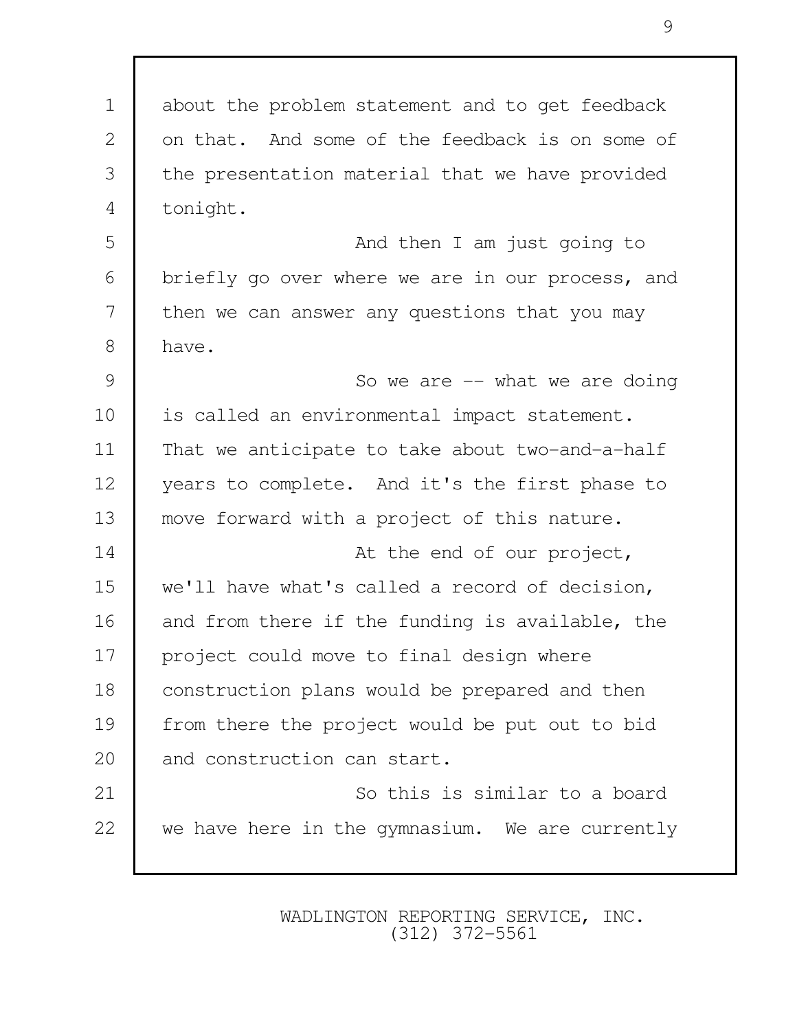about the problem statement and to get feedback on that. And some of the feedback is on some of the presentation material that we have provided tonight.

And then I am just going to briefly go over where we are in our process, and then we can answer any questions that you may have.

So we are -- what we are doing is called an environmental impact statement. That we anticipate to take about two-and-a-half years to complete. And it's the first phase to move forward with a project of this nature.

At the end of our project, we'll have what's called a record of decision, and from there if the funding is available, the project could move to final design where construction plans would be prepared and then from there the project would be put out to bid and construction can start.

So this is similar to a board we have here in the gymnasium. We are currently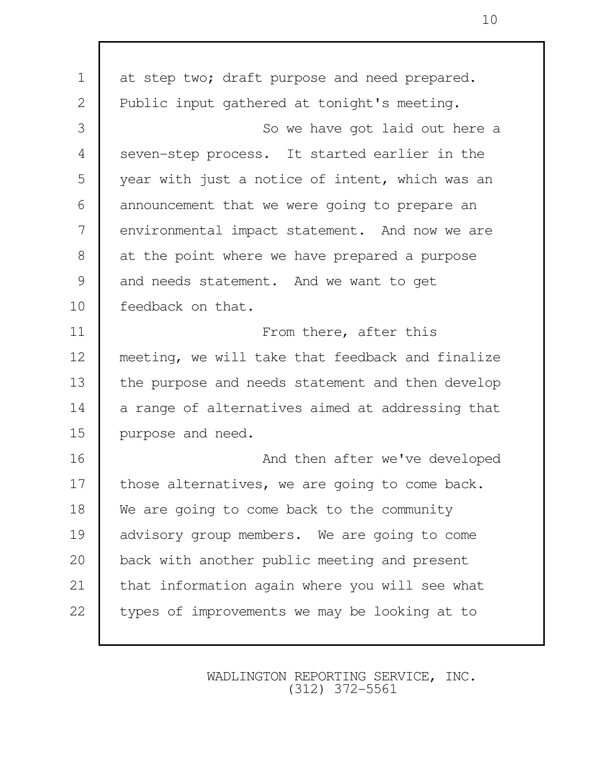at step two; draft purpose and need prepared. Public input gathered at tonight's meeting.

So we have got laid out here a seven-step process. It started earlier in the year with just a notice of intent, which was an announcement that we were going to prepare an environmental impact statement. And now we are at the point where we have prepared a purpose and needs statement. And we want to get feedback on that.

From there, after this meeting, we will take that feedback and finalize the purpose and needs statement and then develop a range of alternatives aimed at addressing that purpose and need.

And then after we've developed those alternatives, we are going to come back. We are going to come back to the community advisory group members. We are going to come back with another public meeting and present that information again where you will see what types of improvements we may be looking at to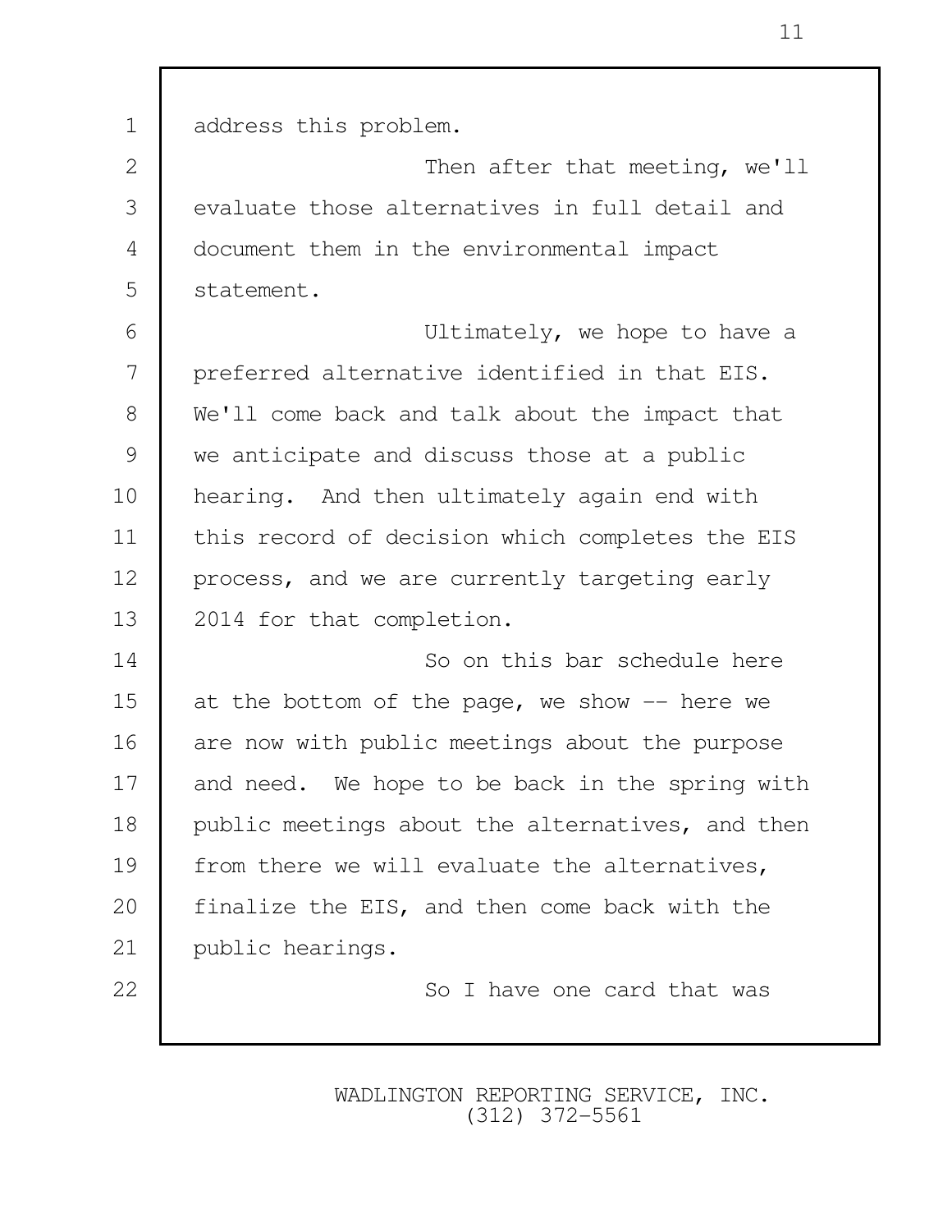address this problem.

Then after that meeting, we'll evaluate those alternatives in full detail and document them in the environmental impact statement.

Ultimately, we hope to have a preferred alternative identified in that EIS. We'll come back and talk about the impact that we anticipate and discuss those at a public hearing. And then ultimately again end with this record of decision which completes the EIS process, and we are currently targeting early 2014 for that completion.

So on this bar schedule here at the bottom of the page, we show -- here we are now with public meetings about the purpose and need. We hope to be back in the spring with public meetings about the alternatives, and then from there we will evaluate the alternatives, finalize the EIS, and then come back with the public hearings.

So I have one card that was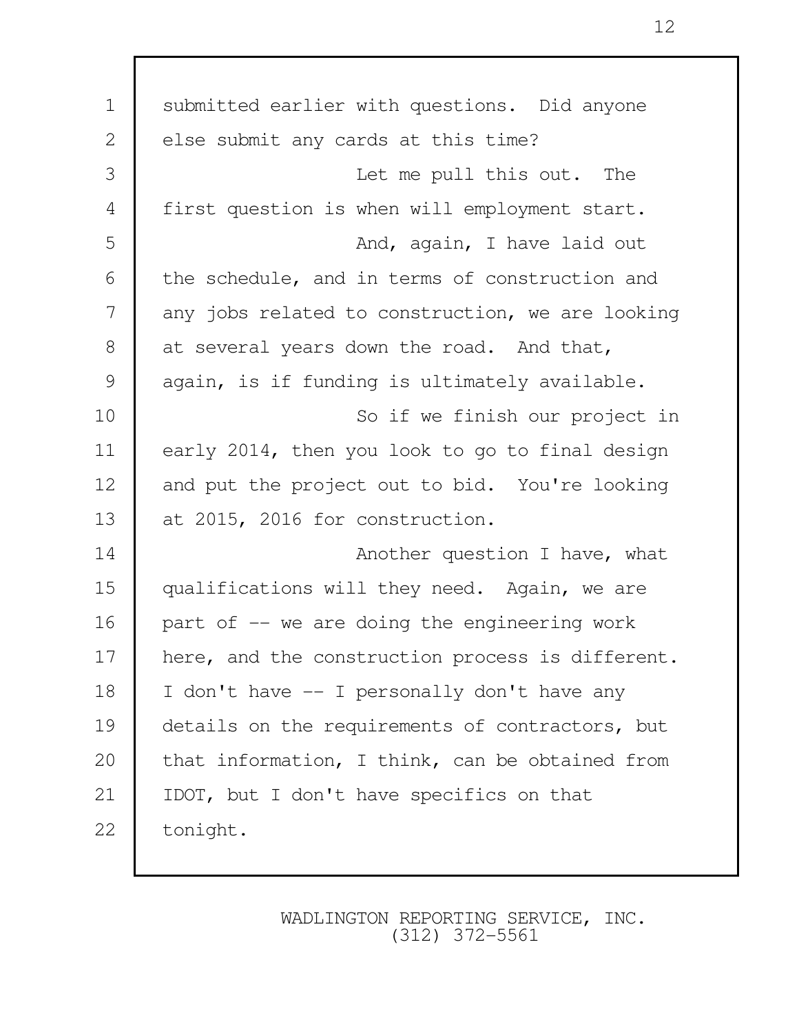submitted earlier with questions. Did anyone else submit any cards at this time?

Let me pull this out. The first question is when will employment start.

And, again, I have laid out the schedule, and in terms of construction and any jobs related to construction, we are looking at several years down the road. And that, again, is if funding is ultimately available.

So if we finish our project in early 2014, then you look to go to final design and put the project out to bid. You're looking at 2015, 2016 for construction.

Another question I have, what qualifications will they need. Again, we are part of -- we are doing the engineering work here, and the construction process is different. I don't have -- I personally don't have any details on the requirements of contractors, but that information, I think, can be obtained from IDOT, but I don't have specifics on that tonight.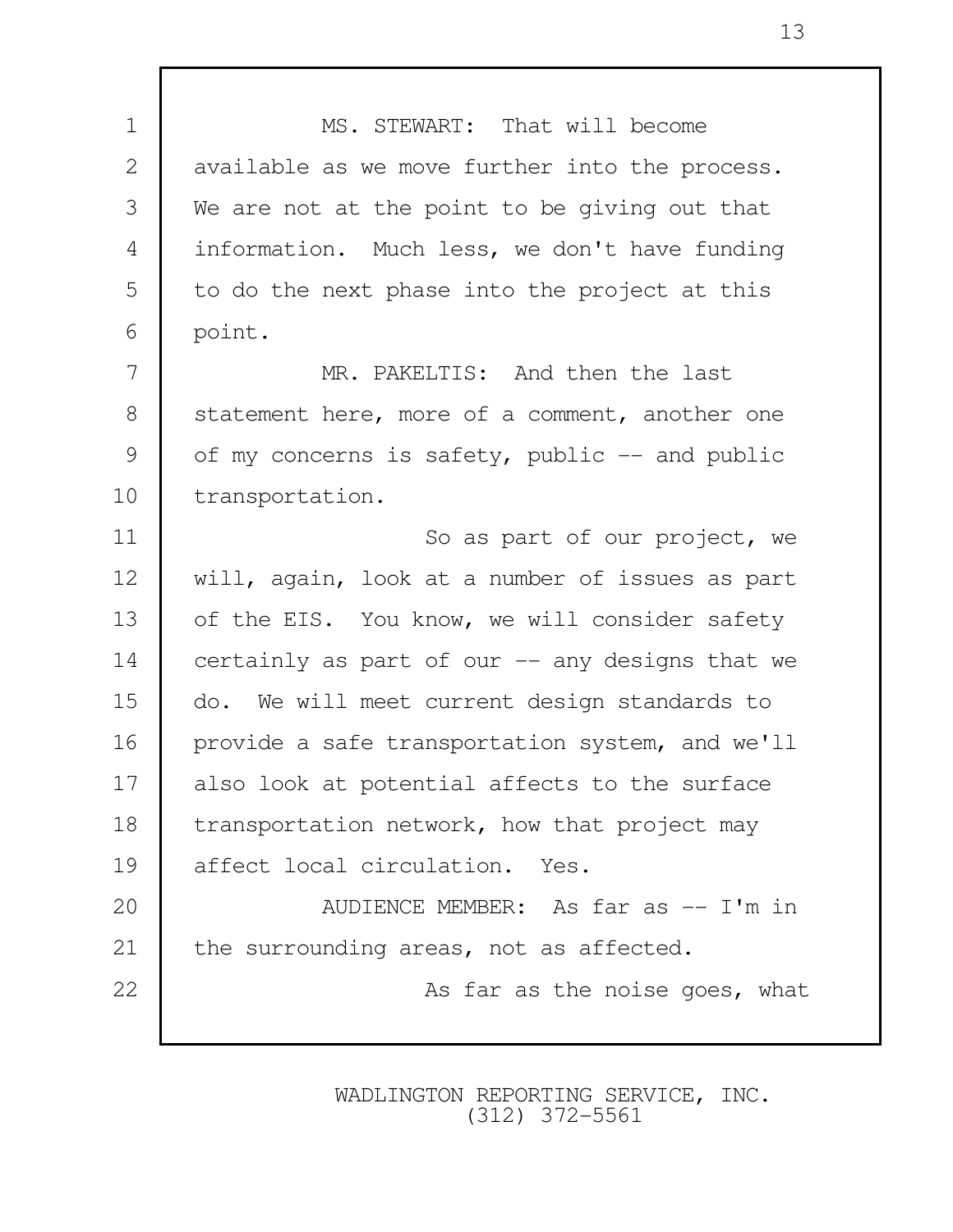MS. STEWART: That will become available as we move further into the process. We are not at the point to be giving out that information. Much less, we don't have funding to do the next phase into the project at this point.

MR. PAKELTIS: And then the last statement here, more of a comment, another one of my concerns is safety, public -- and public transportation.

So as part of our project, we will, again, look at a number of issues as part of the EIS. You know, we will consider safety certainly as part of our -- any designs that we do. We will meet current design standards to provide a safe transportation system, and we'll also look at potential affects to the surface transportation network, how that project may affect local circulation. Yes.

AUDIENCE MEMBER: As far as -- I'm in the surrounding areas, not as affected.

As far as the noise goes, what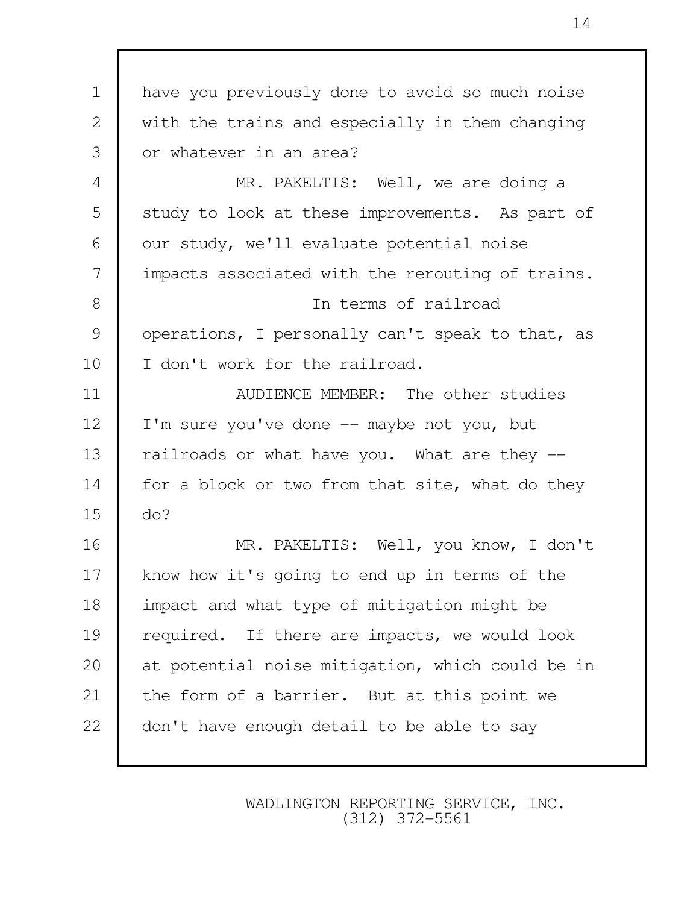have you previously done to avoid so much noise with the trains and especially in them changing or whatever in an area?

MR. PAKELTIS: Well, we are doing a study to look at these improvements. As part of our study, we'll evaluate potential noise impacts associated with the rerouting of trains.

In terms of railroad operations, I personally can't speak to that, as I don't work for the railroad.

AUDIENCE MEMBER: The other studies I'm sure you've done -- maybe not you, but railroads or what have you. What are they -- for a block or two from that site, what do they do?

MR. PAKELTIS: Well, you know, I don't know how it's going to end up in terms of the impact and what type of mitigation might be required. If there are impacts, we would look at potential noise mitigation, which could be in the form of a barrier. But at this point we don't have enough detail to be able to say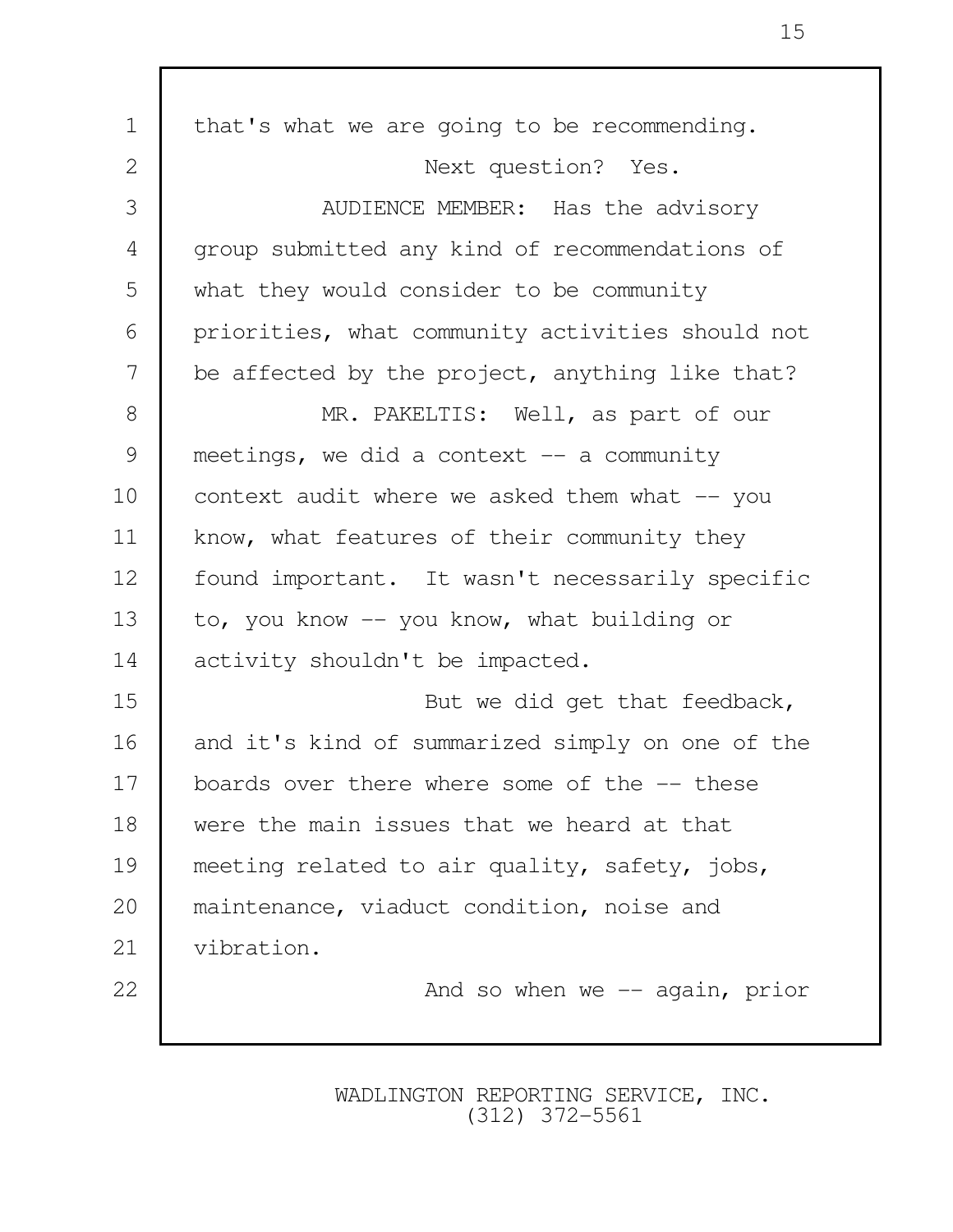that's what we are going to be recommending.

Next question? Yes.

AUDIENCE MEMBER: Has the advisory group submitted any kind of recommendations of what they would consider to be community priorities, what community activities should not be affected by the project, anything like that?

MR. PAKELTIS: Well, as part of our meetings, we did a context -- a community context audit where we asked them what -- you know, what features of their community they found important. It wasn't necessarily specific to, you know -- you know, what building or activity shouldn't be impacted.

But we did get that feedback, and it's kind of summarized simply on one of the boards over there where some of the -- these were the main issues that we heard at that meeting related to air quality, safety, jobs, maintenance, viaduct condition, noise and vibration.

And so when we -- again, prior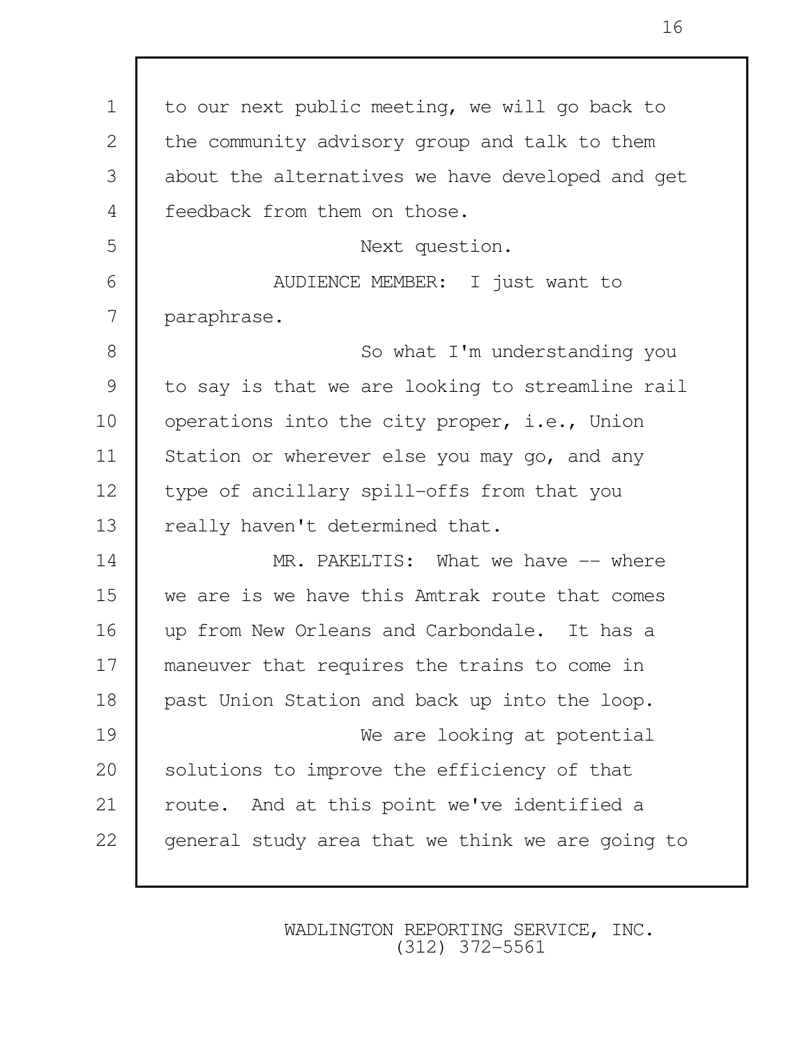to our next public meeting, we will go back to the community advisory group and talk to them about the alternatives we have developed and get feedback from them on those.

Next question.

AUDIENCE MEMBER: I just want to paraphrase.

So what I'm understanding you to say is that we are looking to streamline rail operations into the city proper, i.e., Union Station or wherever else you may go, and any type of ancillary spill-offs from that you really haven't determined that.

MR. PAKELTIS: What we have -- where we are is we have this Amtrak route that comes up from New Orleans and Carbondale. It has a maneuver that requires the trains to come in past Union Station and back up into the loop.

We are looking at potential solutions to improve the efficiency of that route. And at this point we've identified a general study area that we think we are going to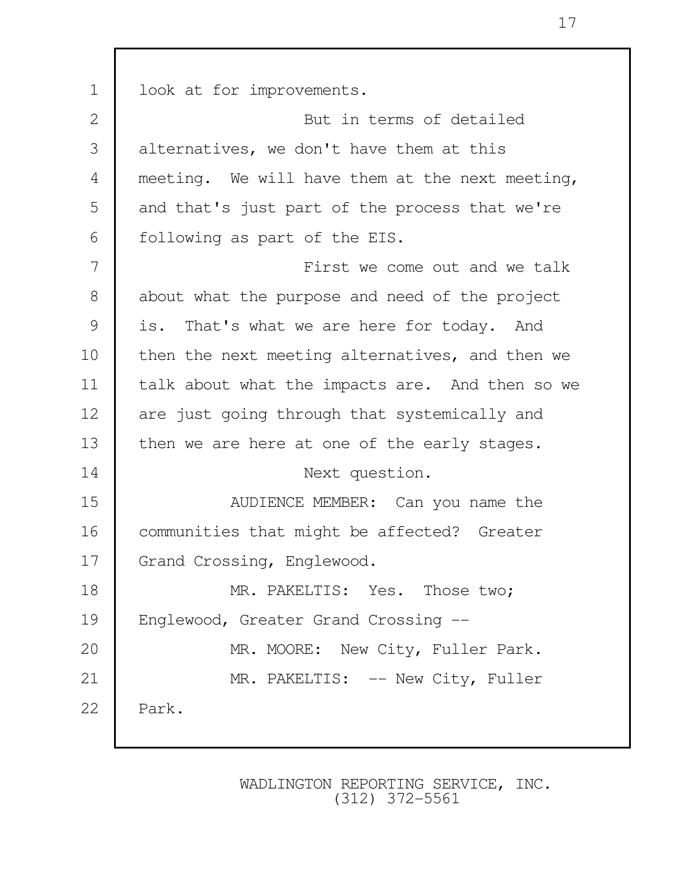look at for improvements.

But in terms of detailed alternatives, we don't have them at this meeting. We will have them at the next meeting, and that's just part of the process that we're following as part of the EIS.

First we come out and we talk about what the purpose and need of the project is. That's what we are here for today. And then the next meeting alternatives, and then we talk about what the impacts are. And then so we are just going through that systemically and then we are here at one of the early stages.

Next question.

AUDIENCE MEMBER: Can you name the communities that might be affected? Greater Grand Crossing, Englewood.

MR. PAKELTIS: Yes. Those two; Englewood, Greater Grand Crossing --

MR. MOORE: New City, Fuller Park.

MR. PAKELTIS: -- New City, Fuller Park.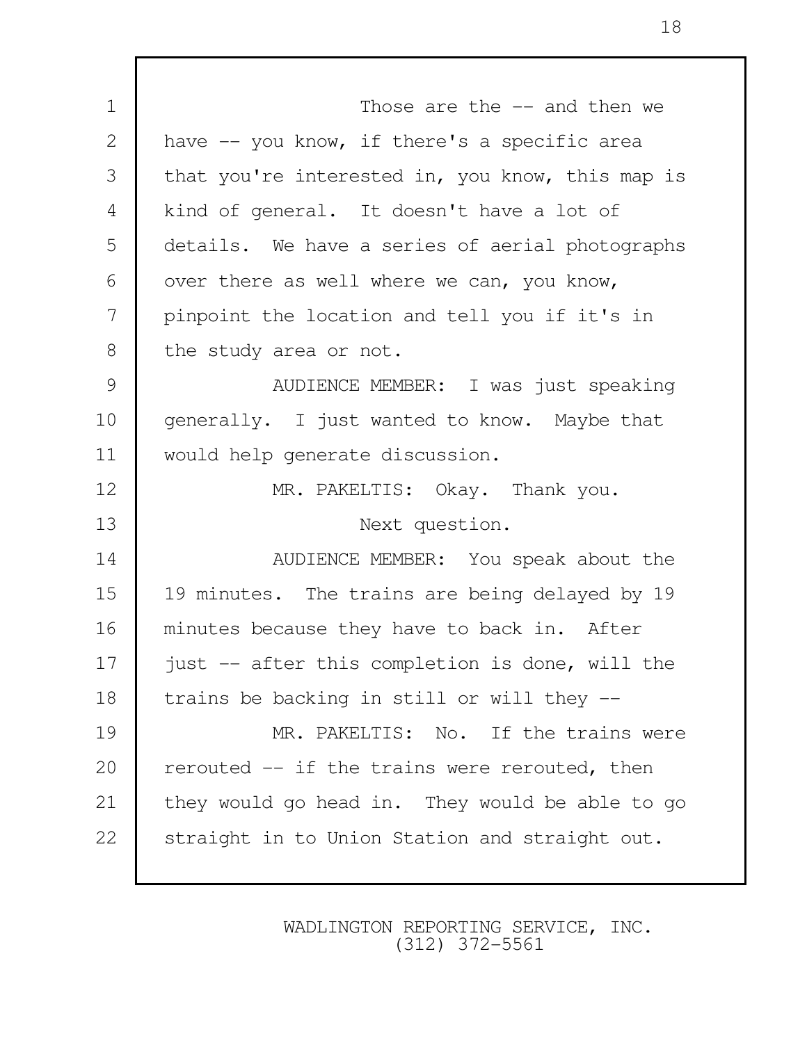Those are the -- and then we have -- you know, if there's a specific area that you're interested in, you know, this map is kind of general. It doesn't have a lot of details. We have a series of aerial photographs over there as well where we can, you know, pinpoint the location and tell you if it's in the study area or not.

AUDIENCE MEMBER: I was just speaking generally. I just wanted to know. Maybe that would help generate discussion.

MR. PAKELTIS: Okay. Thank you.

Next question.

AUDIENCE MEMBER: You speak about the 19 minutes. The trains are being delayed by 19 minutes because they have to back in. After just -- after this completion is done, will the trains be backing in still or will they --

MR. PAKELTIS: No. If the trains were rerouted -- if the trains were rerouted, then they would go head in. They would be able to go straight in to Union Station and straight out.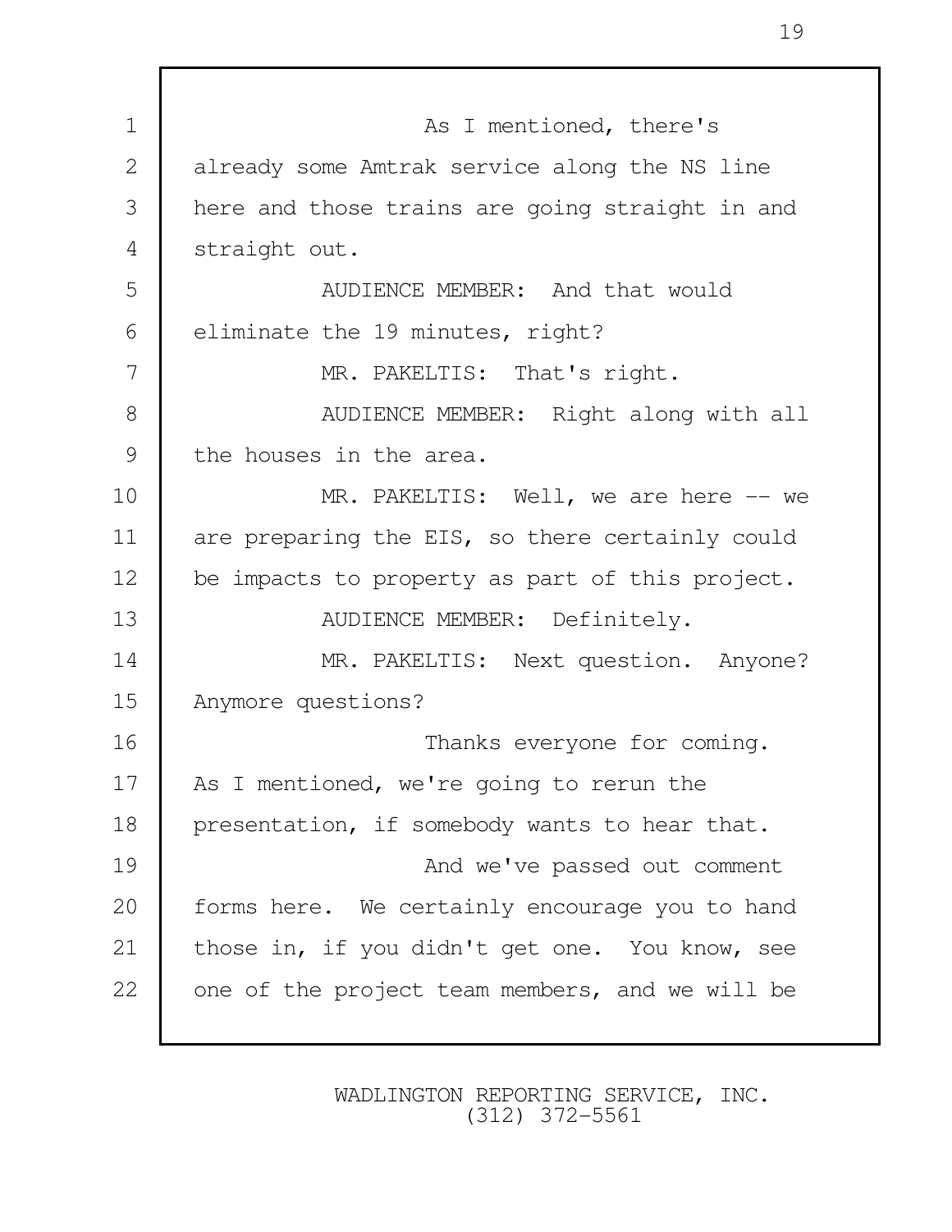As I mentioned, there's already some Amtrak service along the NS line here and those trains are going straight in and straight out.

AUDIENCE MEMBER: And that would eliminate the 19 minutes, right?

MR. PAKELTIS: That's right.

AUDIENCE MEMBER: Right along with all the houses in the area.

MR. PAKELTIS: Well, we are here -- we are preparing the EIS, so there certainly could be impacts to property as part of this project.

AUDIENCE MEMBER: Definitely.

MR. PAKELTIS: Next question. Anyone? Anymore questions?

Thanks everyone for coming. As I mentioned, we're going to rerun the presentation, if somebody wants to hear that.

And we've passed out comment forms here. We certainly encourage you to hand those in, if you didn't get one. You know, see one of the project team members, and we will be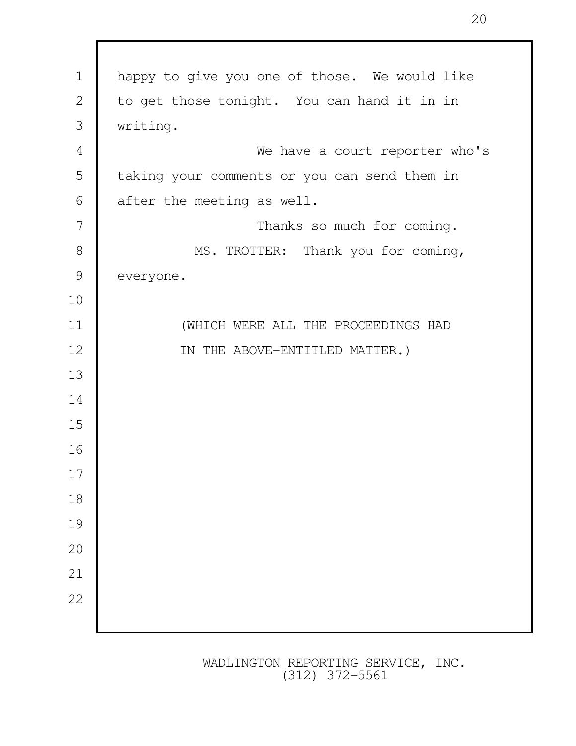happy to give you one of those. We would like to get those tonight. You can hand it in in writing.

We have a court reporter who's taking your comments or you can send them in after the meeting as well.

Thanks so much for coming.

MS. TROTTER: Thank you for coming, everyone.

(WHICH WERE ALL THE PROCEEDINGS HAD IN THE ABOVE-ENTITLED MATTER.)

WADLINGTON REPORTING SERVICE, INC.
(312) 372-5561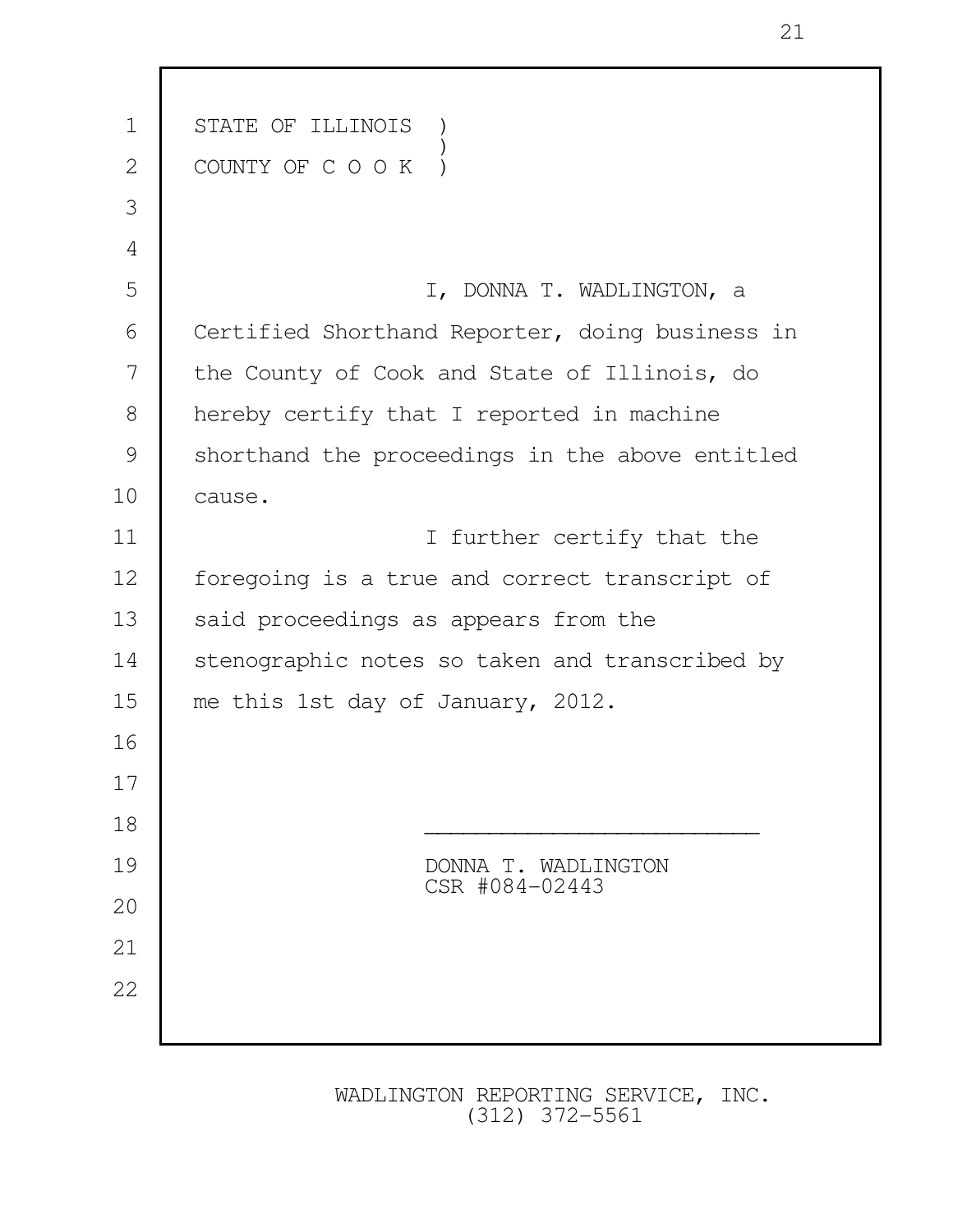STATE OF ILLINOIS )
                  )
COUNTY OF C O O K )

I, DONNA T. WADLINGTON, a Certified Shorthand Reporter, doing business in the County of Cook and State of Illinois, do hereby certify that I reported in machine shorthand the proceedings in the above entitled cause.

I further certify that the foregoing is a true and correct transcript of said proceedings as appears from the stenographic notes so taken and transcribed by me this 1st day of January, 2012.

_________________________

DONNA T. WADLINGTON
CSR #084-02443

WADLINGTON REPORTING SERVICE, INC.
(312) 372-5561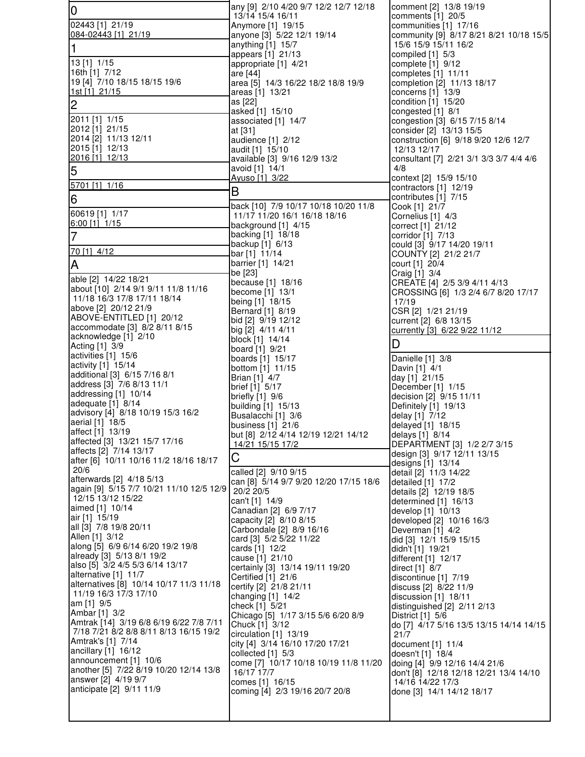## 0

02443 [1] 21/19
084-02443 [1] 21/19

## 1

13 [1] 1/15
16th [1] 7/12
19 [4] 7/10 18/15 18/15 19/6
1st [1] 21/15

## 2

2011 [1] 1/15
2012 [1] 21/15
2014 [2] 11/13 12/11
2015 [1] 12/13
2016 [1] 12/13

## 5

5701 [1] 1/16

## 6

60619 [1] 1/17
6:00 [1] 1/15

## 7

70 [1] 4/12

## A

able [2] 14/22 18/21
about [10] 2/14 9/1 9/11 11/8 11/16 11/18 16/3 17/8 17/11 18/14
above [2] 20/12 21/9
ABOVE-ENTITLED [1] 20/12
accommodate [3] 8/2 8/11 8/15
acknowledge [1] 2/10
Acting [1] 3/9
activities [1] 15/6
activity [1] 15/14
additional [3] 6/15 7/16 8/1
address [3] 7/6 8/13 11/1
addressing [1] 10/14
adequate [1] 8/14
advisory [4] 8/18 10/19 15/3 16/2
aerial [1] 18/5
affect [1] 13/19
affected [3] 13/21 15/7 17/16
affects [2] 7/14 13/17
after [6] 10/11 10/16 11/2 18/16 18/17 20/6
afterwards [2] 4/18 5/13
again [9] 5/15 7/7 10/21 11/10 12/5 12/9 12/15 13/12 15/22
aimed [1] 10/14
air [1] 15/19
all [3] 7/8 19/8 20/11
Allen [1] 3/12
along [5] 6/9 6/14 6/20 19/2 19/8
already [3] 5/13 8/1 19/2
also [5] 3/2 4/5 5/3 6/14 13/17
alternative [1] 11/7
alternatives [8] 10/14 10/17 11/3 11/18 11/19 16/3 17/3 17/10
am [1] 9/5
Ambar [1] 3/2
Amtrak [14] 3/19 6/8 6/19 6/22 7/8 7/11 7/18 7/21 8/2 8/8 8/11 8/13 16/15 19/2
Amtrak's [1] 7/14
ancillary [1] 16/12
announcement [1] 10/6
another [5] 7/22 8/19 10/20 12/14 13/8
answer [2] 4/19 9/7
anticipate [2] 9/11 11/9
any [9] 2/10 4/20 9/7 12/2 12/7 12/18 13/14 15/4 16/11
Anymore [1] 19/15
anyone [3] 5/22 12/1 19/14
anything [1] 15/7
appears [1] 21/13
appropriate [1] 4/21
are [44]
area [5] 14/3 16/22 18/2 18/8 19/9
areas [1] 13/21
as [22]
asked [1] 15/10
associated [1] 14/7
at [31]
audience [1] 2/12
audit [1] 15/10
available [3] 9/16 12/9 13/2
avoid [1] 14/1
Ayuso [1] 3/22

## B

back [10] 7/9 10/17 10/18 10/20 11/8 11/17 11/20 16/1 16/18 18/16
background [1] 4/15
backing [1] 18/18
backup [1] 6/13
bar [1] 11/14
barrier [1] 14/21
be [23]
because [1] 18/16
become [1] 13/1
being [1] 18/15
Bernard [1] 8/19
bid [2] 9/19 12/12
big [2] 4/11 4/11
block [1] 14/14
board [1] 9/21
boards [1] 15/17
bottom [1] 11/15
Brian [1] 4/7
brief [1] 5/17
briefly [1] 9/6
building [1] 15/13
Busalacchi [1] 3/6
business [1] 21/6
but [8] 2/12 4/14 12/19 12/21 14/12 14/21 15/15 17/2

## C

called [2] 9/10 9/15
can [8] 5/14 9/7 9/20 12/20 17/15 18/6 20/2 20/5
can't [1] 14/9
Canadian [2] 6/9 7/17
capacity [2] 8/10 8/15
Carbondale [2] 8/9 16/16
card [3] 5/2 5/22 11/22
cards [1] 12/2
cause [1] 21/10
certainly [3] 13/14 19/11 19/20
Certified [1] 21/6
certify [2] 21/8 21/11
changing [1] 14/2
check [1] 5/21
Chicago [5] 1/17 3/15 5/6 6/20 8/9
Chuck [1] 3/12
circulation [1] 13/19
city [4] 3/14 16/10 17/20 17/21
collected [1] 5/3
come [7] 10/17 10/18 10/19 11/8 11/20 16/17 17/7
comes [1] 16/15
coming [4] 2/3 19/16 20/7 20/8
comment [2] 13/8 19/19
comments [1] 20/5
communities [1] 17/16
community [9] 8/17 8/21 8/21 10/18 15/5 15/6 15/9 15/11 16/2
compiled [1] 5/3
complete [1] 9/12
completes [1] 11/11
completion [2] 11/13 18/17
concerns [1] 13/9
condition [1] 15/20
congested [1] 8/1
congestion [3] 6/15 7/15 8/14
consider [2] 13/13 15/5
construction [6] 9/18 9/20 12/6 12/7 12/13 12/17
consultant [7] 2/21 3/1 3/3 3/7 4/4 4/6 4/8
context [2] 15/9 15/10
contractors [1] 12/19
contributes [1] 7/15
Cook [1] 21/7
Cornelius [1] 4/3
correct [1] 21/12
corridor [1] 7/13
could [3] 9/17 14/20 19/11
COUNTY [2] 21/2 21/7
court [1] 20/4
Craig [1] 3/4
CREATE [4] 2/5 3/9 4/11 4/13
CROSSING [6] 1/3 2/4 6/7 8/20 17/17 17/19
CSR [2] 1/21 21/19
current [2] 6/8 13/15
currently [3] 6/22 9/22 11/12

## D

Danielle [1] 3/8
Davin [1] 4/1
day [1] 21/15
December [1] 1/15
decision [2] 9/15 11/11
Definitely [1] 19/13
delay [1] 7/12
delayed [1] 18/15
delays [1] 8/14
DEPARTMENT [3] 1/2 2/7 3/15
design [3] 9/17 12/11 13/15
designs [1] 13/14
detail [2] 11/3 14/22
detailed [1] 17/2
details [2] 12/19 18/5
determined [1] 16/13
develop [1] 10/13
developed [2] 10/16 16/3
Deverman [1] 4/2
did [3] 12/1 15/9 15/15
didn't [1] 19/21
different [1] 12/17
direct [1] 8/7
discontinue [1] 7/19
discuss [2] 8/22 11/9
discussion [1] 18/11
distinguished [2] 2/11 2/13
District [1] 5/6
do [7] 4/17 5/16 13/5 13/15 14/14 14/15 21/7
document [1] 11/4
doesn't [1] 18/4
doing [4] 9/9 12/16 14/4 21/6
don't [8] 12/18 12/18 12/21 13/4 14/10 14/16 14/22 17/3
done [3] 14/1 14/12 18/17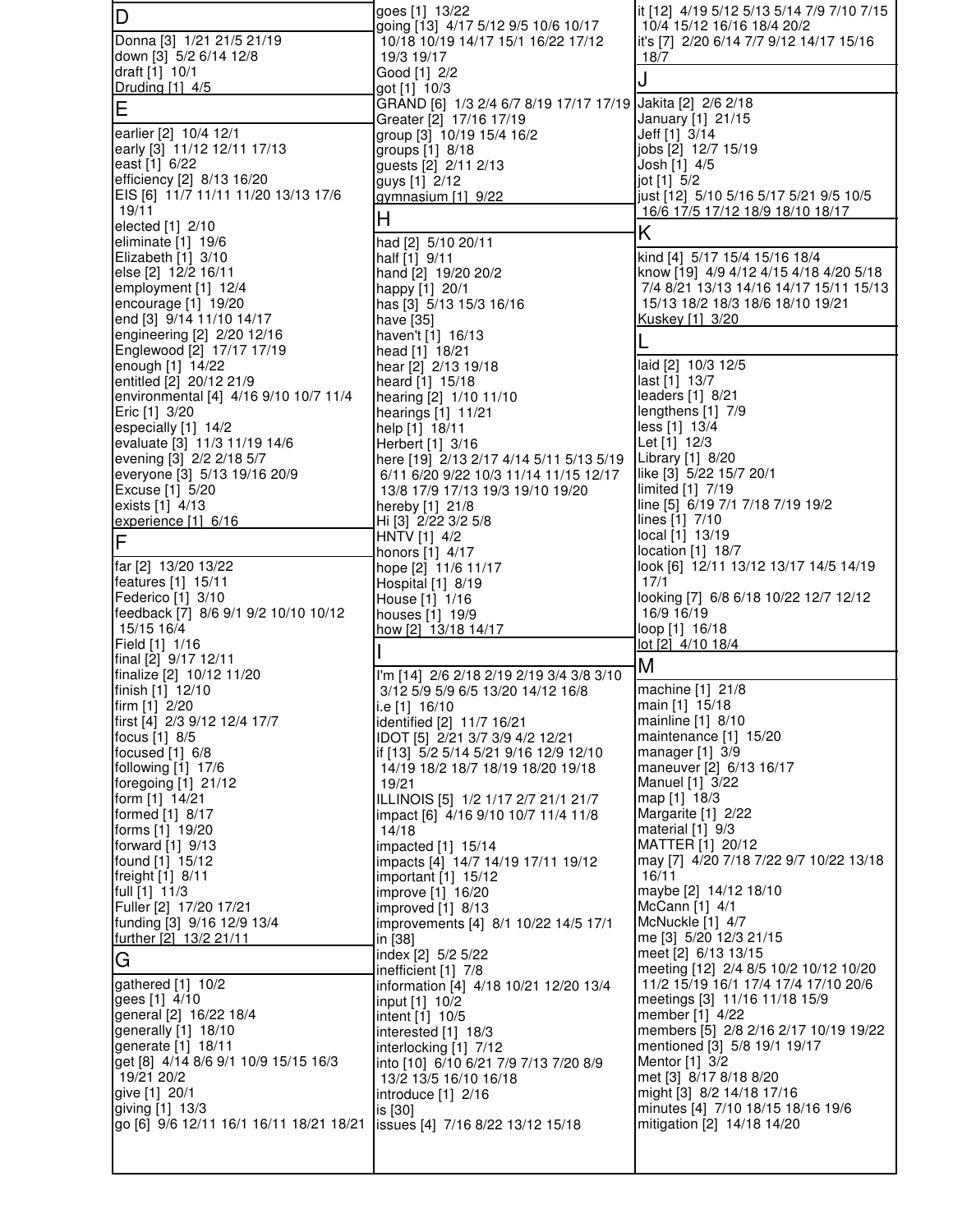## D

Donna [3] 1/21 21/5 21/19
down [3] 5/2 6/14 12/8
draft [1] 10/1
Druding [1] 4/5

## E

earlier [2] 10/4 12/1
early [3] 11/12 12/11 17/13
east [1] 6/22
efficiency [2] 8/13 16/20
EIS [6] 11/7 11/11 11/20 13/13 17/6 19/11
elected [1] 2/10
eliminate [1] 19/6
Elizabeth [1] 3/10
else [2] 12/2 16/11
employment [1] 12/4
encourage [1] 19/20
end [3] 9/14 11/10 14/17
engineering [2] 2/20 12/16
Englewood [2] 17/17 17/19
enough [1] 14/22
entitled [2] 20/12 21/9
environmental [4] 4/16 9/10 10/7 11/4
Eric [1] 3/20
especially [1] 14/2
evaluate [3] 11/3 11/19 14/6
evening [3] 2/2 2/18 5/7
everyone [3] 5/13 19/16 20/9
Excuse [1] 5/20
exists [1] 4/13
experience [1] 6/16

## F

far [2] 13/20 13/22
features [1] 15/11
Federico [1] 3/10
feedback [7] 8/6 9/1 9/2 10/10 10/12 15/15 16/4
Field [1] 1/16
final [2] 9/17 12/11
finalize [2] 10/12 11/20
finish [1] 12/10
firm [1] 2/20
first [4] 2/3 9/12 12/4 17/7
focus [1] 8/5
focused [1] 6/8
following [1] 17/6
foregoing [1] 21/12
form [1] 14/21
formed [1] 8/17
forms [1] 19/20
forward [1] 9/13
found [1] 15/12
freight [1] 8/11
full [1] 11/3
Fuller [2] 17/20 17/21
funding [3] 9/16 12/9 13/4
further [2] 13/2 21/11

## G

gathered [1] 10/2
gees [1] 4/10
general [2] 16/22 18/4
generally [1] 18/10
generate [1] 18/11
get [8] 4/14 8/6 9/1 10/9 15/15 16/3 19/21 20/2
give [1] 20/1
giving [1] 13/3
go [6] 9/6 12/11 16/1 16/11 18/21 18/21
goes [1] 13/22
going [13] 4/17 5/12 9/5 10/6 10/17 10/18 10/19 14/17 15/1 16/22 17/12 19/3 19/17
Good [1] 2/2
got [1] 10/3
GRAND [6] 1/3 2/4 6/7 8/19 17/17 17/19
Greater [2] 17/16 17/19
group [3] 10/19 15/4 16/2
groups [1] 8/18
guests [2] 2/11 2/13
guys [1] 2/12
gymnasium [1] 9/22

## H

had [2] 5/10 20/11
half [1] 9/11
hand [2] 19/20 20/2
happy [1] 20/1
has [3] 5/13 15/3 16/16
have [35]
haven't [1] 16/13
head [1] 18/21
hear [2] 2/13 19/18
heard [1] 15/18
hearing [2] 1/10 11/10
hearings [1] 11/21
help [1] 18/11
Herbert [1] 3/16
here [19] 2/13 2/17 4/14 5/11 5/13 5/19 6/11 6/20 9/22 10/3 11/14 11/15 12/17 13/8 17/9 17/13 19/3 19/10 19/20
hereby [1] 21/8
Hi [3] 2/22 3/2 5/8
HNTV [1] 4/2
honors [1] 4/17
hope [2] 11/6 11/17
Hospital [1] 8/19
House [1] 1/16
houses [1] 19/9
how [2] 13/18 14/17

## I

I'm [14] 2/6 2/18 2/19 2/19 3/4 3/8 3/10 3/12 5/9 5/9 6/5 13/20 14/12 16/8
i.e [1] 16/10
identified [2] 11/7 16/21
IDOT [5] 2/21 3/7 3/9 4/2 12/21
if [13] 5/2 5/14 5/21 9/16 12/9 12/10 14/19 18/2 18/7 18/19 18/20 19/18 19/21
ILLINOIS [5] 1/2 1/17 2/7 21/1 21/7
impact [6] 4/16 9/10 10/7 11/4 11/8 14/18
impacted [1] 15/14
impacts [4] 14/7 14/19 17/11 19/12
important [1] 15/12
improve [1] 16/20
improved [1] 8/13
improvements [4] 8/1 10/22 14/5 17/1
in [38]
index [2] 5/2 5/22
inefficient [1] 7/8
information [4] 4/18 10/21 12/20 13/4
input [1] 10/2
intent [1] 10/5
interested [1] 18/3
interlocking [1] 7/12
into [10] 6/10 6/21 7/9 7/13 7/20 8/9 13/2 13/5 16/10 16/18
introduce [1] 2/16
is [30]
issues [4] 7/16 8/22 13/12 15/18
it [12] 4/19 5/12 5/13 5/14 7/9 7/10 7/15 10/4 15/12 16/16 18/4 20/2
it's [7] 2/20 6/14 7/7 9/12 14/17 15/16 18/7

## J

Jakita [2] 2/6 2/18
January [1] 21/15
Jeff [1] 3/14
jobs [2] 12/7 15/19
Josh [1] 4/5
jot [1] 5/2
just [12] 5/10 5/16 5/17 5/21 9/5 10/5 16/6 17/5 17/12 18/9 18/10 18/17

## K

kind [4] 5/17 15/4 15/16 18/4
know [19] 4/9 4/12 4/15 4/18 4/20 5/18 7/4 8/21 13/13 14/16 14/17 15/11 15/13 15/13 18/2 18/3 18/6 18/10 19/21
Kuskey [1] 3/20

## L

laid [2] 10/3 12/5
last [1] 13/7
leaders [1] 8/21
lengthens [1] 7/9
less [1] 13/4
Let [1] 12/3
Library [1] 8/20
like [3] 5/22 15/7 20/1
limited [1] 7/19
line [5] 6/19 7/1 7/18 7/19 19/2
lines [1] 7/10
local [1] 13/19
location [1] 18/7
look [6] 12/11 13/12 13/17 14/5 14/19 17/1
looking [7] 6/8 6/18 10/22 12/7 12/12 16/9 16/19
loop [1] 16/18
lot [2] 4/10 18/4

## M

machine [1] 21/8
main [1] 15/18
mainline [1] 8/10
maintenance [1] 15/20
manager [1] 3/9
maneuver [2] 6/13 16/17
Manuel [1] 3/22
map [1] 18/3
Margarite [1] 2/22
material [1] 9/3
MATTER [1] 20/12
may [7] 4/20 7/18 7/22 9/7 10/22 13/18 16/11
maybe [2] 14/12 18/10
McCann [1] 4/1
McNuckle [1] 4/7
me [3] 5/20 12/3 21/15
meet [2] 6/13 13/15
meeting [12] 2/4 8/5 10/2 10/12 10/20 11/2 15/19 16/1 17/4 17/4 17/10 20/6
meetings [3] 11/16 11/18 15/9
member [1] 4/22
members [5] 2/8 2/16 2/17 10/19 19/22
mentioned [3] 5/8 19/1 19/17
Mentor [1] 3/2
met [3] 8/17 8/18 8/20
might [3] 8/2 14/18 17/16
minutes [4] 7/10 18/15 18/16 19/6
mitigation [2] 14/18 14/20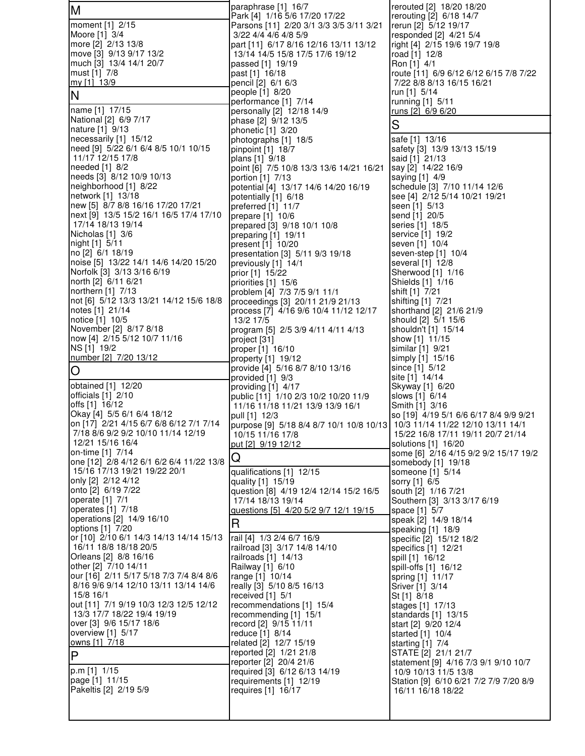## M

moment [1] 2/15
Moore [1] 3/4
more [2] 2/13 13/8
move [3] 9/13 9/17 13/2
much [3] 13/4 14/1 20/7
must [1] 7/8
my [1] 13/9

## N

name [1] 17/15
National [2] 6/9 7/17
nature [1] 9/13
necessarily [1] 15/12
need [9] 5/22 6/1 6/4 8/5 10/1 10/15 11/17 12/15 17/8
needed [1] 8/2
needs [3] 8/12 10/9 10/13
neighborhood [1] 8/22
network [1] 13/18
new [5] 8/7 8/8 16/16 17/20 17/21
next [9] 13/5 15/2 16/1 16/5 17/4 17/10 17/14 18/13 19/14
Nicholas [1] 3/6
night [1] 5/11
no [2] 6/1 18/19
noise [5] 13/22 14/1 14/6 14/20 15/20
Norfolk [3] 3/13 3/16 6/19
north [2] 6/11 6/21
northern [1] 7/13
not [6] 5/12 13/3 13/21 14/12 15/6 18/8
notes [1] 21/14
notice [1] 10/5
November [2] 8/17 8/18
now [4] 2/15 5/12 10/7 11/16
NS [1] 19/2
number [2] 7/20 13/12

## O

obtained [1] 12/20
officials [1] 2/10
offs [1] 16/12
Okay [4] 5/5 6/1 6/4 18/12
on [17] 2/21 4/15 6/7 6/8 6/12 7/1 7/14 7/18 8/6 9/2 9/2 10/10 11/14 12/19 12/21 15/16 16/4
on-time [1] 7/14
one [12] 2/8 4/12 6/1 6/2 6/4 11/22 13/8 15/16 17/13 19/21 19/22 20/1
only [2] 2/12 4/12
onto [2] 6/19 7/22
operate [1] 7/1
operates [1] 7/18
operations [2] 14/9 16/10
options [1] 7/20
or [10] 2/10 6/1 14/3 14/13 14/14 15/13 16/11 18/8 18/18 20/5
Orleans [2] 8/8 16/16
other [2] 7/10 14/11
our [16] 2/11 5/17 5/18 7/3 7/4 8/4 8/6 8/16 9/6 9/14 12/10 13/11 13/14 14/6 15/8 16/1
out [11] 7/1 9/19 10/3 12/3 12/5 12/12 13/3 17/7 18/22 19/4 19/19
over [3] 9/6 15/17 18/6
overview [1] 5/17
owns [1] 7/18

## P

p.m [1] 1/15
page [1] 11/15
Pakeltis [2] 2/19 5/9
paraphrase [1] 16/7
Park [4] 1/16 5/6 17/20 17/22
Parsons [11] 2/20 3/1 3/3 3/5 3/11 3/21 3/22 4/4 4/6 4/8 5/9
part [11] 6/17 8/16 12/16 13/11 13/12 13/14 14/5 15/8 17/5 17/6 19/12
passed [1] 19/19
past [1] 16/18
pencil [2] 6/1 6/3
people [1] 8/20
performance [1] 7/14
personally [2] 12/18 14/9
phase [2] 9/12 13/5
phonetic [1] 3/20
photographs [1] 18/5
pinpoint [1] 18/7
plans [1] 9/18
point [6] 7/5 10/8 13/3 13/6 14/21 16/21
portion [1] 7/13
potential [4] 13/17 14/6 14/20 16/19
potentially [1] 6/18
preferred [1] 11/7
prepare [1] 10/6
prepared [3] 9/18 10/1 10/8
preparing [1] 19/11
present [1] 10/20
presentation [3] 5/11 9/3 19/18
previously [1] 14/1
prior [1] 15/22
priorities [1] 15/6
problem [4] 7/3 7/5 9/1 11/1
proceedings [3] 20/11 21/9 21/13
process [7] 4/16 9/6 10/4 11/12 12/17 13/2 17/5
program [5] 2/5 3/9 4/11 4/11 4/13
project [31]
proper [1] 16/10
property [1] 19/12
provide [4] 5/16 8/7 8/10 13/16
provided [1] 9/3
providing [1] 4/17
public [11] 1/10 2/3 10/2 10/20 11/9 11/16 11/18 11/21 13/9 13/9 16/1
pull [1] 12/3
purpose [9] 5/18 8/4 8/7 10/1 10/8 10/13 10/15 11/16 17/8
put [2] 9/19 12/12

## Q

qualifications [1] 12/15
quality [1] 15/19
question [8] 4/19 12/4 12/14 15/2 16/5 17/14 18/13 19/14
questions [5] 4/20 5/2 9/7 12/1 19/15

## R

rail [4] 1/3 2/4 6/7 16/9
railroad [3] 3/17 14/8 14/10
railroads [1] 14/13
Railway [1] 6/10
range [1] 10/14
really [3] 5/10 8/5 16/13
received [1] 5/1
recommendations [1] 15/4
recommending [1] 15/1
record [2] 9/15 11/11
reduce [1] 8/14
related [2] 12/7 15/19
reported [2] 1/21 21/8
reporter [2] 20/4 21/6
required [3] 6/12 6/13 14/19
requirements [1] 12/19
requires [1] 16/17
rerouted [2] 18/20 18/20
rerouting [2] 6/18 14/7
rerun [2] 5/12 19/17
responded [2] 4/21 5/4
right [4] 2/15 19/6 19/7 19/8
road [1] 12/8
Ron [1] 4/1
route [11] 6/9 6/12 6/12 6/15 7/8 7/22 7/22 8/8 8/13 16/15 16/21
run [1] 5/14
running [1] 5/11
runs [2] 6/9 6/20

## S

safe [1] 13/16
safety [3] 13/9 13/13 15/19
said [1] 21/13
say [2] 14/22 16/9
saying [1] 4/9
schedule [3] 7/10 11/14 12/6
see [4] 2/12 5/14 10/21 19/21
seen [1] 5/13
send [1] 20/5
series [1] 18/5
service [1] 19/2
seven [1] 10/4
seven-step [1] 10/4
several [1] 12/8
Sherwood [1] 1/16
Shields [1] 1/16
shift [1] 7/21
shifting [1] 7/21
shorthand [2] 21/6 21/9
should [2] 5/1 15/6
shouldn't [1] 15/14
show [1] 11/15
similar [1] 9/21
simply [1] 15/16
since [1] 5/12
site [1] 14/14
Skyway [1] 6/20
slows [1] 6/14
Smith [1] 3/16
so [19] 4/19 5/1 6/6 6/17 8/4 9/9 9/21 10/3 11/14 11/22 12/10 13/11 14/1 15/22 16/8 17/11 19/11 20/7 21/14
solutions [1] 16/20
some [6] 2/16 4/15 9/2 9/2 15/17 19/2
somebody [1] 19/18
someone [1] 5/14
sorry [1] 6/5
south [2] 1/16 7/21
Southern [3] 3/13 3/17 6/19
space [1] 5/7
speak [2] 14/9 18/14
speaking [1] 18/9
specific [2] 15/12 18/2
specifics [1] 12/21
spill [1] 16/12
spill-offs [1] 16/12
spring [1] 11/17
Sriver [1] 3/14
St [1] 8/18
stages [1] 17/13
standards [1] 13/15
start [2] 9/20 12/4
started [1] 10/4
starting [1] 7/4
STATE [2] 21/1 21/7
statement [9] 4/16 7/3 9/1 9/10 10/7 10/9 10/13 11/5 13/8
Station [9] 6/10 6/21 7/2 7/9 7/20 8/9 16/11 16/18 18/22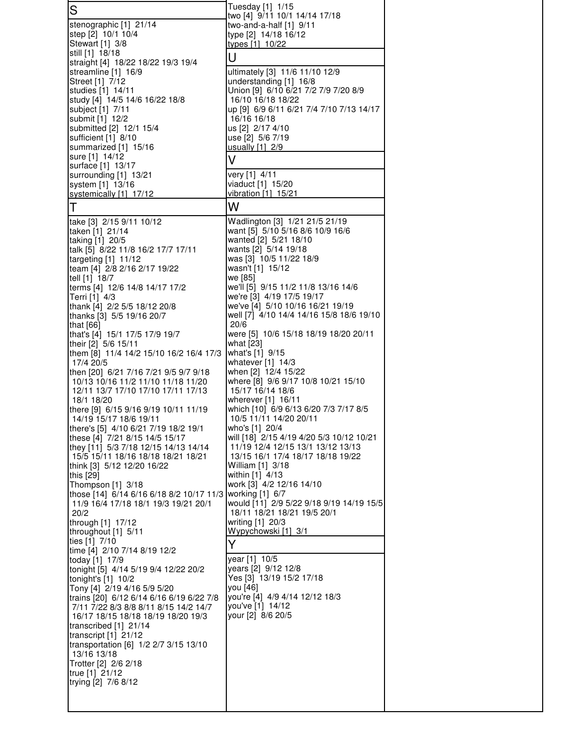## S

stenographic [1] 21/14
step [2] 10/1 10/4
Stewart [1] 3/8
still [1] 18/18
straight [4] 18/22 18/22 19/3 19/4
streamline [1] 16/9
Street [1] 7/12
studies [1] 14/11
study [4] 14/5 14/6 16/22 18/8
subject [1] 7/11
submit [1] 12/2
submitted [2] 12/1 15/4
sufficient [1] 8/10
summarized [1] 15/16
sure [1] 14/12
surface [1] 13/17
surrounding [1] 13/21
system [1] 13/16
systemically [1] 17/12

## T

take [3] 2/15 9/11 10/12
taken [1] 21/14
taking [1] 20/5
talk [5] 8/22 11/8 16/2 17/7 17/11
targeting [1] 11/12
team [4] 2/8 2/16 2/17 19/22
tell [1] 18/7
terms [4] 12/6 14/8 14/17 17/2
Terri [1] 4/3
thank [4] 2/2 5/5 18/12 20/8
thanks [3] 5/5 19/16 20/7
that [66]
that's [4] 15/1 17/5 17/9 19/7
their [2] 5/6 15/11
them [8] 11/4 14/2 15/10 16/2 16/4 17/3 17/4 20/5
then [20] 6/21 7/16 7/21 9/5 9/7 9/18 10/13 10/16 11/2 11/10 11/18 11/20 12/11 13/7 17/10 17/10 17/11 17/13 18/1 18/20
there [9] 6/15 9/16 9/19 10/11 11/19 14/19 15/17 18/6 19/11
there's [5] 4/10 6/21 7/19 18/2 19/1
these [4] 7/21 8/15 14/5 15/17
they [11] 5/3 7/18 12/15 14/13 14/14 15/5 15/11 18/16 18/18 18/21 18/21
think [3] 5/12 12/20 16/22
this [29]
Thompson [1] 3/18
those [14] 6/14 6/16 6/18 8/2 10/17 11/3 11/9 16/4 17/18 18/1 19/3 19/21 20/1 20/2
through [1] 17/12
throughout [1] 5/11
ties [1] 7/10
time [4] 2/10 7/14 8/19 12/2
today [1] 17/9
tonight [5] 4/14 5/19 9/4 12/22 20/2
tonight's [1] 10/2
Tony [4] 2/19 4/16 5/9 5/20
trains [20] 6/12 6/14 6/16 6/19 6/22 7/8 7/11 7/22 8/3 8/8 8/11 8/15 14/2 14/7 16/17 18/15 18/18 18/19 18/20 19/3
transcribed [1] 21/14
transcript [1] 21/12
transportation [6] 1/2 2/7 3/15 13/10 13/16 13/18
Trotter [2] 2/6 2/18
true [1] 21/12
trying [2] 7/6 8/12
Tuesday [1] 1/15
two [4] 9/11 10/1 14/14 17/18
two-and-a-half [1] 9/11
type [2] 14/18 16/12
types [1] 10/22

## U

ultimately [3] 11/6 11/10 12/9
understanding [1] 16/8
Union [9] 6/10 6/21 7/2 7/9 7/20 8/9 16/10 16/18 18/22
up [9] 6/9 6/11 6/21 7/4 7/10 7/13 14/17 16/16 16/18
us [2] 2/17 4/10
use [2] 5/6 7/19
usually [1] 2/9

## V

very [1] 4/11
viaduct [1] 15/20
vibration [1] 15/21

## W

Wadlington [3] 1/21 21/5 21/19
want [5] 5/10 5/16 8/6 10/9 16/6
wanted [2] 5/21 18/10
wants [2] 5/14 19/18
was [3] 10/5 11/22 18/9
wasn't [1] 15/12
we [85]
we'll [5] 9/15 11/2 11/8 13/16 14/6
we're [3] 4/19 17/5 19/17
we've [4] 5/10 10/16 16/21 19/19
well [7] 4/10 14/4 14/16 15/8 18/6 19/10 20/6
were [5] 10/6 15/18 18/19 18/20 20/11
what [23]
what's [1] 9/15
whatever [1] 14/3
when [2] 12/4 15/22
where [8] 9/6 9/17 10/8 10/21 15/10 15/17 16/14 18/6
wherever [1] 16/11
which [10] 6/9 6/13 6/20 7/3 7/17 8/5 10/5 11/11 14/20 20/11
who's [1] 20/4
will [18] 2/15 4/19 4/20 5/3 10/12 10/21 11/19 12/4 12/15 13/1 13/12 13/13 13/15 16/1 17/4 18/17 18/18 19/22
William [1] 3/18
within [1] 4/13
work [3] 4/2 12/16 14/10
working [1] 6/7
would [11] 2/9 5/22 9/18 9/19 14/19 15/5 18/11 18/21 18/21 19/5 20/1
writing [1] 20/3
Wypychowski [1] 3/1

## Y

year [1] 10/5
years [2] 9/12 12/8
Yes [3] 13/19 15/2 17/18
you [46]
you're [4] 4/9 4/14 12/12 18/3
you've [1] 14/12
your [2] 8/6 20/5